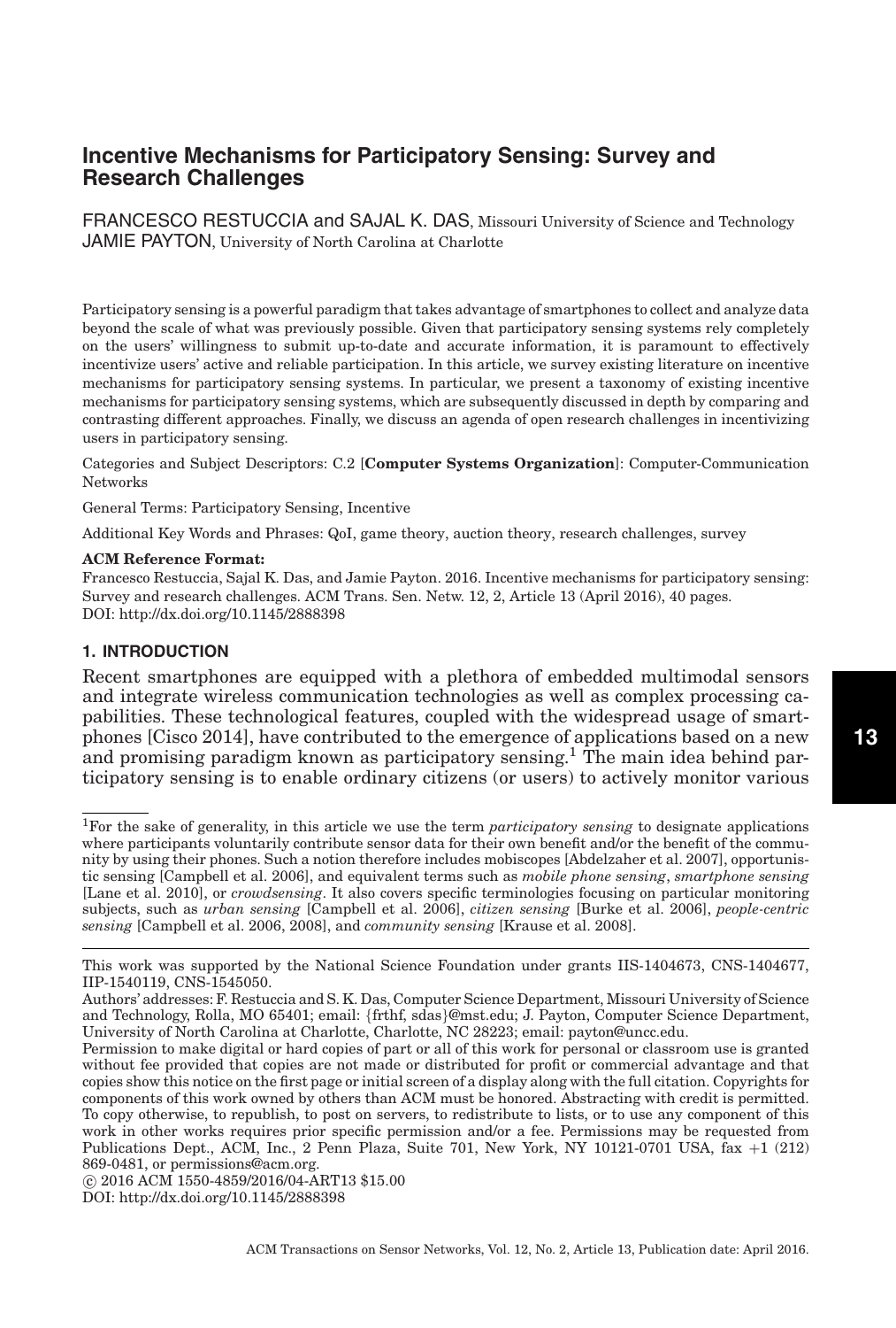# Incentive Mechanisms for Participatory Sensing: Survey and Research Challenges

FRANCESCO RESTUCCIA and SAJAL K. DAS, Missouri University of Science and Technology
JAMIE PAYTON, University of North Carolina at Charlotte

Participatory sensing is a powerful paradigm that takes advantage of smartphones to collect and analyze data beyond the scale of what was previously possible. Given that participatory sensing systems rely completely on the users' willingness to submit up-to-date and accurate information, it is paramount to effectively incentivize users' active and reliable participation. In this article, we survey existing literature on incentive mechanisms for participatory sensing systems. In particular, we present a taxonomy of existing incentive mechanisms for participatory sensing systems, which are subsequently discussed in depth by comparing and contrasting different approaches. Finally, we discuss an agenda of open research challenges in incentivizing users in participatory sensing.

Categories and Subject Descriptors: C.2 [**Computer Systems Organization**]: Computer-Communication Networks

General Terms: Participatory Sensing, Incentive

Additional Key Words and Phrases: QoI, game theory, auction theory, research challenges, survey

**ACM Reference Format:**
Francesco Restuccia, Sajal K. Das, and Jamie Payton. 2016. Incentive mechanisms for participatory sensing: Survey and research challenges. ACM Trans. Sen. Netw. 12, 2, Article 13 (April 2016), 40 pages.
DOI: http://dx.doi.org/10.1145/2888398

## 1. INTRODUCTION

Recent smartphones are equipped with a plethora of embedded multimodal sensors and integrate wireless communication technologies as well as complex processing capabilities. These technological features, coupled with the widespread usage of smartphones [Cisco 2014], have contributed to the emergence of applications based on a new and promising paradigm known as participatory sensing.[1] The main idea behind participatory sensing is to enable ordinary citizens (or users) to actively monitor various

[1]For the sake of generality, in this article we use the term *participatory sensing* to designate applications where participants voluntarily contribute sensor data for their own benefit and/or the benefit of the community by using their phones. Such a notion therefore includes mobiscopes [Abdelzaher et al. 2007], opportunistic sensing [Campbell et al. 2006], and equivalent terms such as *mobile phone sensing*, *smartphone sensing* [Lane et al. 2010], or *crowdsensing*. It also covers specific terminologies focusing on particular monitoring subjects, such as *urban sensing* [Campbell et al. 2006], *citizen sensing* [Burke et al. 2006], *people-centric sensing* [Campbell et al. 2006, 2008], and *community sensing* [Krause et al. 2008].

This work was supported by the National Science Foundation under grants IIS-1404673, CNS-1404677, IIP-1540119, CNS-1545050.

Authors' addresses: F. Restuccia and S. K. Das, Computer Science Department, Missouri University of Science and Technology, Rolla, MO 65401; email: {frthf, sdas}@mst.edu; J. Payton, Computer Science Department, University of North Carolina at Charlotte, Charlotte, NC 28223; email: payton@uncc.edu.

Permission to make digital or hard copies of part or all of this work for personal or classroom use is granted without fee provided that copies are not made or distributed for profit or commercial advantage and that copies show this notice on the first page or initial screen of a display along with the full citation. Copyrights for components of this work owned by others than ACM must be honored. Abstracting with credit is permitted. To copy otherwise, to republish, to post on servers, to redistribute to lists, or to use any component of this work in other works requires prior specific permission and/or a fee. Permissions may be requested from Publications Dept., ACM, Inc., 2 Penn Plaza, Suite 701, New York, NY 10121-0701 USA, fax +1 (212) 869-0481, or permissions@acm.org.

© 2016 ACM 1550-4859/2016/04-ART13 $15.00
DOI: http://dx.doi.org/10.1145/2888398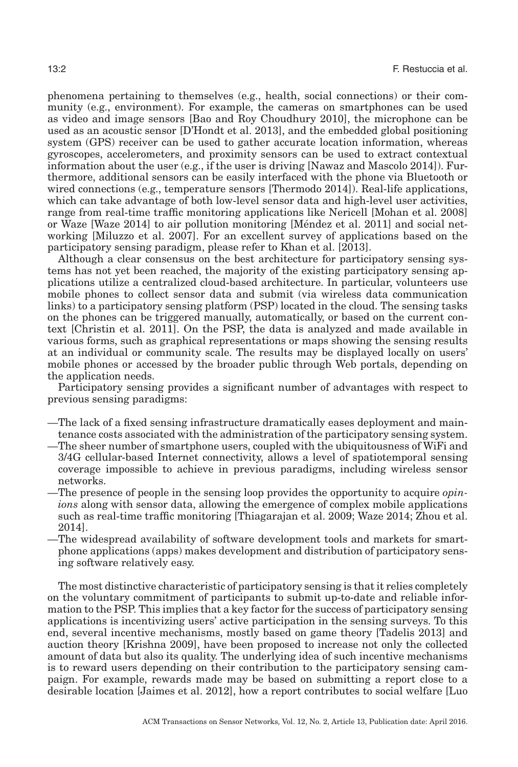phenomena pertaining to themselves (e.g., health, social connections) or their community (e.g., environment). For example, the cameras on smartphones can be used as video and image sensors [Bao and Roy Choudhury 2010], the microphone can be used as an acoustic sensor [D'Hondt et al. 2013], and the embedded global positioning system (GPS) receiver can be used to gather accurate location information, whereas gyroscopes, accelerometers, and proximity sensors can be used to extract contextual information about the user (e.g., if the user is driving [Nawaz and Mascolo 2014]). Furthermore, additional sensors can be easily interfaced with the phone via Bluetooth or wired connections (e.g., temperature sensors [Thermodo 2014]). Real-life applications, which can take advantage of both low-level sensor data and high-level user activities, range from real-time traffic monitoring applications like Nericell [Mohan et al. 2008] or Waze [Waze 2014] to air pollution monitoring [Méndez et al. 2011] and social networking [Miluzzo et al. 2007]. For an excellent survey of applications based on the participatory sensing paradigm, please refer to Khan et al. [2013].

Although a clear consensus on the best architecture for participatory sensing systems has not yet been reached, the majority of the existing participatory sensing applications utilize a centralized cloud-based architecture. In particular, volunteers use mobile phones to collect sensor data and submit (via wireless data communication links) to a participatory sensing platform (PSP) located in the cloud. The sensing tasks on the phones can be triggered manually, automatically, or based on the current context [Christin et al. 2011]. On the PSP, the data is analyzed and made available in various forms, such as graphical representations or maps showing the sensing results at an individual or community scale. The results may be displayed locally on users' mobile phones or accessed by the broader public through Web portals, depending on the application needs.

Participatory sensing provides a significant number of advantages with respect to previous sensing paradigms:

- The lack of a fixed sensing infrastructure dramatically eases deployment and maintenance costs associated with the administration of the participatory sensing system.
- The sheer number of smartphone users, coupled with the ubiquitousness of WiFi and 3/4G cellular-based Internet connectivity, allows a level of spatiotemporal sensing coverage impossible to achieve in previous paradigms, including wireless sensor networks.
- The presence of people in the sensing loop provides the opportunity to acquire *opinions* along with sensor data, allowing the emergence of complex mobile applications such as real-time traffic monitoring [Thiagarajan et al. 2009; Waze 2014; Zhou et al. 2014].
- The widespread availability of software development tools and markets for smartphone applications (apps) makes development and distribution of participatory sensing software relatively easy.

The most distinctive characteristic of participatory sensing is that it relies completely on the voluntary commitment of participants to submit up-to-date and reliable information to the PSP. This implies that a key factor for the success of participatory sensing applications is incentivizing users' active participation in the sensing surveys. To this end, several incentive mechanisms, mostly based on game theory [Tadelis 2013] and auction theory [Krishna 2009], have been proposed to increase not only the collected amount of data but also its quality. The underlying idea of such incentive mechanisms is to reward users depending on their contribution to the participatory sensing campaign. For example, rewards made may be based on submitting a report close to a desirable location [Jaimes et al. 2012], how a report contributes to social welfare [Luo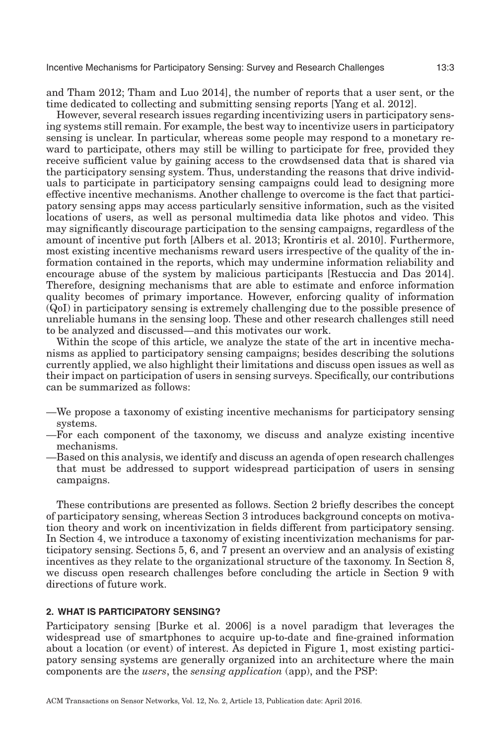and Tham 2012; Tham and Luo 2014], the number of reports that a user sent, or the time dedicated to collecting and submitting sensing reports [Yang et al. 2012].

However, several research issues regarding incentivizing users in participatory sensing systems still remain. For example, the best way to incentivize users in participatory sensing is unclear. In particular, whereas some people may respond to a monetary reward to participate, others may still be willing to participate for free, provided they receive sufficient value by gaining access to the crowdsensed data that is shared via the participatory sensing system. Thus, understanding the reasons that drive individuals to participate in participatory sensing campaigns could lead to designing more effective incentive mechanisms. Another challenge to overcome is the fact that participatory sensing apps may access particularly sensitive information, such as the visited locations of users, as well as personal multimedia data like photos and video. This may significantly discourage participation to the sensing campaigns, regardless of the amount of incentive put forth [Albers et al. 2013; Krontiris et al. 2010]. Furthermore, most existing incentive mechanisms reward users irrespective of the quality of the information contained in the reports, which may undermine information reliability and encourage abuse of the system by malicious participants [Restuccia and Das 2014]. Therefore, designing mechanisms that are able to estimate and enforce information quality becomes of primary importance. However, enforcing quality of information (QoI) in participatory sensing is extremely challenging due to the possible presence of unreliable humans in the sensing loop. These and other research challenges still need to be analyzed and discussed—and this motivates our work.

Within the scope of this article, we analyze the state of the art in incentive mechanisms as applied to participatory sensing campaigns; besides describing the solutions currently applied, we also highlight their limitations and discuss open issues as well as their impact on participation of users in sensing surveys. Specifically, our contributions can be summarized as follows:

- We propose a taxonomy of existing incentive mechanisms for participatory sensing systems.
- For each component of the taxonomy, we discuss and analyze existing incentive mechanisms.
- Based on this analysis, we identify and discuss an agenda of open research challenges that must be addressed to support widespread participation of users in sensing campaigns.

These contributions are presented as follows. Section 2 briefly describes the concept of participatory sensing, whereas Section 3 introduces background concepts on motivation theory and work on incentivization in fields different from participatory sensing. In Section 4, we introduce a taxonomy of existing incentivization mechanisms for participatory sensing. Sections 5, 6, and 7 present an overview and an analysis of existing incentives as they relate to the organizational structure of the taxonomy. In Section 8, we discuss open research challenges before concluding the article in Section 9 with directions of future work.

## 2. WHAT IS PARTICIPATORY SENSING?

Participatory sensing [Burke et al. 2006] is a novel paradigm that leverages the widespread use of smartphones to acquire up-to-date and fine-grained information about a location (or event) of interest. As depicted in Figure 1, most existing participatory sensing systems are generally organized into an architecture where the main components are the *users*, the *sensing application* (app), and the PSP: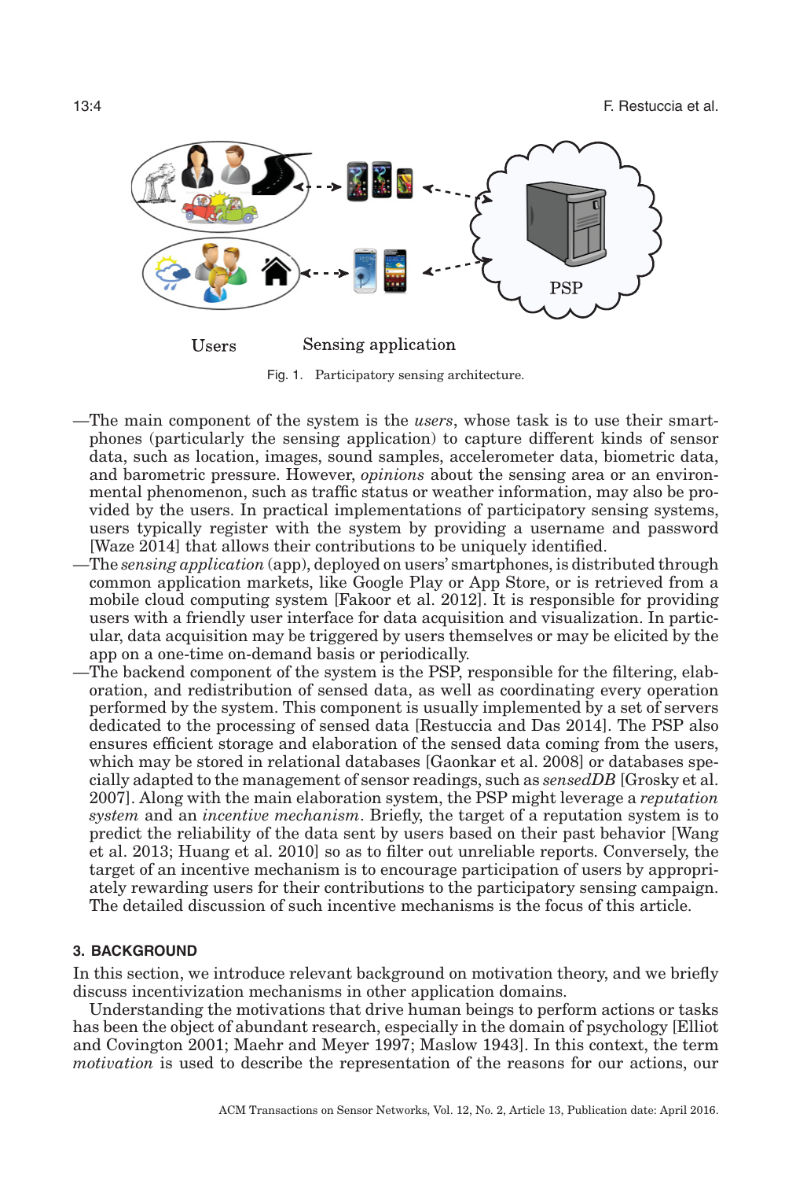Users Sensing application

Fig. 1. Participatory sensing architecture.

—The main component of the system is the *users*, whose task is to use their smartphones (particularly the sensing application) to capture different kinds of sensor data, such as location, images, sound samples, accelerometer data, biometric data, and barometric pressure. However, *opinions* about the sensing area or an environmental phenomenon, such as traffic status or weather information, may also be provided by the users. In practical implementations of participatory sensing systems, users typically register with the system by providing a username and password [Waze 2014] that allows their contributions to be uniquely identified.

—The *sensing application* (app), deployed on users' smartphones, is distributed through common application markets, like Google Play or App Store, or is retrieved from a mobile cloud computing system [Fakoor et al. 2012]. It is responsible for providing users with a friendly user interface for data acquisition and visualization. In particular, data acquisition may be triggered by users themselves or may be elicited by the app on a one-time on-demand basis or periodically.

—The backend component of the system is the PSP, responsible for the filtering, elaboration, and redistribution of sensed data, as well as coordinating every operation performed by the system. This component is usually implemented by a set of servers dedicated to the processing of sensed data [Restuccia and Das 2014]. The PSP also ensures efficient storage and elaboration of the sensed data coming from the users, which may be stored in relational databases [Gaonkar et al. 2008] or databases specially adapted to the management of sensor readings, such as *sensedDB* [Grosky et al. 2007]. Along with the main elaboration system, the PSP might leverage a *reputation system* and an *incentive mechanism*. Briefly, the target of a reputation system is to predict the reliability of the data sent by users based on their past behavior [Wang et al. 2013; Huang et al. 2010] so as to filter out unreliable reports. Conversely, the target of an incentive mechanism is to encourage participation of users by appropriately rewarding users for their contributions to the participatory sensing campaign. The detailed discussion of such incentive mechanisms is the focus of this article.

## 3. BACKGROUND

In this section, we introduce relevant background on motivation theory, and we briefly discuss incentivization mechanisms in other application domains.

Understanding the motivations that drive human beings to perform actions or tasks has been the object of abundant research, especially in the domain of psychology [Elliot and Covington 2001; Maehr and Meyer 1997; Maslow 1943]. In this context, the term *motivation* is used to describe the representation of the reasons for our actions, our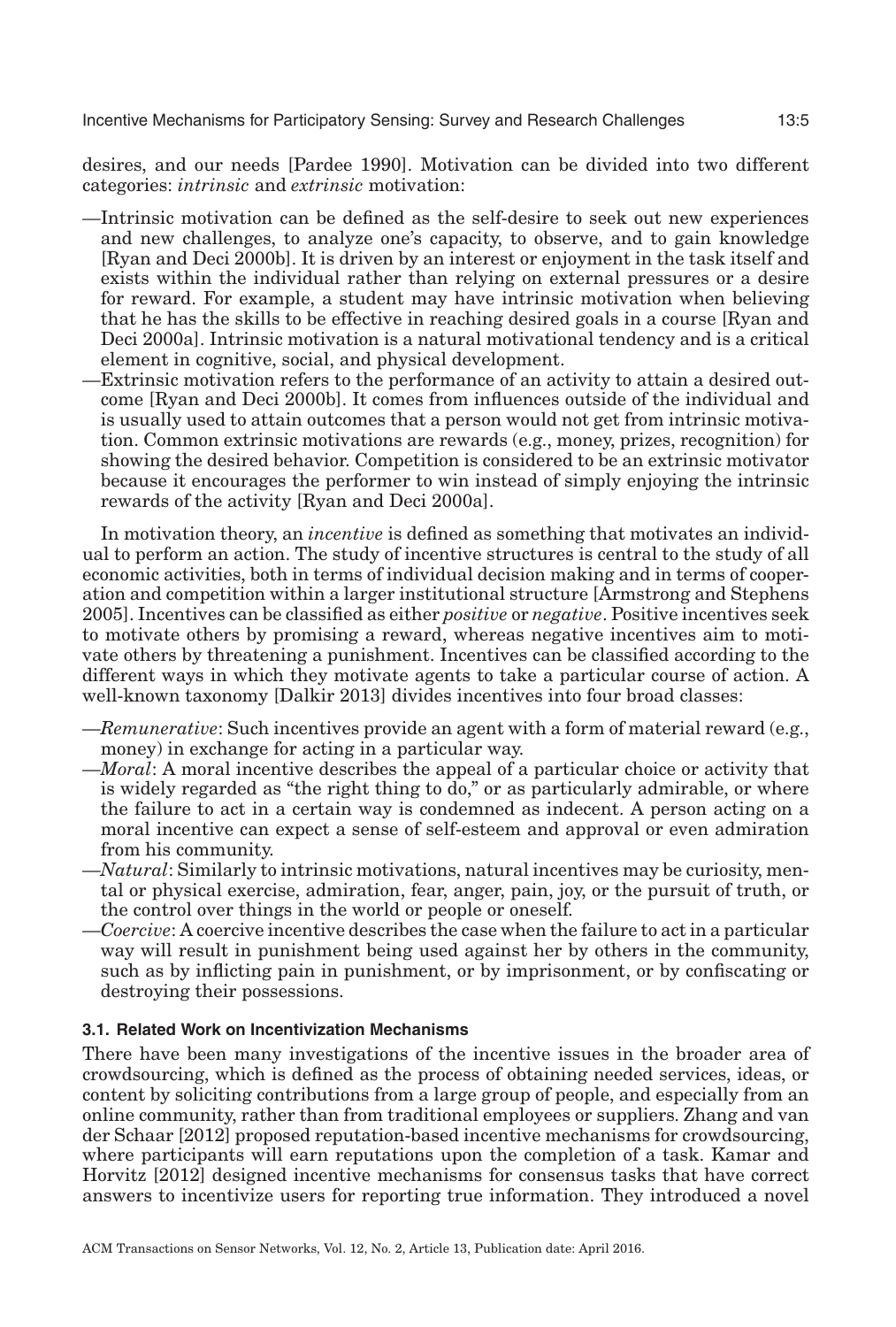desires, and our needs [Pardee 1990]. Motivation can be divided into two different categories: *intrinsic* and *extrinsic* motivation:

—Intrinsic motivation can be defined as the self-desire to seek out new experiences and new challenges, to analyze one's capacity, to observe, and to gain knowledge [Ryan and Deci 2000b]. It is driven by an interest or enjoyment in the task itself and exists within the individual rather than relying on external pressures or a desire for reward. For example, a student may have intrinsic motivation when believing that he has the skills to be effective in reaching desired goals in a course [Ryan and Deci 2000a]. Intrinsic motivation is a natural motivational tendency and is a critical element in cognitive, social, and physical development.

—Extrinsic motivation refers to the performance of an activity to attain a desired outcome [Ryan and Deci 2000b]. It comes from influences outside of the individual and is usually used to attain outcomes that a person would not get from intrinsic motivation. Common extrinsic motivations are rewards (e.g., money, prizes, recognition) for showing the desired behavior. Competition is considered to be an extrinsic motivator because it encourages the performer to win instead of simply enjoying the intrinsic rewards of the activity [Ryan and Deci 2000a].

In motivation theory, an *incentive* is defined as something that motivates an individual to perform an action. The study of incentive structures is central to the study of all economic activities, both in terms of individual decision making and in terms of cooperation and competition within a larger institutional structure [Armstrong and Stephens 2005]. Incentives can be classified as either *positive* or *negative*. Positive incentives seek to motivate others by promising a reward, whereas negative incentives aim to motivate others by threatening a punishment. Incentives can be classified according to the different ways in which they motivate agents to take a particular course of action. A well-known taxonomy [Dalkir 2013] divides incentives into four broad classes:

—*Remunerative*: Such incentives provide an agent with a form of material reward (e.g., money) in exchange for acting in a particular way.

—*Moral*: A moral incentive describes the appeal of a particular choice or activity that is widely regarded as "the right thing to do," or as particularly admirable, or where the failure to act in a certain way is condemned as indecent. A person acting on a moral incentive can expect a sense of self-esteem and approval or even admiration from his community.

—*Natural*: Similarly to intrinsic motivations, natural incentives may be curiosity, mental or physical exercise, admiration, fear, anger, pain, joy, or the pursuit of truth, or the control over things in the world or people or oneself.

—*Coercive*: A coercive incentive describes the case when the failure to act in a particular way will result in punishment being used against her by others in the community, such as by inflicting pain in punishment, or by imprisonment, or by confiscating or destroying their possessions.

### 3.1. Related Work on Incentivization Mechanisms

There have been many investigations of the incentive issues in the broader area of crowdsourcing, which is defined as the process of obtaining needed services, ideas, or content by soliciting contributions from a large group of people, and especially from an online community, rather than from traditional employees or suppliers. Zhang and van der Schaar [2012] proposed reputation-based incentive mechanisms for crowdsourcing, where participants will earn reputations upon the completion of a task. Kamar and Horvitz [2012] designed incentive mechanisms for consensus tasks that have correct answers to incentivize users for reporting true information. They introduced a novel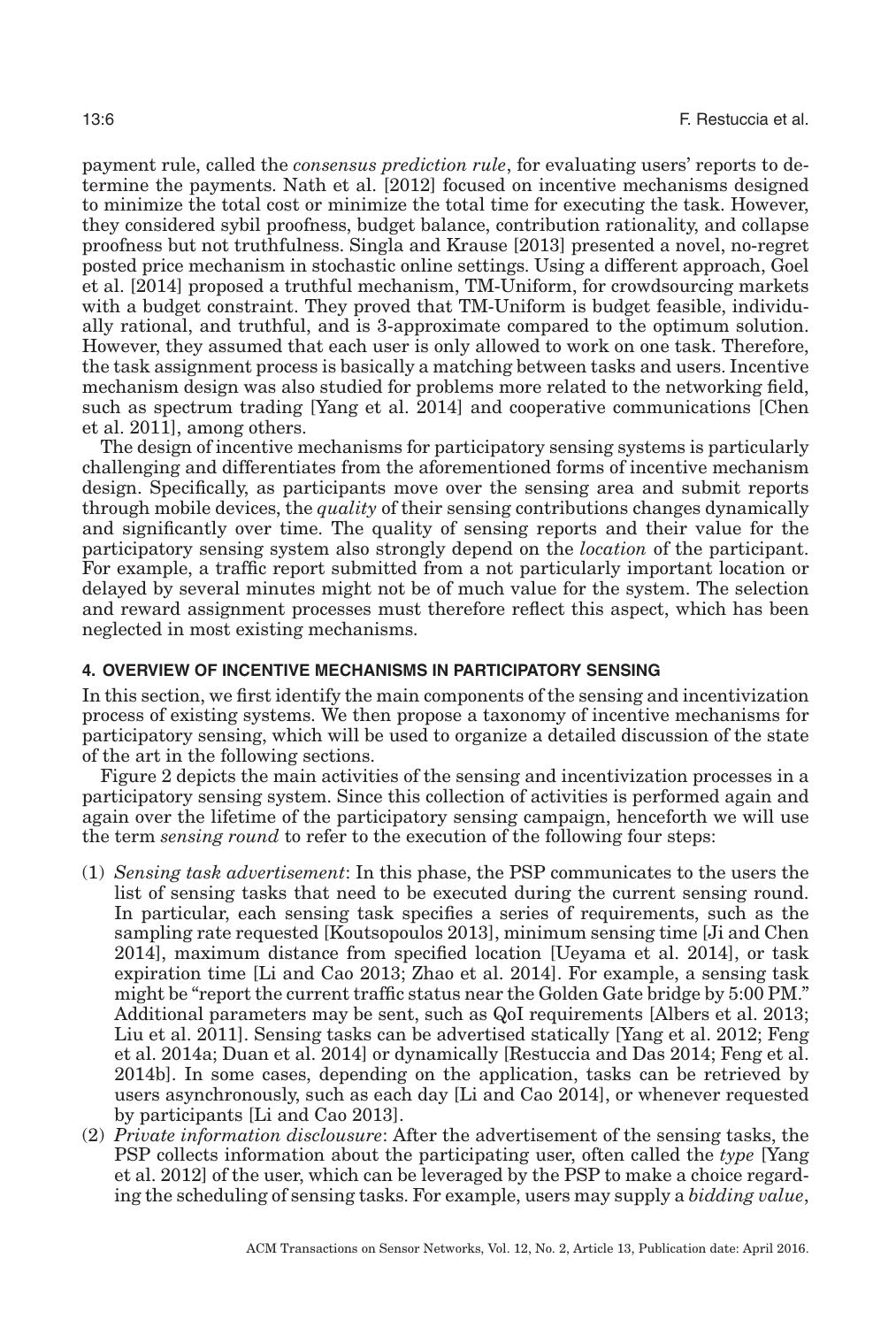payment rule, called the *consensus prediction rule*, for evaluating users' reports to determine the payments. Nath et al. [2012] focused on incentive mechanisms designed to minimize the total cost or minimize the total time for executing the task. However, they considered sybil proofness, budget balance, contribution rationality, and collapse proofness but not truthfulness. Singla and Krause [2013] presented a novel, no-regret posted price mechanism in stochastic online settings. Using a different approach, Goel et al. [2014] proposed a truthful mechanism, TM-Uniform, for crowdsourcing markets with a budget constraint. They proved that TM-Uniform is budget feasible, individually rational, and truthful, and is 3-approximate compared to the optimum solution. However, they assumed that each user is only allowed to work on one task. Therefore, the task assignment process is basically a matching between tasks and users. Incentive mechanism design was also studied for problems more related to the networking field, such as spectrum trading [Yang et al. 2014] and cooperative communications [Chen et al. 2011], among others.

The design of incentive mechanisms for participatory sensing systems is particularly challenging and differentiates from the aforementioned forms of incentive mechanism design. Specifically, as participants move over the sensing area and submit reports through mobile devices, the *quality* of their sensing contributions changes dynamically and significantly over time. The quality of sensing reports and their value for the participatory sensing system also strongly depend on the *location* of the participant. For example, a traffic report submitted from a not particularly important location or delayed by several minutes might not be of much value for the system. The selection and reward assignment processes must therefore reflect this aspect, which has been neglected in most existing mechanisms.

## 4. OVERVIEW OF INCENTIVE MECHANISMS IN PARTICIPATORY SENSING

In this section, we first identify the main components of the sensing and incentivization process of existing systems. We then propose a taxonomy of incentive mechanisms for participatory sensing, which will be used to organize a detailed discussion of the state of the art in the following sections.

Figure 2 depicts the main activities of the sensing and incentivization processes in a participatory sensing system. Since this collection of activities is performed again and again over the lifetime of the participatory sensing campaign, henceforth we will use the term *sensing round* to refer to the execution of the following four steps:

(1) *Sensing task advertisement*: In this phase, the PSP communicates to the users the list of sensing tasks that need to be executed during the current sensing round. In particular, each sensing task specifies a series of requirements, such as the sampling rate requested [Koutsopoulos 2013], minimum sensing time [Ji and Chen 2014], maximum distance from specified location [Ueyama et al. 2014], or task expiration time [Li and Cao 2013; Zhao et al. 2014]. For example, a sensing task might be "report the current traffic status near the Golden Gate bridge by 5:00 PM." Additional parameters may be sent, such as QoI requirements [Albers et al. 2013; Liu et al. 2011]. Sensing tasks can be advertised statically [Yang et al. 2012; Feng et al. 2014a; Duan et al. 2014] or dynamically [Restuccia and Das 2014; Feng et al. 2014b]. In some cases, depending on the application, tasks can be retrieved by users asynchronously, such as each day [Li and Cao 2014], or whenever requested by participants [Li and Cao 2013].

(2) *Private information disclousure*: After the advertisement of the sensing tasks, the PSP collects information about the participating user, often called the *type* [Yang et al. 2012] of the user, which can be leveraged by the PSP to make a choice regarding the scheduling of sensing tasks. For example, users may supply a *bidding value*,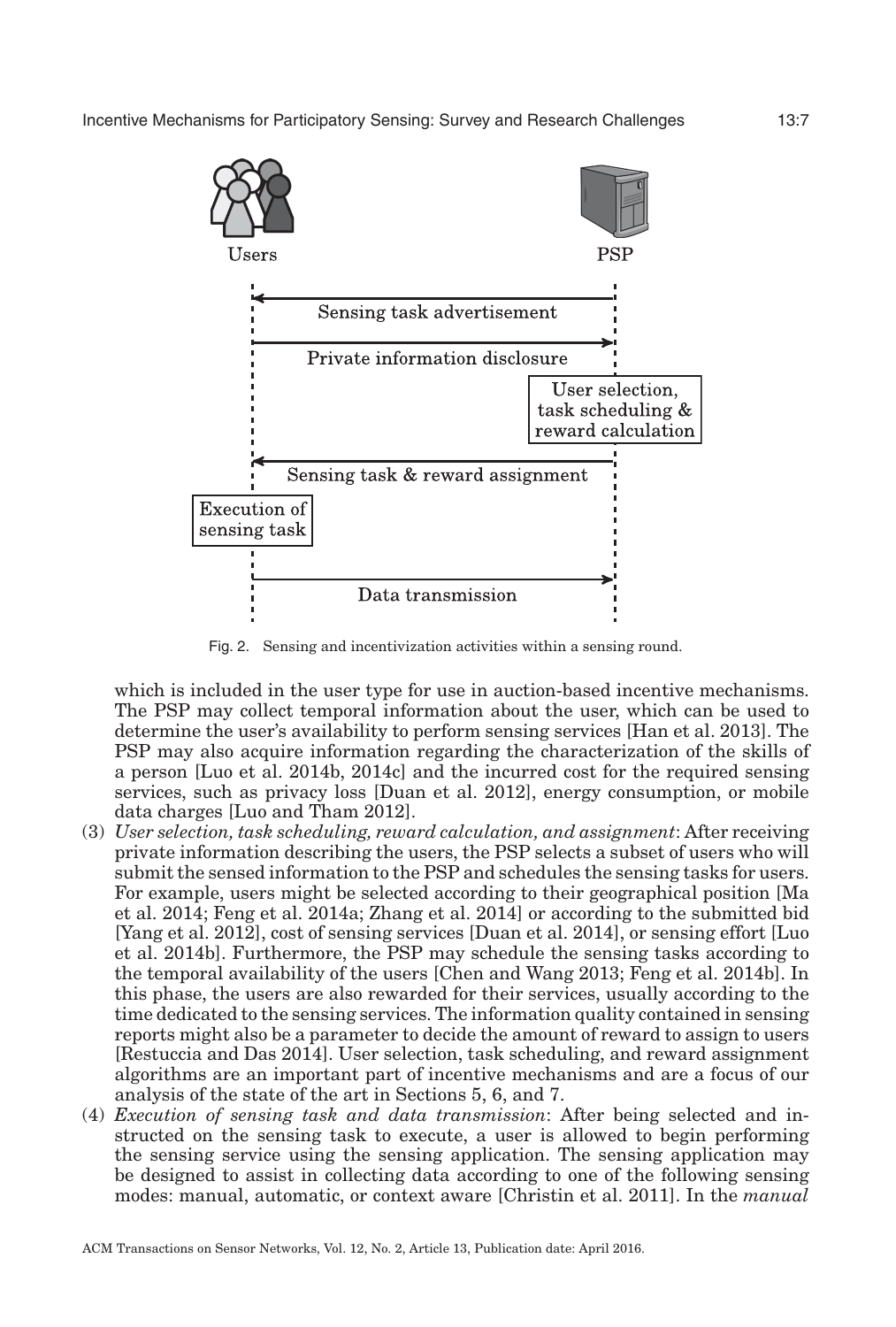Fig. 2. Sensing and incentivization activities within a sensing round.

which is included in the user type for use in auction-based incentive mechanisms. The PSP may collect temporal information about the user, which can be used to determine the user's availability to perform sensing services [Han et al. 2013]. The PSP may also acquire information regarding the characterization of the skills of a person [Luo et al. 2014b, 2014c] and the incurred cost for the required sensing services, such as privacy loss [Duan et al. 2012], energy consumption, or mobile data charges [Luo and Tham 2012].

(3) *User selection, task scheduling, reward calculation, and assignment*: After receiving private information describing the users, the PSP selects a subset of users who will submit the sensed information to the PSP and schedules the sensing tasks for users. For example, users might be selected according to their geographical position [Ma et al. 2014; Feng et al. 2014a; Zhang et al. 2014] or according to the submitted bid [Yang et al. 2012], cost of sensing services [Duan et al. 2014], or sensing effort [Luo et al. 2014b]. Furthermore, the PSP may schedule the sensing tasks according to the temporal availability of the users [Chen and Wang 2013; Feng et al. 2014b]. In this phase, the users are also rewarded for their services, usually according to the time dedicated to the sensing services. The information quality contained in sensing reports might also be a parameter to decide the amount of reward to assign to users [Restuccia and Das 2014]. User selection, task scheduling, and reward assignment algorithms are an important part of incentive mechanisms and are a focus of our analysis of the state of the art in Sections 5, 6, and 7.

(4) *Execution of sensing task and data transmission*: After being selected and instructed on the sensing task to execute, a user is allowed to begin performing the sensing service using the sensing application. The sensing application may be designed to assist in collecting data according to one of the following sensing modes: manual, automatic, or context aware [Christin et al. 2011]. In the *manual*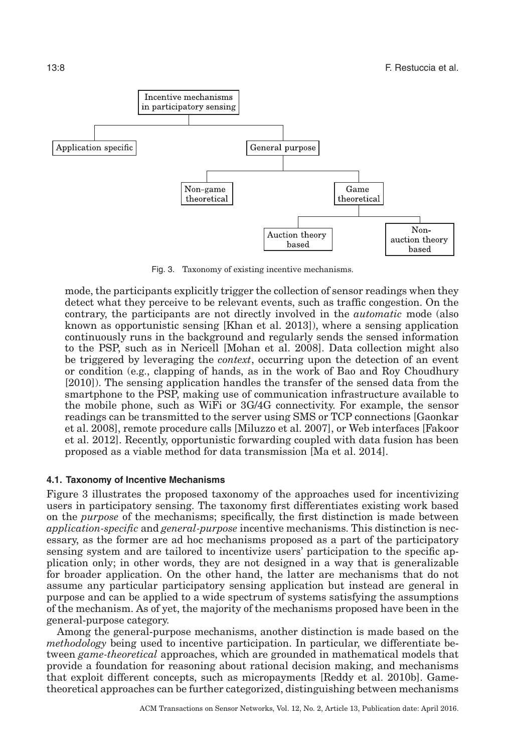Fig. 3. Taxonomy of existing incentive mechanisms.

mode, the participants explicitly trigger the collection of sensor readings when they detect what they perceive to be relevant events, such as traffic congestion. On the contrary, the participants are not directly involved in the *automatic* mode (also known as opportunistic sensing [Khan et al. 2013]), where a sensing application continuously runs in the background and regularly sends the sensed information to the PSP, such as in Nericell [Mohan et al. 2008]. Data collection might also be triggered by leveraging the *context*, occurring upon the detection of an event or condition (e.g., clapping of hands, as in the work of Bao and Roy Choudhury [2010]). The sensing application handles the transfer of the sensed data from the smartphone to the PSP, making use of communication infrastructure available to the mobile phone, such as WiFi or 3G/4G connectivity. For example, the sensor readings can be transmitted to the server using SMS or TCP connections [Gaonkar et al. 2008], remote procedure calls [Miluzzo et al. 2007], or Web interfaces [Fakoor et al. 2012]. Recently, opportunistic forwarding coupled with data fusion has been proposed as a viable method for data transmission [Ma et al. 2014].

### 4.1. Taxonomy of Incentive Mechanisms

Figure 3 illustrates the proposed taxonomy of the approaches used for incentivizing users in participatory sensing. The taxonomy first differentiates existing work based on the *purpose* of the mechanisms; specifically, the first distinction is made between *application-specific* and *general-purpose* incentive mechanisms. This distinction is necessary, as the former are ad hoc mechanisms proposed as a part of the participatory sensing system and are tailored to incentivize users' participation to the specific application only; in other words, they are not designed in a way that is generalizable for broader application. On the other hand, the latter are mechanisms that do not assume any particular participatory sensing application but instead are general in purpose and can be applied to a wide spectrum of systems satisfying the assumptions of the mechanism. As of yet, the majority of the mechanisms proposed have been in the general-purpose category.

Among the general-purpose mechanisms, another distinction is made based on the *methodology* being used to incentive participation. In particular, we differentiate between *game-theoretical* approaches, which are grounded in mathematical models that provide a foundation for reasoning about rational decision making, and mechanisms that exploit different concepts, such as micropayments [Reddy et al. 2010b]. Game-theoretical approaches can be further categorized, distinguishing between mechanisms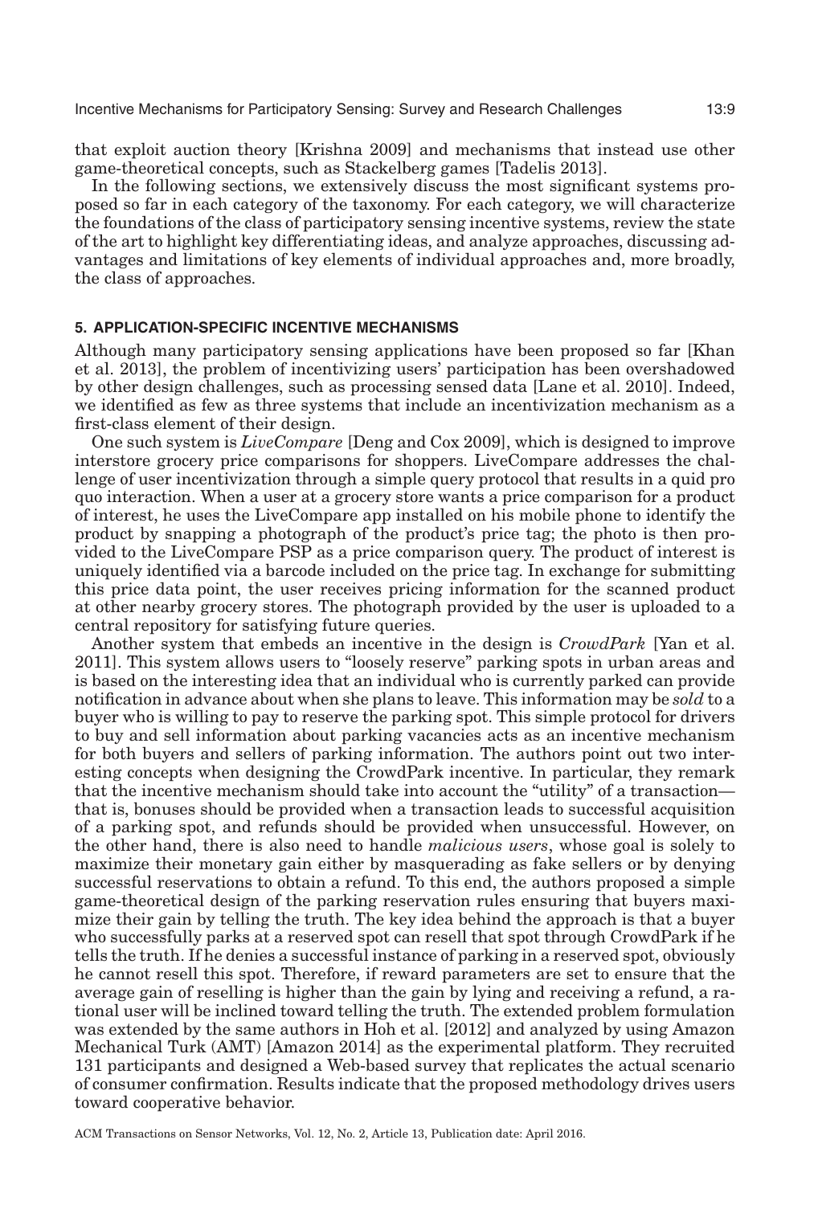that exploit auction theory [Krishna 2009] and mechanisms that instead use other game-theoretical concepts, such as Stackelberg games [Tadelis 2013].

In the following sections, we extensively discuss the most significant systems proposed so far in each category of the taxonomy. For each category, we will characterize the foundations of the class of participatory sensing incentive systems, review the state of the art to highlight key differentiating ideas, and analyze approaches, discussing advantages and limitations of key elements of individual approaches and, more broadly, the class of approaches.

## 5. APPLICATION-SPECIFIC INCENTIVE MECHANISMS

Although many participatory sensing applications have been proposed so far [Khan et al. 2013], the problem of incentivizing users' participation has been overshadowed by other design challenges, such as processing sensed data [Lane et al. 2010]. Indeed, we identified as few as three systems that include an incentivization mechanism as a first-class element of their design.

One such system is *LiveCompare* [Deng and Cox 2009], which is designed to improve interstore grocery price comparisons for shoppers. LiveCompare addresses the challenge of user incentivization through a simple query protocol that results in a quid pro quo interaction. When a user at a grocery store wants a price comparison for a product of interest, he uses the LiveCompare app installed on his mobile phone to identify the product by snapping a photograph of the product's price tag; the photo is then provided to the LiveCompare PSP as a price comparison query. The product of interest is uniquely identified via a barcode included on the price tag. In exchange for submitting this price data point, the user receives pricing information for the scanned product at other nearby grocery stores. The photograph provided by the user is uploaded to a central repository for satisfying future queries.

Another system that embeds an incentive in the design is *CrowdPark* [Yan et al. 2011]. This system allows users to "loosely reserve" parking spots in urban areas and is based on the interesting idea that an individual who is currently parked can provide notification in advance about when she plans to leave. This information may be *sold* to a buyer who is willing to pay to reserve the parking spot. This simple protocol for drivers to buy and sell information about parking vacancies acts as an incentive mechanism for both buyers and sellers of parking information. The authors point out two interesting concepts when designing the CrowdPark incentive. In particular, they remark that the incentive mechanism should take into account the "utility" of a transaction—that is, bonuses should be provided when a transaction leads to successful acquisition of a parking spot, and refunds should be provided when unsuccessful. However, on the other hand, there is also need to handle *malicious users*, whose goal is solely to maximize their monetary gain either by masquerading as fake sellers or by denying successful reservations to obtain a refund. To this end, the authors proposed a simple game-theoretical design of the parking reservation rules ensuring that buyers maximize their gain by telling the truth. The key idea behind the approach is that a buyer who successfully parks at a reserved spot can resell that spot through CrowdPark if he tells the truth. If he denies a successful instance of parking in a reserved spot, obviously he cannot resell this spot. Therefore, if reward parameters are set to ensure that the average gain of reselling is higher than the gain by lying and receiving a refund, a rational user will be inclined toward telling the truth. The extended problem formulation was extended by the same authors in Hoh et al. [2012] and analyzed by using Amazon Mechanical Turk (AMT) [Amazon 2014] as the experimental platform. They recruited 131 participants and designed a Web-based survey that replicates the actual scenario of consumer confirmation. Results indicate that the proposed methodology drives users toward cooperative behavior.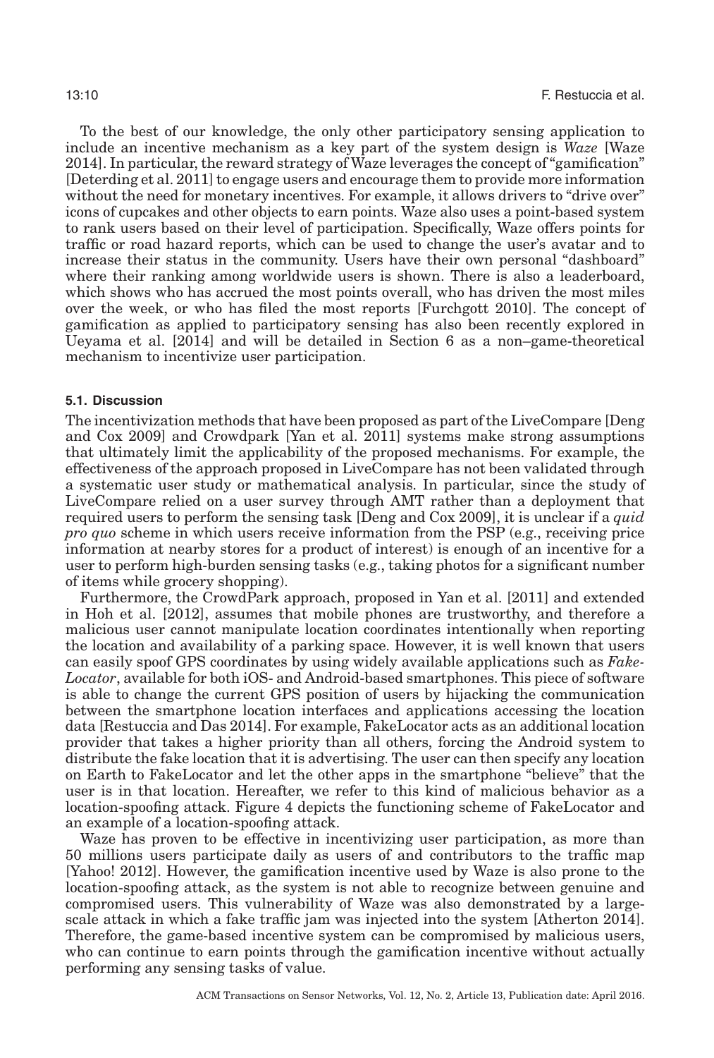To the best of our knowledge, the only other participatory sensing application to include an incentive mechanism as a key part of the system design is *Waze* [Waze 2014]. In particular, the reward strategy of Waze leverages the concept of "gamification" [Deterding et al. 2011] to engage users and encourage them to provide more information without the need for monetary incentives. For example, it allows drivers to "drive over" icons of cupcakes and other objects to earn points. Waze also uses a point-based system to rank users based on their level of participation. Specifically, Waze offers points for traffic or road hazard reports, which can be used to change the user's avatar and to increase their status in the community. Users have their own personal "dashboard" where their ranking among worldwide users is shown. There is also a leaderboard, which shows who has accrued the most points overall, who has driven the most miles over the week, or who has filed the most reports [Furchgott 2010]. The concept of gamification as applied to participatory sensing has also been recently explored in Ueyama et al. [2014] and will be detailed in Section 6 as a non–game-theoretical mechanism to incentivize user participation.

### 5.1. Discussion

The incentivization methods that have been proposed as part of the LiveCompare [Deng and Cox 2009] and Crowdpark [Yan et al. 2011] systems make strong assumptions that ultimately limit the applicability of the proposed mechanisms. For example, the effectiveness of the approach proposed in LiveCompare has not been validated through a systematic user study or mathematical analysis. In particular, since the study of LiveCompare relied on a user survey through AMT rather than a deployment that required users to perform the sensing task [Deng and Cox 2009], it is unclear if a *quid pro quo* scheme in which users receive information from the PSP (e.g., receiving price information at nearby stores for a product of interest) is enough of an incentive for a user to perform high-burden sensing tasks (e.g., taking photos for a significant number of items while grocery shopping).

Furthermore, the CrowdPark approach, proposed in Yan et al. [2011] and extended in Hoh et al. [2012], assumes that mobile phones are trustworthy, and therefore a malicious user cannot manipulate location coordinates intentionally when reporting the location and availability of a parking space. However, it is well known that users can easily spoof GPS coordinates by using widely available applications such as *FakeLocator*, available for both iOS- and Android-based smartphones. This piece of software is able to change the current GPS position of users by hijacking the communication between the smartphone location interfaces and applications accessing the location data [Restuccia and Das 2014]. For example, FakeLocator acts as an additional location provider that takes a higher priority than all others, forcing the Android system to distribute the fake location that it is advertising. The user can then specify any location on Earth to FakeLocator and let the other apps in the smartphone "believe" that the user is in that location. Hereafter, we refer to this kind of malicious behavior as a location-spoofing attack. Figure 4 depicts the functioning scheme of FakeLocator and an example of a location-spoofing attack.

Waze has proven to be effective in incentivizing user participation, as more than 50 millions users participate daily as users of and contributors to the traffic map [Yahoo! 2012]. However, the gamification incentive used by Waze is also prone to the location-spoofing attack, as the system is not able to recognize between genuine and compromised users. This vulnerability of Waze was also demonstrated by a large-scale attack in which a fake traffic jam was injected into the system [Atherton 2014]. Therefore, the game-based incentive system can be compromised by malicious users, who can continue to earn points through the gamification incentive without actually performing any sensing tasks of value.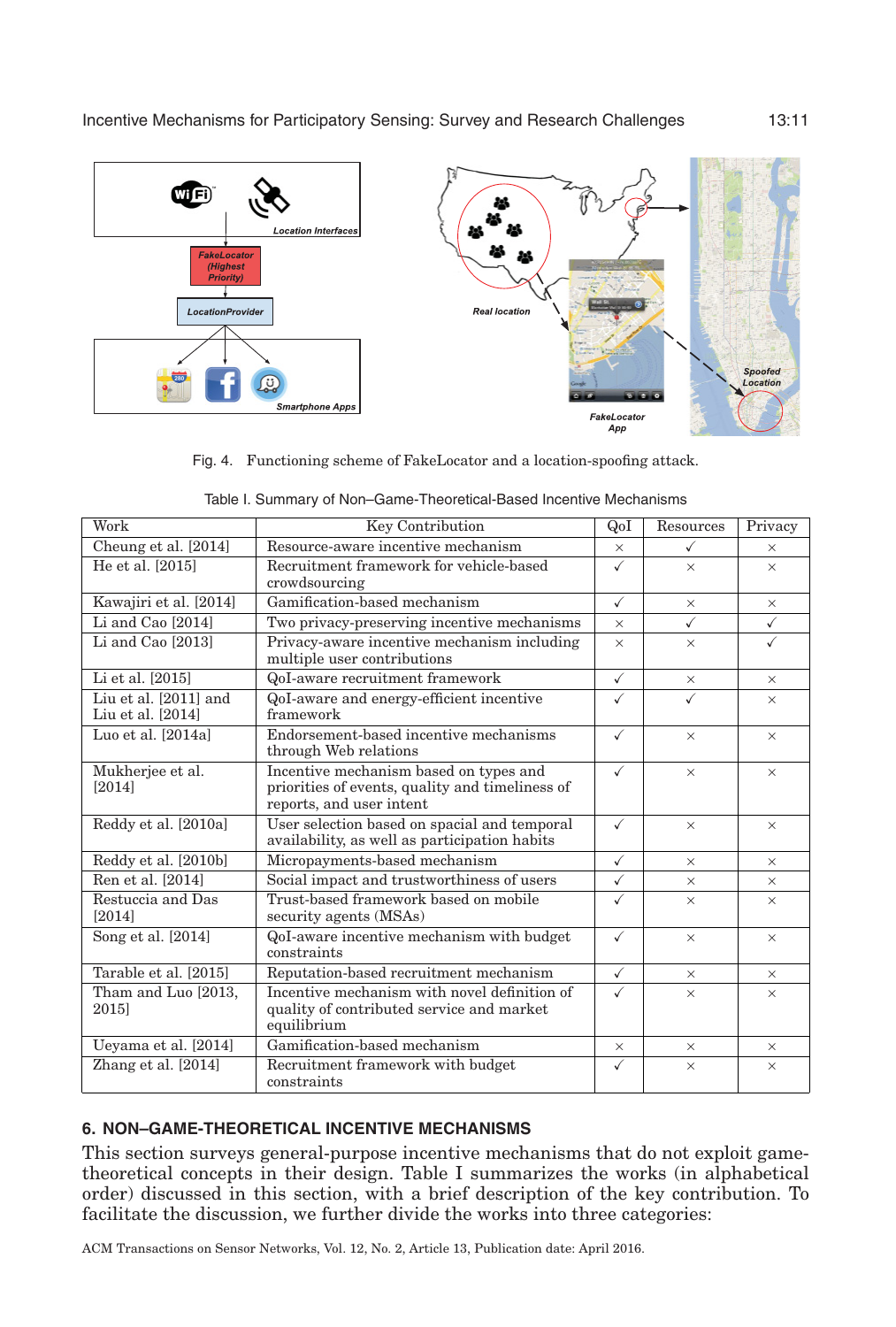Fig. 4. Functioning scheme of FakeLocator and a location-spoofing attack.

Table I. Summary of Non–Game-Theoretical-Based Incentive Mechanisms

| Work | Key Contribution | QoI | Resources | Privacy |
|---|---|---|---|---|
| Cheung et al. [2014] | Resource-aware incentive mechanism | × | ✓ | × |
| He et al. [2015] | Recruitment framework for vehicle-based crowdsourcing | ✓ | × | × |
| Kawajiri et al. [2014] | Gamification-based mechanism | ✓ | × | × |
| Li and Cao [2014] | Two privacy-preserving incentive mechanisms | × | ✓ | ✓ |
| Li and Cao [2013] | Privacy-aware incentive mechanism including multiple user contributions | × | × | ✓ |
| Li et al. [2015] | QoI-aware recruitment framework | ✓ | × | × |
| Liu et al. [2011] and Liu et al. [2014] | QoI-aware and energy-efficient incentive framework | ✓ | ✓ | × |
| Luo et al. [2014a] | Endorsement-based incentive mechanisms through Web relations | ✓ | × | × |
| Mukherjee et al. [2014] | Incentive mechanism based on types and priorities of events, quality and timeliness of reports, and user intent | ✓ | × | × |
| Reddy et al. [2010a] | User selection based on spacial and temporal availability, as well as participation habits | ✓ | × | × |
| Reddy et al. [2010b] | Micropayments-based mechanism | ✓ | × | × |
| Ren et al. [2014] | Social impact and trustworthiness of users | ✓ | × | × |
| Restuccia and Das [2014] | Trust-based framework based on mobile security agents (MSAs) | ✓ | × | × |
| Song et al. [2014] | QoI-aware incentive mechanism with budget constraints | ✓ | × | × |
| Tarable et al. [2015] | Reputation-based recruitment mechanism | ✓ | × | × |
| Tham and Luo [2013, 2015] | Incentive mechanism with novel definition of quality of contributed service and market equilibrium | ✓ | × | × |
| Ueyama et al. [2014] | Gamification-based mechanism | × | × | × |
| Zhang et al. [2014] | Recruitment framework with budget constraints | ✓ | × | × |

## 6. NON–GAME-THEORETICAL INCENTIVE MECHANISMS

This section surveys general-purpose incentive mechanisms that do not exploit game-theoretical concepts in their design. Table I summarizes the works (in alphabetical order) discussed in this section, with a brief description of the key contribution. To facilitate the discussion, we further divide the works into three categories: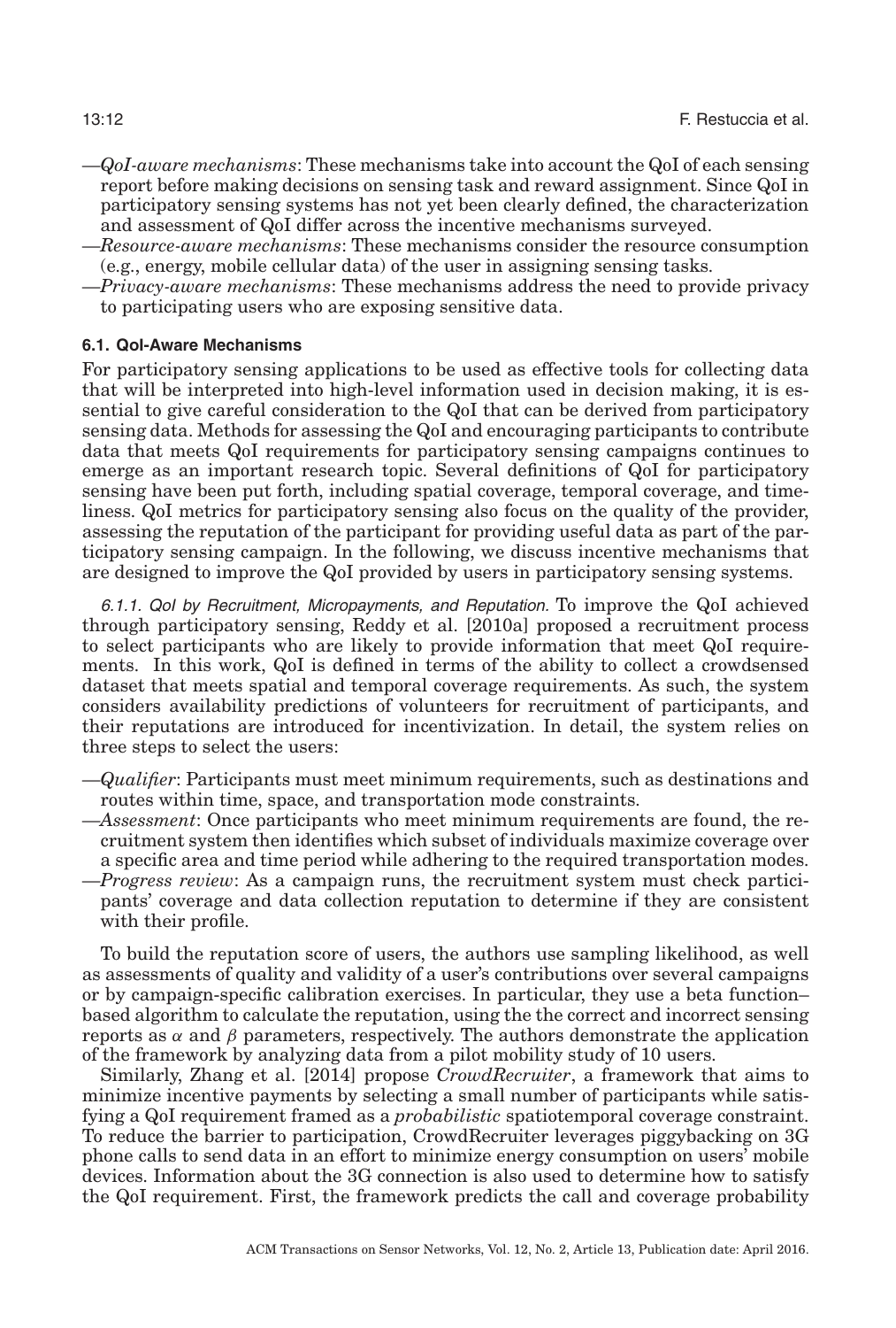—*QoI-aware mechanisms*: These mechanisms take into account the QoI of each sensing report before making decisions on sensing task and reward assignment. Since QoI in participatory sensing systems has not yet been clearly defined, the characterization and assessment of QoI differ across the incentive mechanisms surveyed.

—*Resource-aware mechanisms*: These mechanisms consider the resource consumption (e.g., energy, mobile cellular data) of the user in assigning sensing tasks.

—*Privacy-aware mechanisms*: These mechanisms address the need to provide privacy to participating users who are exposing sensitive data.

### 6.1. QoI-Aware Mechanisms

For participatory sensing applications to be used as effective tools for collecting data that will be interpreted into high-level information used in decision making, it is essential to give careful consideration to the QoI that can be derived from participatory sensing data. Methods for assessing the QoI and encouraging participants to contribute data that meets QoI requirements for participatory sensing campaigns continues to emerge as an important research topic. Several definitions of QoI for participatory sensing have been put forth, including spatial coverage, temporal coverage, and timeliness. QoI metrics for participatory sensing also focus on the quality of the provider, assessing the reputation of the participant for providing useful data as part of the participatory sensing campaign. In the following, we discuss incentive mechanisms that are designed to improve the QoI provided by users in participatory sensing systems.

*6.1.1. QoI by Recruitment, Micropayments, and Reputation.* To improve the QoI achieved through participatory sensing, Reddy et al. [2010a] proposed a recruitment process to select participants who are likely to provide information that meet QoI requirements. In this work, QoI is defined in terms of the ability to collect a crowdsensed dataset that meets spatial and temporal coverage requirements. As such, the system considers availability predictions of volunteers for recruitment of participants, and their reputations are introduced for incentivization. In detail, the system relies on three steps to select the users:

—*Qualifier*: Participants must meet minimum requirements, such as destinations and routes within time, space, and transportation mode constraints.

—*Assessment*: Once participants who meet minimum requirements are found, the recruitment system then identifies which subset of individuals maximize coverage over a specific area and time period while adhering to the required transportation modes.

—*Progress review*: As a campaign runs, the recruitment system must check participants' coverage and data collection reputation to determine if they are consistent with their profile.

To build the reputation score of users, the authors use sampling likelihood, as well as assessments of quality and validity of a user's contributions over several campaigns or by campaign-specific calibration exercises. In particular, they use a beta function–based algorithm to calculate the reputation, using the the correct and incorrect sensing reports as $\alpha$ and $\beta$ parameters, respectively. The authors demonstrate the application of the framework by analyzing data from a pilot mobility study of 10 users.

Similarly, Zhang et al. [2014] propose *CrowdRecruiter*, a framework that aims to minimize incentive payments by selecting a small number of participants while satisfying a QoI requirement framed as a *probabilistic* spatiotemporal coverage constraint. To reduce the barrier to participation, CrowdRecruiter leverages piggybacking on 3G phone calls to send data in an effort to minimize energy consumption on users' mobile devices. Information about the 3G connection is also used to determine how to satisfy the QoI requirement. First, the framework predicts the call and coverage probability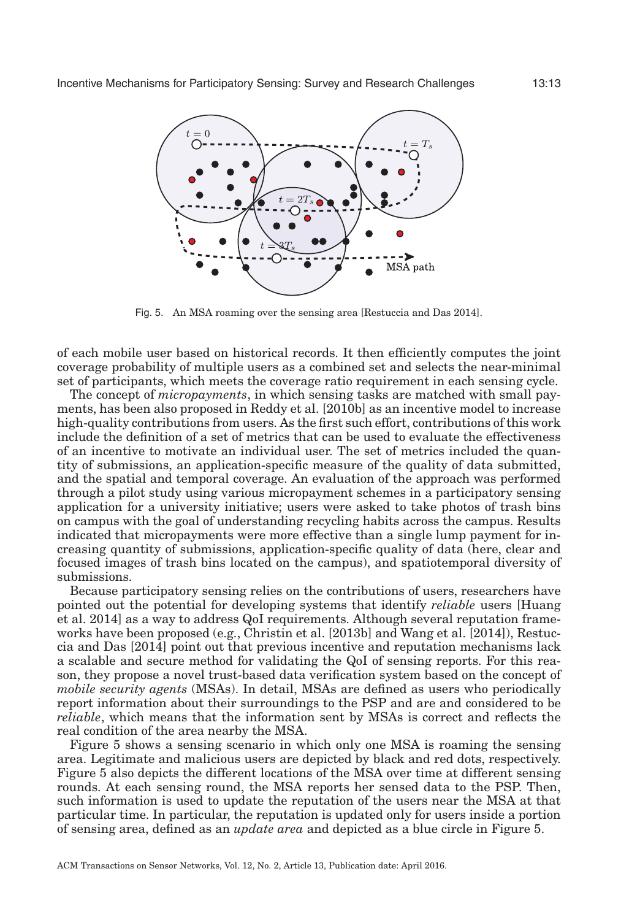$t = 0$

$t = T_s$

$t = 2T_s$

$t = 3T_s$

MSA path

Fig. 5. An MSA roaming over the sensing area [Restuccia and Das 2014].

of each mobile user based on historical records. It then efficiently computes the joint coverage probability of multiple users as a combined set and selects the near-minimal set of participants, which meets the coverage ratio requirement in each sensing cycle.

The concept of *micropayments*, in which sensing tasks are matched with small payments, has been also proposed in Reddy et al. [2010b] as an incentive model to increase high-quality contributions from users. As the first such effort, contributions of this work include the definition of a set of metrics that can be used to evaluate the effectiveness of an incentive to motivate an individual user. The set of metrics included the quantity of submissions, an application-specific measure of the quality of data submitted, and the spatial and temporal coverage. An evaluation of the approach was performed through a pilot study using various micropayment schemes in a participatory sensing application for a university initiative; users were asked to take photos of trash bins on campus with the goal of understanding recycling habits across the campus. Results indicated that micropayments were more effective than a single lump payment for increasing quantity of submissions, application-specific quality of data (here, clear and focused images of trash bins located on the campus), and spatiotemporal diversity of submissions.

Because participatory sensing relies on the contributions of users, researchers have pointed out the potential for developing systems that identify *reliable* users [Huang et al. 2014] as a way to address QoI requirements. Although several reputation frameworks have been proposed (e.g., Christin et al. [2013b] and Wang et al. [2014]), Restuccia and Das [2014] point out that previous incentive and reputation mechanisms lack a scalable and secure method for validating the QoI of sensing reports. For this reason, they propose a novel trust-based data verification system based on the concept of *mobile security agents* (MSAs). In detail, MSAs are defined as users who periodically report information about their surroundings to the PSP and are and considered to be *reliable*, which means that the information sent by MSAs is correct and reflects the real condition of the area nearby the MSA.

Figure 5 shows a sensing scenario in which only one MSA is roaming the sensing area. Legitimate and malicious users are depicted by black and red dots, respectively. Figure 5 also depicts the different locations of the MSA over time at different sensing rounds. At each sensing round, the MSA reports her sensed data to the PSP. Then, such information is used to update the reputation of the users near the MSA at that particular time. In particular, the reputation is updated only for users inside a portion of sensing area, defined as an *update area* and depicted as a blue circle in Figure 5.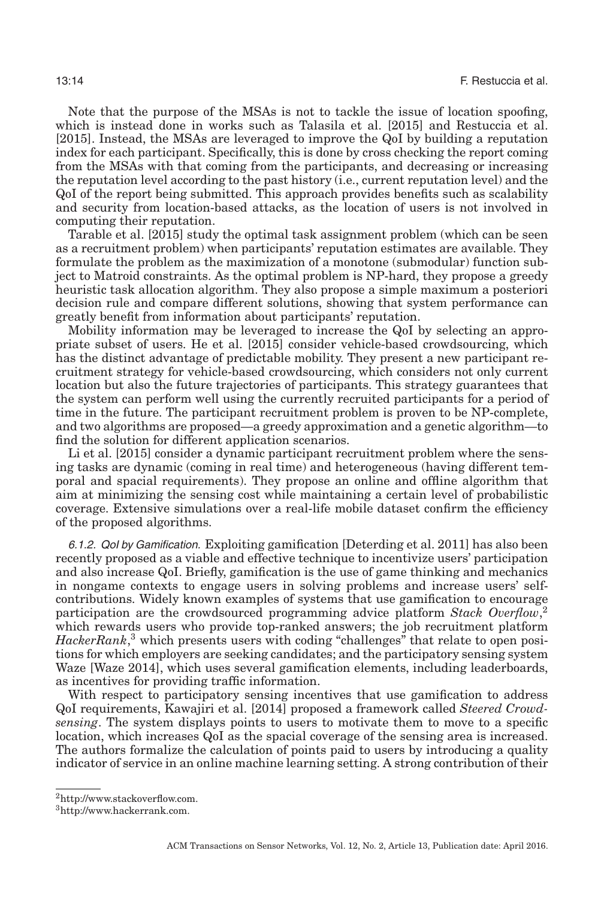Note that the purpose of the MSAs is not to tackle the issue of location spoofing, which is instead done in works such as Talasila et al. [2015] and Restuccia et al. [2015]. Instead, the MSAs are leveraged to improve the QoI by building a reputation index for each participant. Specifically, this is done by cross checking the report coming from the MSAs with that coming from the participants, and decreasing or increasing the reputation level according to the past history (i.e., current reputation level) and the QoI of the report being submitted. This approach provides benefits such as scalability and security from location-based attacks, as the location of users is not involved in computing their reputation.

Tarable et al. [2015] study the optimal task assignment problem (which can be seen as a recruitment problem) when participants' reputation estimates are available. They formulate the problem as the maximization of a monotone (submodular) function subject to Matroid constraints. As the optimal problem is NP-hard, they propose a greedy heuristic task allocation algorithm. They also propose a simple maximum a posteriori decision rule and compare different solutions, showing that system performance can greatly benefit from information about participants' reputation.

Mobility information may be leveraged to increase the QoI by selecting an appropriate subset of users. He et al. [2015] consider vehicle-based crowdsourcing, which has the distinct advantage of predictable mobility. They present a new participant recruitment strategy for vehicle-based crowdsourcing, which considers not only current location but also the future trajectories of participants. This strategy guarantees that the system can perform well using the currently recruited participants for a period of time in the future. The participant recruitment problem is proven to be NP-complete, and two algorithms are proposed—a greedy approximation and a genetic algorithm—to find the solution for different application scenarios.

Li et al. [2015] consider a dynamic participant recruitment problem where the sensing tasks are dynamic (coming in real time) and heterogeneous (having different temporal and spacial requirements). They propose an online and offline algorithm that aim at minimizing the sensing cost while maintaining a certain level of probabilistic coverage. Extensive simulations over a real-life mobile dataset confirm the efficiency of the proposed algorithms.

*6.1.2. QoI by Gamification.* Exploiting gamification [Deterding et al. 2011] has also been recently proposed as a viable and effective technique to incentivize users' participation and also increase QoI. Briefly, gamification is the use of game thinking and mechanics in nongame contexts to engage users in solving problems and increase users' self-contributions. Widely known examples of systems that use gamification to encourage participation are the crowdsourced programming advice platform *Stack Overflow*,[2] which rewards users who provide top-ranked answers; the job recruitment platform *HackerRank*,[3] which presents users with coding "challenges" that relate to open positions for which employers are seeking candidates; and the participatory sensing system Waze [Waze 2014], which uses several gamification elements, including leaderboards, as incentives for providing traffic information.

With respect to participatory sensing incentives that use gamification to address QoI requirements, Kawajiri et al. [2014] proposed a framework called *Steered Crowdsensing*. The system displays points to users to motivate them to move to a specific location, which increases QoI as the spacial coverage of the sensing area is increased. The authors formalize the calculation of points paid to users by introducing a quality indicator of service in an online machine learning setting. A strong contribution of their

[2]http://www.stackoverflow.com.

[3]http://www.hackerrank.com.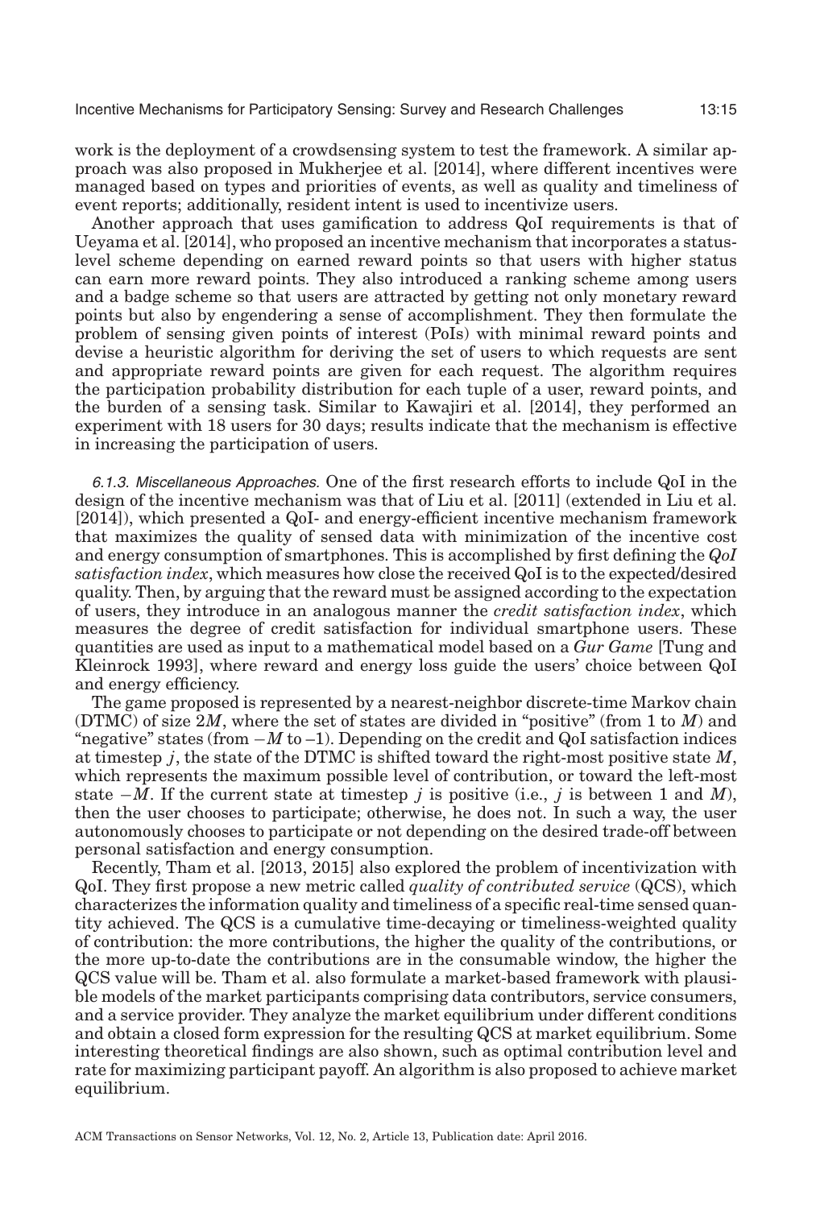work is the deployment of a crowdsensing system to test the framework. A similar approach was also proposed in Mukherjee et al. [2014], where different incentives were managed based on types and priorities of events, as well as quality and timeliness of event reports; additionally, resident intent is used to incentivize users.

Another approach that uses gamification to address QoI requirements is that of Ueyama et al. [2014], who proposed an incentive mechanism that incorporates a status-level scheme depending on earned reward points so that users with higher status can earn more reward points. They also introduced a ranking scheme among users and a badge scheme so that users are attracted by getting not only monetary reward points but also by engendering a sense of accomplishment. They then formulate the problem of sensing given points of interest (PoIs) with minimal reward points and devise a heuristic algorithm for deriving the set of users to which requests are sent and appropriate reward points are given for each request. The algorithm requires the participation probability distribution for each tuple of a user, reward points, and the burden of a sensing task. Similar to Kawajiri et al. [2014], they performed an experiment with 18 users for 30 days; results indicate that the mechanism is effective in increasing the participation of users.

*6.1.3. Miscellaneous Approaches.* One of the first research efforts to include QoI in the design of the incentive mechanism was that of Liu et al. [2011] (extended in Liu et al. [2014]), which presented a QoI- and energy-efficient incentive mechanism framework that maximizes the quality of sensed data with minimization of the incentive cost and energy consumption of smartphones. This is accomplished by first defining the *QoI satisfaction index*, which measures how close the received QoI is to the expected/desired quality. Then, by arguing that the reward must be assigned according to the expectation of users, they introduce in an analogous manner the *credit satisfaction index*, which measures the degree of credit satisfaction for individual smartphone users. These quantities are used as input to a mathematical model based on a *Gur Game* [Tung and Kleinrock 1993], where reward and energy loss guide the users' choice between QoI and energy efficiency.

The game proposed is represented by a nearest-neighbor discrete-time Markov chain (DTMC) of size $2M$, where the set of states are divided in "positive" (from 1 to $M$) and "negative" states (from $-M$ to $-1$). Depending on the credit and QoI satisfaction indices at timestep $j$, the state of the DTMC is shifted toward the right-most positive state $M$, which represents the maximum possible level of contribution, or toward the left-most state $-M$. If the current state at timestep $j$ is positive (i.e., $j$ is between 1 and $M$), then the user chooses to participate; otherwise, he does not. In such a way, the user autonomously chooses to participate or not depending on the desired trade-off between personal satisfaction and energy consumption.

Recently, Tham et al. [2013, 2015] also explored the problem of incentivization with QoI. They first propose a new metric called *quality of contributed service* (QCS), which characterizes the information quality and timeliness of a specific real-time sensed quantity achieved. The QCS is a cumulative time-decaying or timeliness-weighted quality of contribution: the more contributions, the higher the quality of the contributions, or the more up-to-date the contributions are in the consumable window, the higher the QCS value will be. Tham et al. also formulate a market-based framework with plausible models of the market participants comprising data contributors, service consumers, and a service provider. They analyze the market equilibrium under different conditions and obtain a closed form expression for the resulting QCS at market equilibrium. Some interesting theoretical findings are also shown, such as optimal contribution level and rate for maximizing participant payoff. An algorithm is also proposed to achieve market equilibrium.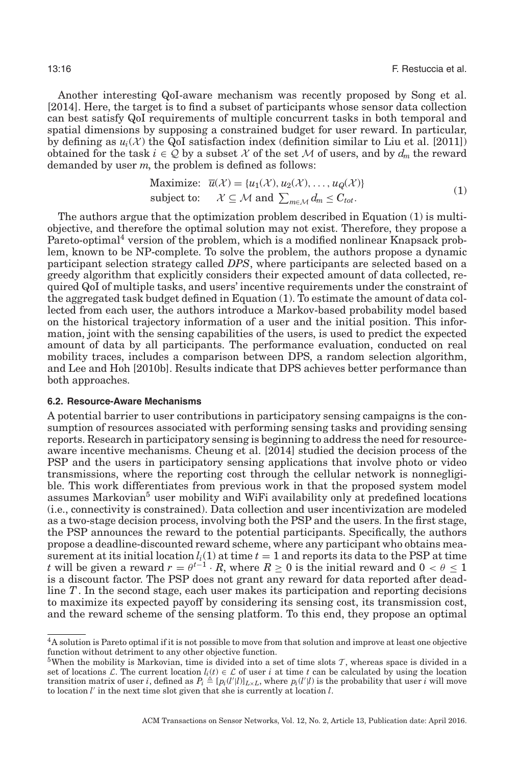Another interesting QoI-aware mechanism was recently proposed by Song et al. [2014]. Here, the target is to find a subset of participants whose sensor data collection can best satisfy QoI requirements of multiple concurrent tasks in both temporal and spatial dimensions by supposing a constrained budget for user reward. In particular, by defining as $u_i(\mathcal{X})$ the QoI satisfaction index (definition similar to Liu et al. [2011]) obtained for the task $i \in \mathcal{Q}$ by a subset $\mathcal{X}$ of the set $\mathcal{M}$ of users, and by $d_m$ the reward demanded by user $m$, the problem is defined as follows:

$$
\begin{aligned}
\text{Maximize:} \quad & \overline{u}(\mathcal{X}) = \{u_1(\mathcal{X}), u_2(\mathcal{X}), \ldots, u_Q(\mathcal{X})\} \\
\text{subject to:} \quad & \mathcal{X} \subseteq \mathcal{M} \text{ and } \textstyle\sum_{m \in \mathcal{M}} d_m \leq C_{tot}.
\end{aligned}
\tag{1}
$$

The authors argue that the optimization problem described in Equation (1) is multi-objective, and therefore the optimal solution may not exist. Therefore, they propose a Pareto-optimal[4] version of the problem, which is a modified nonlinear Knapsack problem, known to be NP-complete. To solve the problem, the authors propose a dynamic participant selection strategy called *DPS*, where participants are selected based on a greedy algorithm that explicitly considers their expected amount of data collected, required QoI of multiple tasks, and users' incentive requirements under the constraint of the aggregated task budget defined in Equation (1). To estimate the amount of data collected from each user, the authors introduce a Markov-based probability model based on the historical trajectory information of a user and the initial position. This information, joint with the sensing capabilities of the users, is used to predict the expected amount of data by all participants. The performance evaluation, conducted on real mobility traces, includes a comparison between DPS, a random selection algorithm, and Lee and Hoh [2010b]. Results indicate that DPS achieves better performance than both approaches.

### 6.2. Resource-Aware Mechanisms

A potential barrier to user contributions in participatory sensing campaigns is the consumption of resources associated with performing sensing tasks and providing sensing reports. Research in participatory sensing is beginning to address the need for resource-aware incentive mechanisms. Cheung et al. [2014] studied the decision process of the PSP and the users in participatory sensing applications that involve photo or video transmissions, where the reporting cost through the cellular network is nonnegligible. This work differentiates from previous work in that the proposed system model assumes Markovian[5] user mobility and WiFi availability only at predefined locations (i.e., connectivity is constrained). Data collection and user incentivization are modeled as a two-stage decision process, involving both the PSP and the users. In the first stage, the PSP announces the reward to the potential participants. Specifically, the authors propose a deadline-discounted reward scheme, where any participant who obtains measurement at its initial location $l_i(1)$ at time $t = 1$ and reports its data to the PSP at time $t$ will be given a reward $r = \theta^{t-1} \cdot R$, where $R \geq 0$ is the initial reward and $0 < \theta \leq 1$ is a discount factor. The PSP does not grant any reward for data reported after deadline $T$. In the second stage, each user makes its participation and reporting decisions to maximize its expected payoff by considering its sensing cost, its transmission cost, and the reward scheme of the sensing platform. To this end, they propose an optimal

---

[4] A solution is Pareto optimal if it is not possible to move from that solution and improve at least one objective function without detriment to any other objective function.

[5] When the mobility is Markovian, time is divided into a set of time slots $\mathcal{T}$, whereas space is divided in a set of locations $\mathcal{L}$. The current location $l_i(t) \in \mathcal{L}$ of user $i$ at time $t$ can be calculated by using the location transition matrix of user $i$, defined as $P_i \triangleq [p_i(l'|l)]_{L \times L}$, where $p_i(l'|l)$ is the probability that user $i$ will move to location $l'$ in the next time slot given that she is currently at location $l$.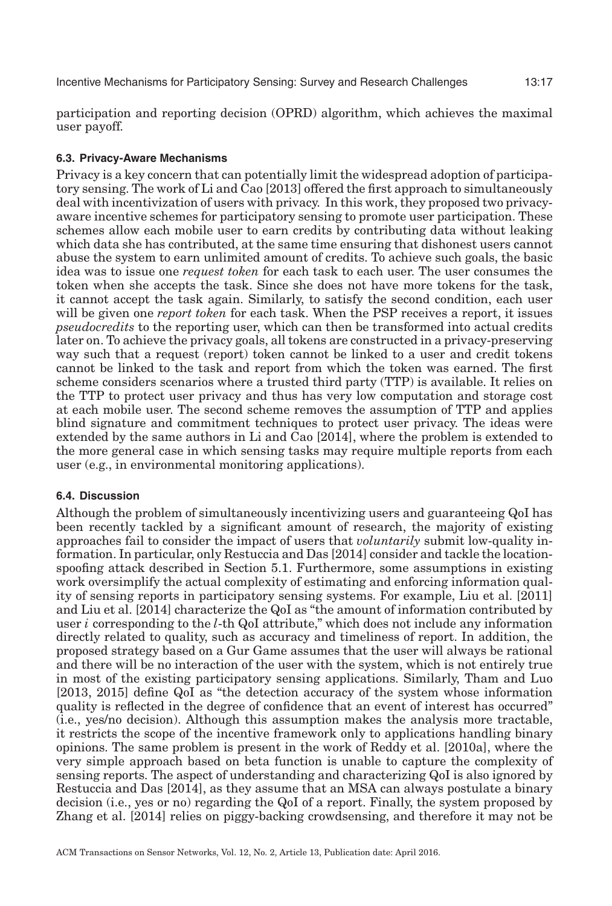participation and reporting decision (OPRD) algorithm, which achieves the maximal user payoff.

### 6.3. Privacy-Aware Mechanisms

Privacy is a key concern that can potentially limit the widespread adoption of participatory sensing. The work of Li and Cao [2013] offered the first approach to simultaneously deal with incentivization of users with privacy. In this work, they proposed two privacy-aware incentive schemes for participatory sensing to promote user participation. These schemes allow each mobile user to earn credits by contributing data without leaking which data she has contributed, at the same time ensuring that dishonest users cannot abuse the system to earn unlimited amount of credits. To achieve such goals, the basic idea was to issue one *request token* for each task to each user. The user consumes the token when she accepts the task. Since she does not have more tokens for the task, it cannot accept the task again. Similarly, to satisfy the second condition, each user will be given one *report token* for each task. When the PSP receives a report, it issues *pseudocredits* to the reporting user, which can then be transformed into actual credits later on. To achieve the privacy goals, all tokens are constructed in a privacy-preserving way such that a request (report) token cannot be linked to a user and credit tokens cannot be linked to the task and report from which the token was earned. The first scheme considers scenarios where a trusted third party (TTP) is available. It relies on the TTP to protect user privacy and thus has very low computation and storage cost at each mobile user. The second scheme removes the assumption of TTP and applies blind signature and commitment techniques to protect user privacy. The ideas were extended by the same authors in Li and Cao [2014], where the problem is extended to the more general case in which sensing tasks may require multiple reports from each user (e.g., in environmental monitoring applications).

### 6.4. Discussion

Although the problem of simultaneously incentivizing users and guaranteeing QoI has been recently tackled by a significant amount of research, the majority of existing approaches fail to consider the impact of users that *voluntarily* submit low-quality information. In particular, only Restuccia and Das [2014] consider and tackle the location-spoofing attack described in Section 5.1. Furthermore, some assumptions in existing work oversimplify the actual complexity of estimating and enforcing information quality of sensing reports in participatory sensing systems. For example, Liu et al. [2011] and Liu et al. [2014] characterize the QoI as "the amount of information contributed by user $i$ corresponding to the $l$-th QoI attribute," which does not include any information directly related to quality, such as accuracy and timeliness of report. In addition, the proposed strategy based on a Gur Game assumes that the user will always be rational and there will be no interaction of the user with the system, which is not entirely true in most of the existing participatory sensing applications. Similarly, Tham and Luo [2013, 2015] define QoI as "the detection accuracy of the system whose information quality is reflected in the degree of confidence that an event of interest has occurred" (i.e., yes/no decision). Although this assumption makes the analysis more tractable, it restricts the scope of the incentive framework only to applications handling binary opinions. The same problem is present in the work of Reddy et al. [2010a], where the very simple approach based on beta function is unable to capture the complexity of sensing reports. The aspect of understanding and characterizing QoI is also ignored by Restuccia and Das [2014], as they assume that an MSA can always postulate a binary decision (i.e., yes or no) regarding the QoI of a report. Finally, the system proposed by Zhang et al. [2014] relies on piggy-backing crowdsensing, and therefore it may not be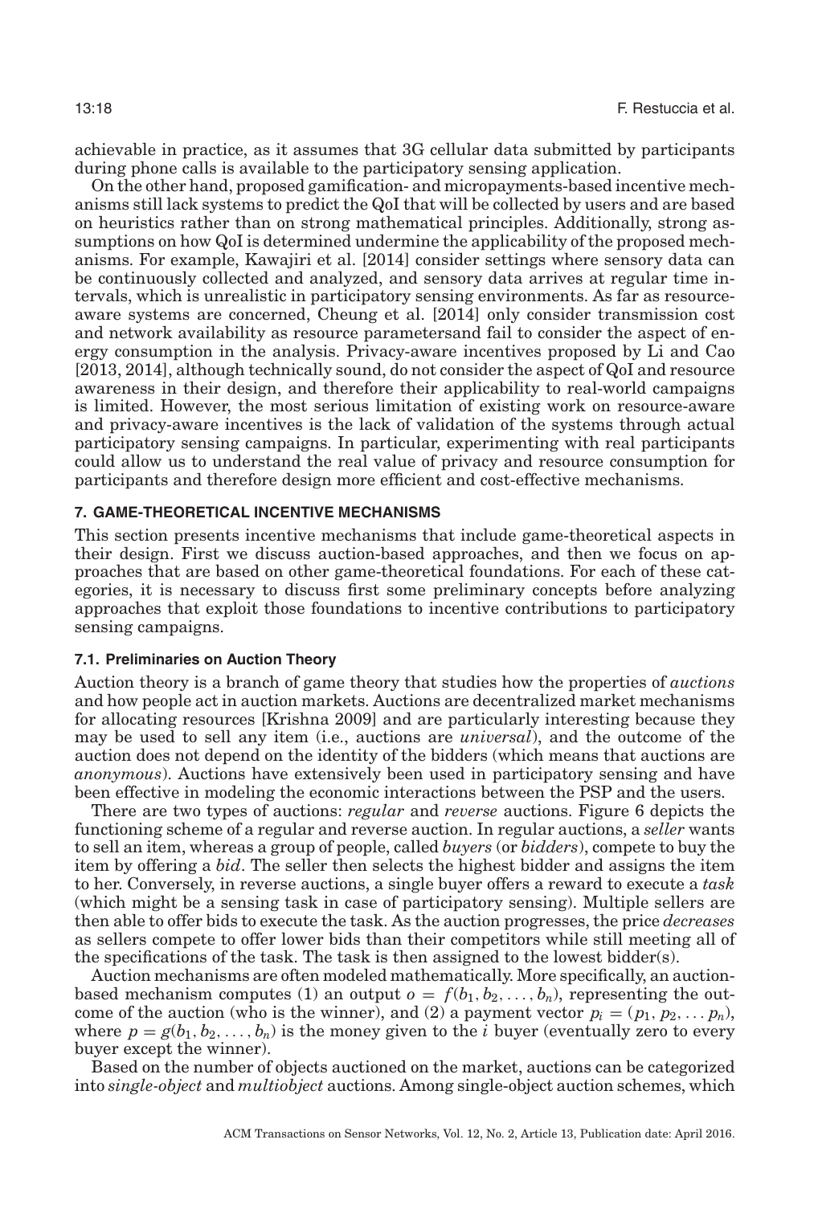achievable in practice, as it assumes that 3G cellular data submitted by participants during phone calls is available to the participatory sensing application.

On the other hand, proposed gamification- and micropayments-based incentive mechanisms still lack systems to predict the QoI that will be collected by users and are based on heuristics rather than on strong mathematical principles. Additionally, strong assumptions on how QoI is determined undermine the applicability of the proposed mechanisms. For example, Kawajiri et al. [2014] consider settings where sensory data can be continuously collected and analyzed, and sensory data arrives at regular time intervals, which is unrealistic in participatory sensing environments. As far as resource-aware systems are concerned, Cheung et al. [2014] only consider transmission cost and network availability as resource parametersand fail to consider the aspect of energy consumption in the analysis. Privacy-aware incentives proposed by Li and Cao [2013, 2014], although technically sound, do not consider the aspect of QoI and resource awareness in their design, and therefore their applicability to real-world campaigns is limited. However, the most serious limitation of existing work on resource-aware and privacy-aware incentives is the lack of validation of the systems through actual participatory sensing campaigns. In particular, experimenting with real participants could allow us to understand the real value of privacy and resource consumption for participants and therefore design more efficient and cost-effective mechanisms.

## 7. GAME-THEORETICAL INCENTIVE MECHANISMS

This section presents incentive mechanisms that include game-theoretical aspects in their design. First we discuss auction-based approaches, and then we focus on approaches that are based on other game-theoretical foundations. For each of these categories, it is necessary to discuss first some preliminary concepts before analyzing approaches that exploit those foundations to incentive contributions to participatory sensing campaigns.

### 7.1. Preliminaries on Auction Theory

Auction theory is a branch of game theory that studies how the properties of *auctions* and how people act in auction markets. Auctions are decentralized market mechanisms for allocating resources [Krishna 2009] and are particularly interesting because they may be used to sell any item (i.e., auctions are *universal*), and the outcome of the auction does not depend on the identity of the bidders (which means that auctions are *anonymous*). Auctions have extensively been used in participatory sensing and have been effective in modeling the economic interactions between the PSP and the users.

There are two types of auctions: *regular* and *reverse* auctions. Figure 6 depicts the functioning scheme of a regular and reverse auction. In regular auctions, a *seller* wants to sell an item, whereas a group of people, called *buyers* (or *bidders*), compete to buy the item by offering a *bid*. The seller then selects the highest bidder and assigns the item to her. Conversely, in reverse auctions, a single buyer offers a reward to execute a *task* (which might be a sensing task in case of participatory sensing). Multiple sellers are then able to offer bids to execute the task. As the auction progresses, the price *decreases* as sellers compete to offer lower bids than their competitors while still meeting all of the specifications of the task. The task is then assigned to the lowest bidder(s).

Auction mechanisms are often modeled mathematically. More specifically, an auction-based mechanism computes (1) an output $o = f(b_1, b_2, \ldots, b_n)$, representing the outcome of the auction (who is the winner), and (2) a payment vector $p_i = (p_1, p_2, \ldots p_n)$, where $p = g(b_1, b_2, \ldots, b_n)$ is the money given to the $i$ buyer (eventually zero to every buyer except the winner).

Based on the number of objects auctioned on the market, auctions can be categorized into *single-object* and *multiobject* auctions. Among single-object auction schemes, which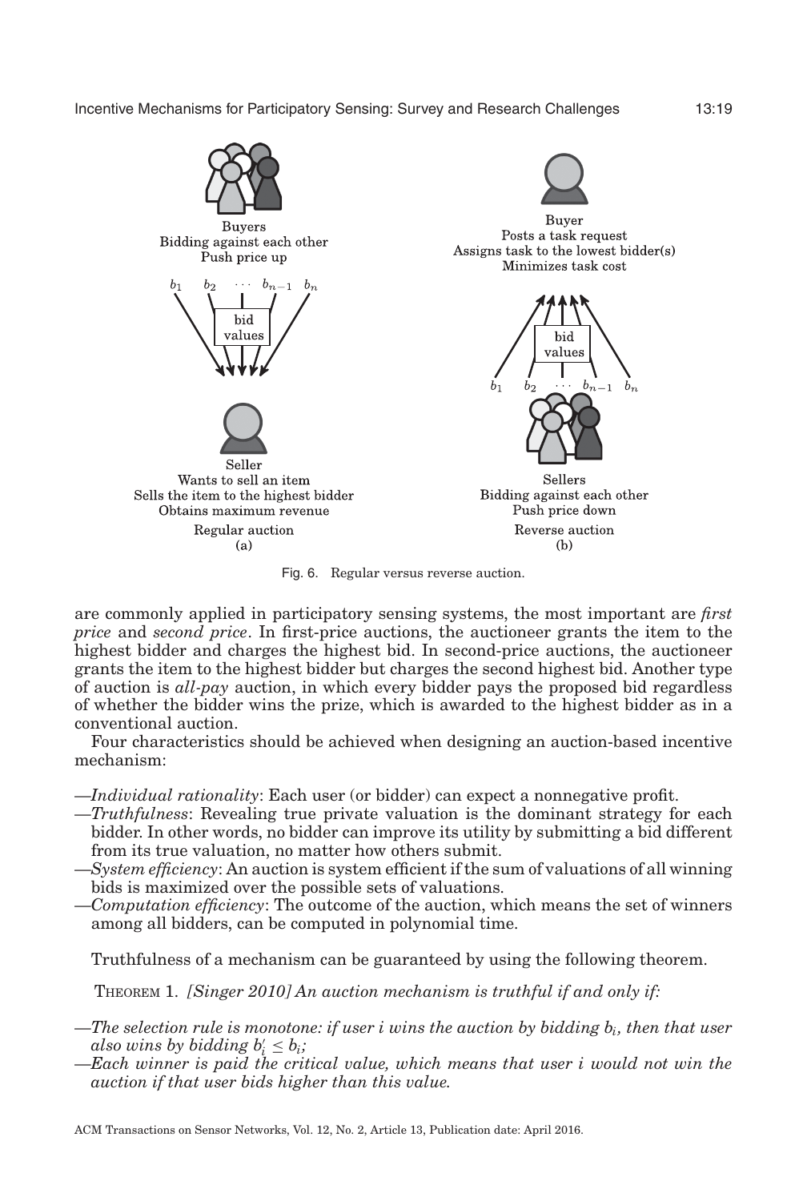Fig. 6. Regular versus reverse auction.

are commonly applied in participatory sensing systems, the most important are *first price* and *second price*. In first-price auctions, the auctioneer grants the item to the highest bidder and charges the highest bid. In second-price auctions, the auctioneer grants the item to the highest bidder but charges the second highest bid. Another type of auction is *all-pay* auction, in which every bidder pays the proposed bid regardless of whether the bidder wins the prize, which is awarded to the highest bidder as in a conventional auction.

Four characteristics should be achieved when designing an auction-based incentive mechanism:

—*Individual rationality*: Each user (or bidder) can expect a nonnegative profit.
—*Truthfulness*: Revealing true private valuation is the dominant strategy for each bidder. In other words, no bidder can improve its utility by submitting a bid different from its true valuation, no matter how others submit.
—*System efficiency*: An auction is system efficient if the sum of valuations of all winning bids is maximized over the possible sets of valuations.
—*Computation efficiency*: The outcome of the auction, which means the set of winners among all bidders, can be computed in polynomial time.

Truthfulness of a mechanism can be guaranteed by using the following theorem.

THEOREM 1. *[Singer 2010] An auction mechanism is truthful if and only if:*

—*The selection rule is monotone: if user i wins the auction by bidding $b_i$, then that user also wins by bidding $b_i' \leq b_i$;*
—*Each winner is paid the critical value, which means that user i would not win the auction if that user bids higher than this value.*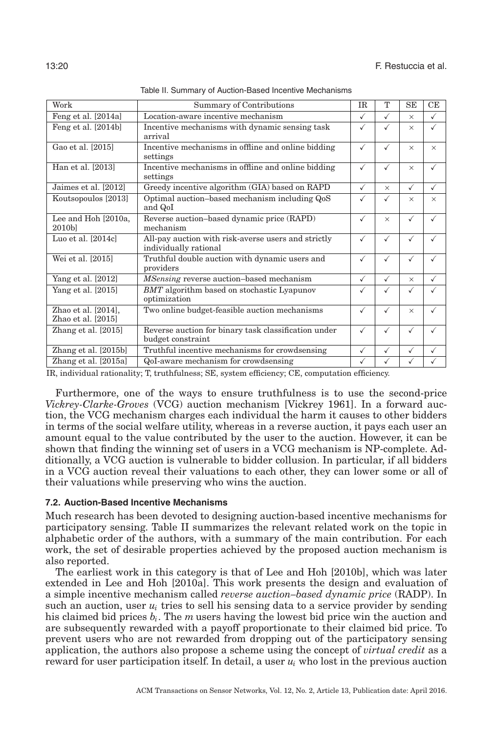Table II. Summary of Auction-Based Incentive Mechanisms

| Work | Summary of Contributions | IR | T | SE | CE |
|---|---|---|---|---|---|
| Feng et al. [2014a] | Location-aware incentive mechanism | ✓ | ✓ | × | ✓ |
| Feng et al. [2014b] | Incentive mechanisms with dynamic sensing task arrival | ✓ | ✓ | × | ✓ |
| Gao et al. [2015] | Incentive mechanisms in offline and online bidding settings | ✓ | ✓ | × | × |
| Han et al. [2013] | Incentive mechanisms in offline and online bidding settings | ✓ | ✓ | × | ✓ |
| Jaimes et al. [2012] | Greedy incentive algorithm (GIA) based on RAPD | ✓ | × | ✓ | ✓ |
| Koutsopoulos [2013] | Optimal auction–based mechanism including QoS and QoI | ✓ | ✓ | × | × |
| Lee and Hoh [2010a, 2010b] | Reverse auction–based dynamic price (RAPD) mechanism | ✓ | × | ✓ | ✓ |
| Luo et al. [2014c] | All-pay auction with risk-averse users and strictly individually rational | ✓ | ✓ | ✓ | ✓ |
| Wei et al. [2015] | Truthful double auction with dynamic users and providers | ✓ | ✓ | ✓ | ✓ |
| Yang et al. [2012] | *MSensing* reverse auction–based mechanism | ✓ | ✓ | × | ✓ |
| Yang et al. [2015] | *BMT* algorithm based on stochastic Lyapunov optimization | ✓ | ✓ | ✓ | ✓ |
| Zhao et al. [2014], Zhao et al. [2015] | Two online budget-feasible auction mechanisms | ✓ | ✓ | × | ✓ |
| Zhang et al. [2015] | Reverse auction for binary task classification under budget constraint | ✓ | ✓ | ✓ | ✓ |
| Zhang et al. [2015b] | Truthful incentive mechanisms for crowdsensing | ✓ | ✓ | ✓ | ✓ |
| Zhang et al. [2015a] | QoI-aware mechanism for crowdsensing | ✓ | ✓ | ✓ | ✓ |

IR, individual rationality; T, truthfulness; SE, system efficiency; CE, computation efficiency.

Furthermore, one of the ways to ensure truthfulness is to use the second-price *Vickrey-Clarke-Groves* (VCG) auction mechanism [Vickrey 1961]. In a forward auction, the VCG mechanism charges each individual the harm it causes to other bidders in terms of the social welfare utility, whereas in a reverse auction, it pays each user an amount equal to the value contributed by the user to the auction. However, it can be shown that finding the winning set of users in a VCG mechanism is NP-complete. Additionally, a VCG auction is vulnerable to bidder collusion. In particular, if all bidders in a VCG auction reveal their valuations to each other, they can lower some or all of their valuations while preserving who wins the auction.

### 7.2. Auction-Based Incentive Mechanisms

Much research has been devoted to designing auction-based incentive mechanisms for participatory sensing. Table II summarizes the relevant related work on the topic in alphabetic order of the authors, with a summary of the main contribution. For each work, the set of desirable properties achieved by the proposed auction mechanism is also reported.

The earliest work in this category is that of Lee and Hoh [2010b], which was later extended in Lee and Hoh [2010a]. This work presents the design and evaluation of a simple incentive mechanism called *reverse auction–based dynamic price* (RADP). In such an auction, user $u_i$ tries to sell his sensing data to a service provider by sending his claimed bid prices $b_i$. The $m$ users having the lowest bid price win the auction and are subsequently rewarded with a payoff proportionate to their claimed bid price. To prevent users who are not rewarded from dropping out of the participatory sensing application, the authors also propose a scheme using the concept of *virtual credit* as a reward for user participation itself. In detail, a user $u_i$ who lost in the previous auction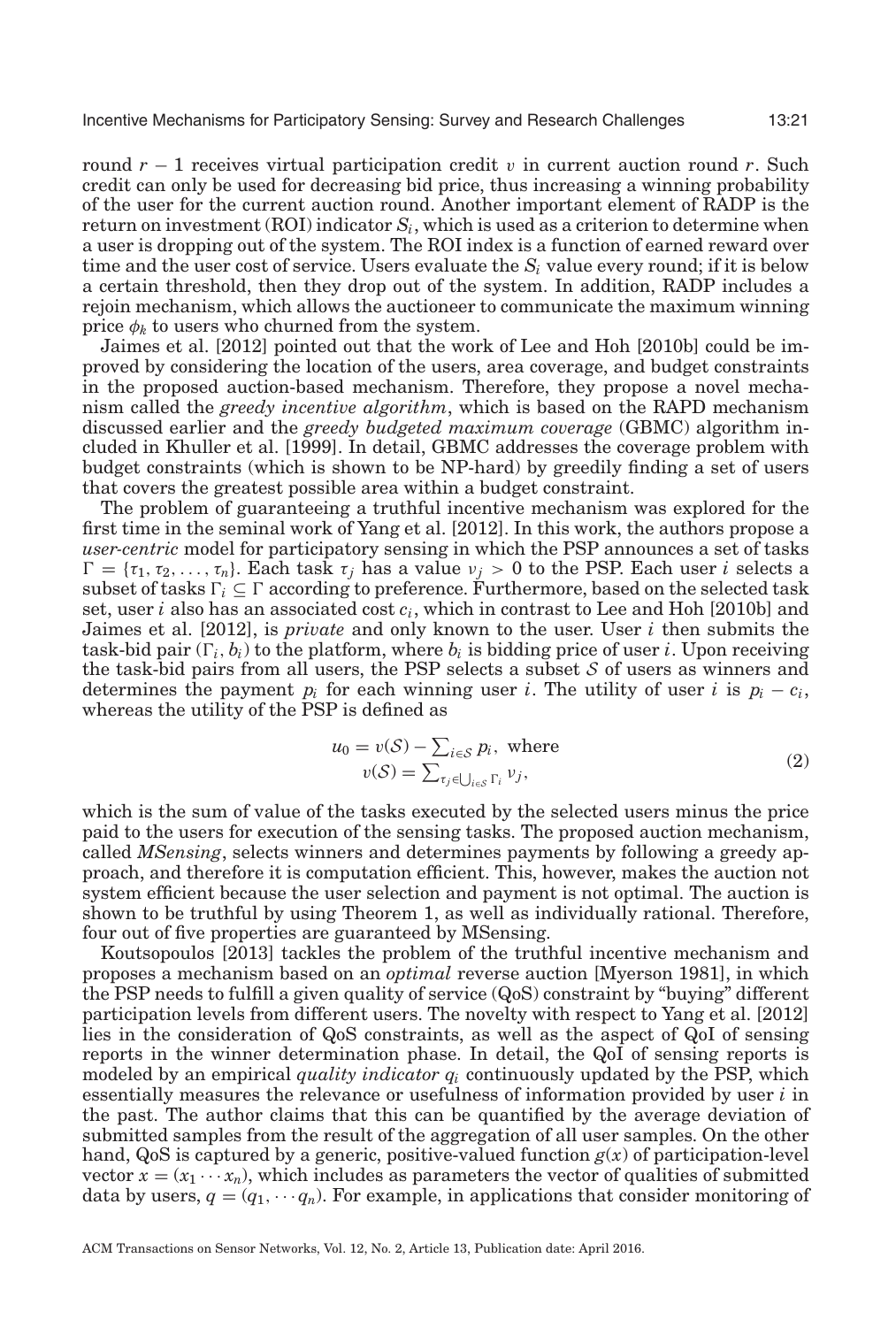round $r-1$ receives virtual participation credit $v$ in current auction round $r$. Such credit can only be used for decreasing bid price, thus increasing a winning probability of the user for the current auction round. Another important element of RADP is the return on investment (ROI) indicator $S_i$, which is used as a criterion to determine when a user is dropping out of the system. The ROI index is a function of earned reward over time and the user cost of service. Users evaluate the $S_i$ value every round; if it is below a certain threshold, then they drop out of the system. In addition, RADP includes a rejoin mechanism, which allows the auctioneer to communicate the maximum winning price $\phi_k$ to users who churned from the system.

Jaimes et al. [2012] pointed out that the work of Lee and Hoh [2010b] could be improved by considering the location of the users, area coverage, and budget constraints in the proposed auction-based mechanism. Therefore, they propose a novel mechanism called the *greedy incentive algorithm*, which is based on the RAPD mechanism discussed earlier and the *greedy budgeted maximum coverage* (GBMC) algorithm included in Khuller et al. [1999]. In detail, GBMC addresses the coverage problem with budget constraints (which is shown to be NP-hard) by greedily finding a set of users that covers the greatest possible area within a budget constraint.

The problem of guaranteeing a truthful incentive mechanism was explored for the first time in the seminal work of Yang et al. [2012]. In this work, the authors propose a *user-centric* model for participatory sensing in which the PSP announces a set of tasks $\Gamma = \{\tau_1, \tau_2, \ldots, \tau_n\}$. Each task $\tau_j$ has a value $\nu_j > 0$ to the PSP. Each user $i$ selects a subset of tasks $\Gamma_i \subseteq \Gamma$ according to preference. Furthermore, based on the selected task set, user $i$ also has an associated cost $c_i$, which in contrast to Lee and Hoh [2010b] and Jaimes et al. [2012], is *private* and only known to the user. User $i$ then submits the task-bid pair $(\Gamma_i, b_i)$ to the platform, where $b_i$ is bidding price of user $i$. Upon receiving the task-bid pairs from all users, the PSP selects a subset $\mathcal{S}$ of users as winners and determines the payment $p_i$ for each winning user $i$. The utility of user $i$ is $p_i - c_i$, whereas the utility of the PSP is defined as

$$
\begin{aligned}
u_0 = v(\mathcal{S}) - \textstyle\sum_{i \in \mathcal{S}} p_i, \text{ where} \\
v(\mathcal{S}) = \textstyle\sum_{\tau_j \in \bigcup_{i \in \mathcal{S}} \Gamma_i} \nu_j,
\end{aligned}
\tag{2}
$$

which is the sum of value of the tasks executed by the selected users minus the price paid to the users for execution of the sensing tasks. The proposed auction mechanism, called *MSensing*, selects winners and determines payments by following a greedy approach, and therefore it is computation efficient. This, however, makes the auction not system efficient because the user selection and payment is not optimal. The auction is shown to be truthful by using Theorem 1, as well as individually rational. Therefore, four out of five properties are guaranteed by MSensing.

Koutsopoulos [2013] tackles the problem of the truthful incentive mechanism and proposes a mechanism based on an *optimal* reverse auction [Myerson 1981], in which the PSP needs to fulfill a given quality of service (QoS) constraint by "buying" different participation levels from different users. The novelty with respect to Yang et al. [2012] lies in the consideration of QoS constraints, as well as the aspect of QoI of sensing reports in the winner determination phase. In detail, the QoI of sensing reports is modeled by an empirical *quality indicator* $q_i$ continuously updated by the PSP, which essentially measures the relevance or usefulness of information provided by user $i$ in the past. The author claims that this can be quantified by the average deviation of submitted samples from the result of the aggregation of all user samples. On the other hand, QoS is captured by a generic, positive-valued function $g(x)$ of participation-level vector $x = (x_1 \cdots x_n)$, which includes as parameters the vector of qualities of submitted data by users, $q = (q_1, \cdots q_n)$. For example, in applications that consider monitoring of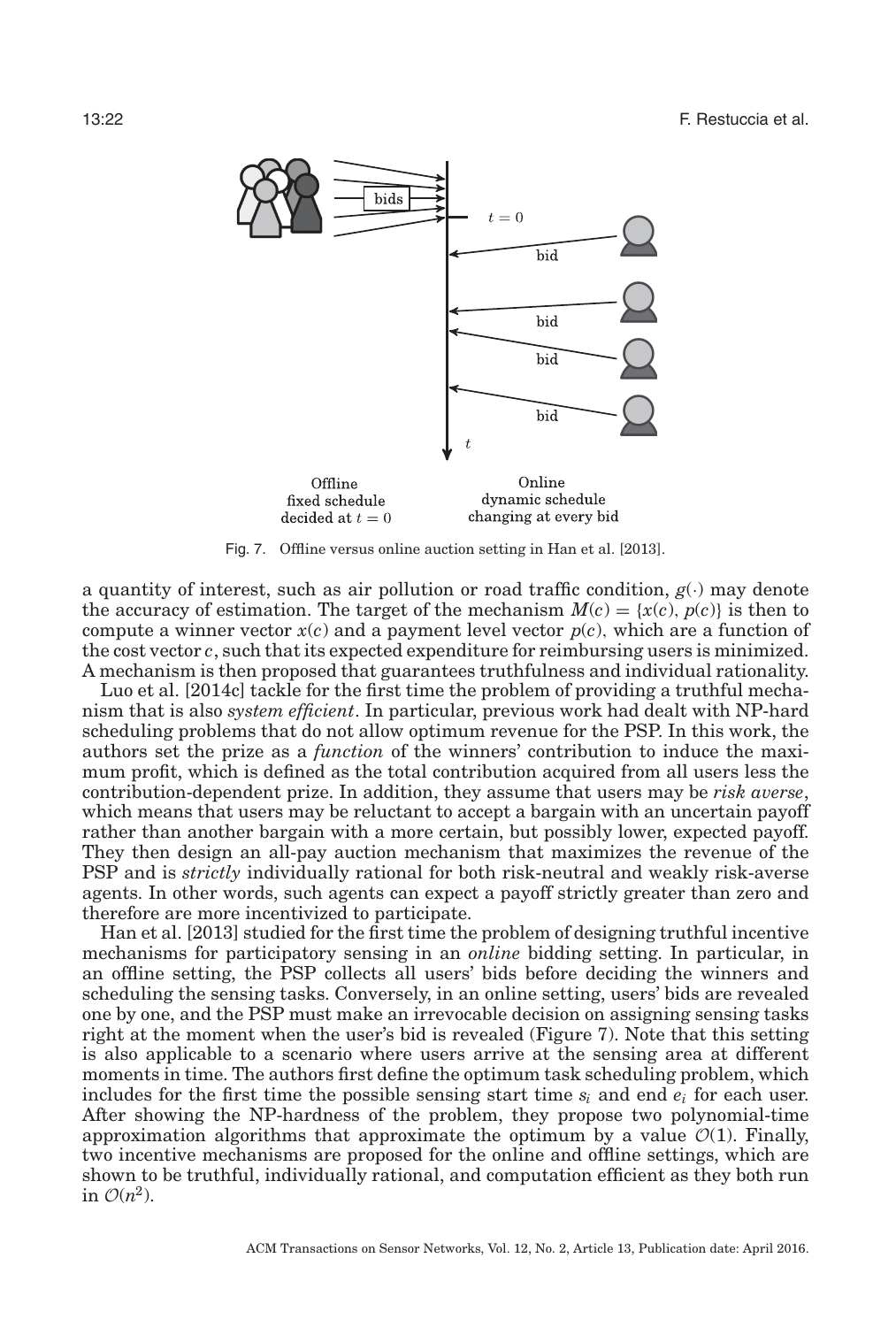bids

$t = 0$

bid

bid

bid

bid

$t$

Offline
fixed schedule
decided at $t = 0$

Online
dynamic schedule
changing at every bid

Fig. 7. Offline versus online auction setting in Han et al. [2013].

a quantity of interest, such as air pollution or road traffic condition, $g(\cdot)$ may denote the accuracy of estimation. The target of the mechanism $M(c) = \{x(c), p(c)\}$ is then to compute a winner vector $x(c)$ and a payment level vector $p(c)$, which are a function of the cost vector $c$, such that its expected expenditure for reimbursing users is minimized. A mechanism is then proposed that guarantees truthfulness and individual rationality.

Luo et al. [2014c] tackle for the first time the problem of providing a truthful mechanism that is also *system efficient*. In particular, previous work had dealt with NP-hard scheduling problems that do not allow optimum revenue for the PSP. In this work, the authors set the prize as a *function* of the winners' contribution to induce the maximum profit, which is defined as the total contribution acquired from all users less the contribution-dependent prize. In addition, they assume that users may be *risk averse*, which means that users may be reluctant to accept a bargain with an uncertain payoff rather than another bargain with a more certain, but possibly lower, expected payoff. They then design an all-pay auction mechanism that maximizes the revenue of the PSP and is *strictly* individually rational for both risk-neutral and weakly risk-averse agents. In other words, such agents can expect a payoff strictly greater than zero and therefore are more incentivized to participate.

Han et al. [2013] studied for the first time the problem of designing truthful incentive mechanisms for participatory sensing in an *online* bidding setting. In particular, in an offline setting, the PSP collects all users' bids before deciding the winners and scheduling the sensing tasks. Conversely, in an online setting, users' bids are revealed one by one, and the PSP must make an irrevocable decision on assigning sensing tasks right at the moment when the user's bid is revealed (Figure 7). Note that this setting is also applicable to a scenario where users arrive at the sensing area at different moments in time. The authors first define the optimum task scheduling problem, which includes for the first time the possible sensing start time $s_i$ and end $e_i$ for each user. After showing the NP-hardness of the problem, they propose two polynomial-time approximation algorithms that approximate the optimum by a value $\mathcal{O}(1)$. Finally, two incentive mechanisms are proposed for the online and offline settings, which are shown to be truthful, individually rational, and computation efficient as they both run in $\mathcal{O}(n^2)$.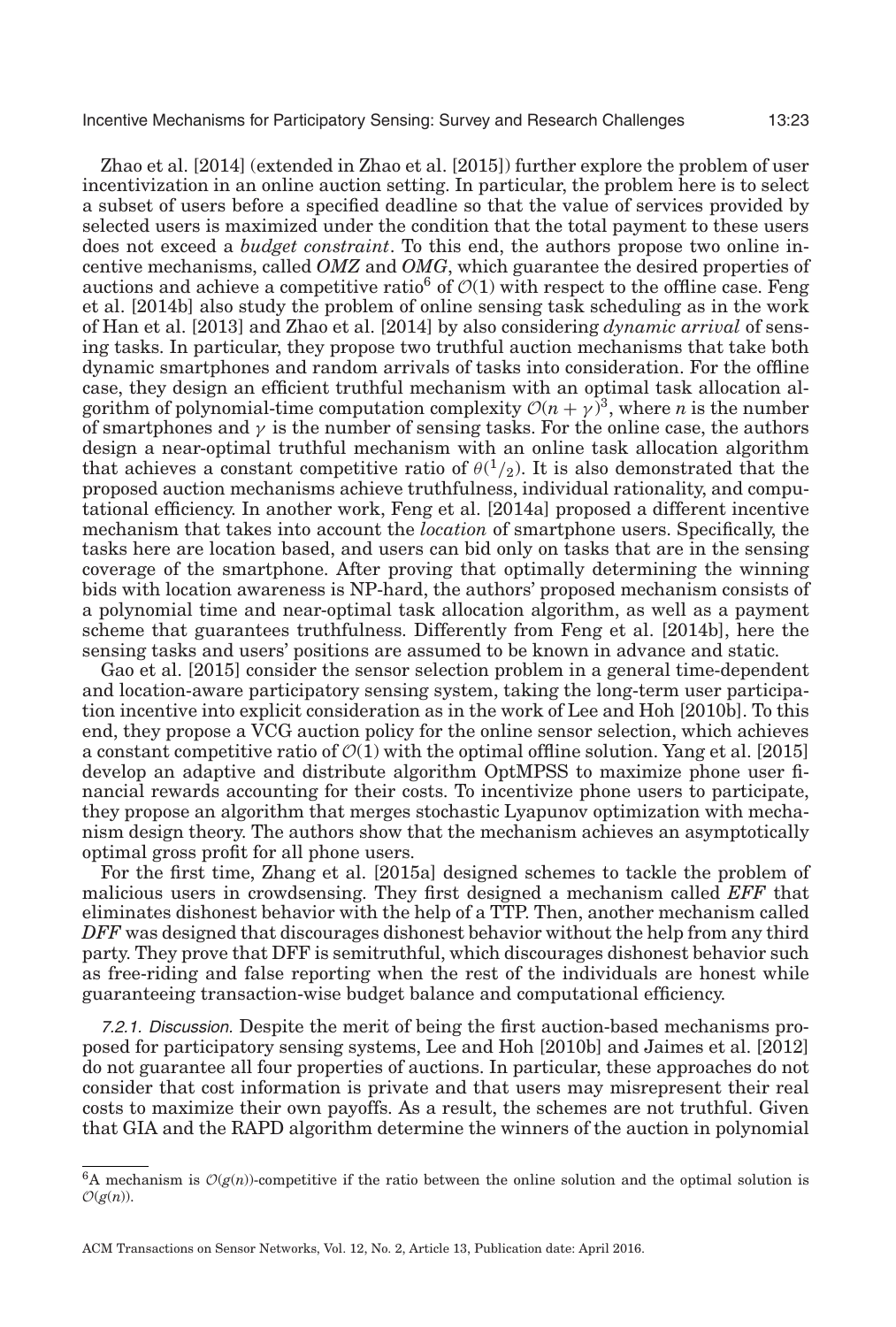Zhao et al. [2014] (extended in Zhao et al. [2015]) further explore the problem of user incentivization in an online auction setting. In particular, the problem here is to select a subset of users before a specified deadline so that the value of services provided by selected users is maximized under the condition that the total payment to these users does not exceed a *budget constraint*. To this end, the authors propose two online incentive mechanisms, called *OMZ* and *OMG*, which guarantee the desired properties of auctions and achieve a competitive ratio[6] of $\mathcal{O}(1)$ with respect to the offline case. Feng et al. [2014b] also study the problem of online sensing task scheduling as in the work of Han et al. [2013] and Zhao et al. [2014] by also considering *dynamic arrival* of sensing tasks. In particular, they propose two truthful auction mechanisms that take both dynamic smartphones and random arrivals of tasks into consideration. For the offline case, they design an efficient truthful mechanism with an optimal task allocation algorithm of polynomial-time computation complexity $\mathcal{O}(n+\gamma)^3$, where $n$ is the number of smartphones and $\gamma$ is the number of sensing tasks. For the online case, the authors design a near-optimal truthful mechanism with an online task allocation algorithm that achieves a constant competitive ratio of $\theta(^1/_2)$. It is also demonstrated that the proposed auction mechanisms achieve truthfulness, individual rationality, and computational efficiency. In another work, Feng et al. [2014a] proposed a different incentive mechanism that takes into account the *location* of smartphone users. Specifically, the tasks here are location based, and users can bid only on tasks that are in the sensing coverage of the smartphone. After proving that optimally determining the winning bids with location awareness is NP-hard, the authors' proposed mechanism consists of a polynomial time and near-optimal task allocation algorithm, as well as a payment scheme that guarantees truthfulness. Differently from Feng et al. [2014b], here the sensing tasks and users' positions are assumed to be known in advance and static.

Gao et al. [2015] consider the sensor selection problem in a general time-dependent and location-aware participatory sensing system, taking the long-term user participation incentive into explicit consideration as in the work of Lee and Hoh [2010b]. To this end, they propose a VCG auction policy for the online sensor selection, which achieves a constant competitive ratio of $\mathcal{O}(1)$ with the optimal offline solution. Yang et al. [2015] develop an adaptive and distribute algorithm OptMPSS to maximize phone user financial rewards accounting for their costs. To incentivize phone users to participate, they propose an algorithm that merges stochastic Lyapunov optimization with mechanism design theory. The authors show that the mechanism achieves an asymptotically optimal gross profit for all phone users.

For the first time, Zhang et al. [2015a] designed schemes to tackle the problem of malicious users in crowdsensing. They first designed a mechanism called *EFF* that eliminates dishonest behavior with the help of a TTP. Then, another mechanism called *DFF* was designed that discourages dishonest behavior without the help from any third party. They prove that DFF is semitruthful, which discourages dishonest behavior such as free-riding and false reporting when the rest of the individuals are honest while guaranteeing transaction-wise budget balance and computational efficiency.

*7.2.1. Discussion.* Despite the merit of being the first auction-based mechanisms proposed for participatory sensing systems, Lee and Hoh [2010b] and Jaimes et al. [2012] do not guarantee all four properties of auctions. In particular, these approaches do not consider that cost information is private and that users may misrepresent their real costs to maximize their own payoffs. As a result, the schemes are not truthful. Given that GIA and the RAPD algorithm determine the winners of the auction in polynomial

[6] A mechanism is $\mathcal{O}(g(n))$-competitive if the ratio between the online solution and the optimal solution is $\mathcal{O}(g(n))$.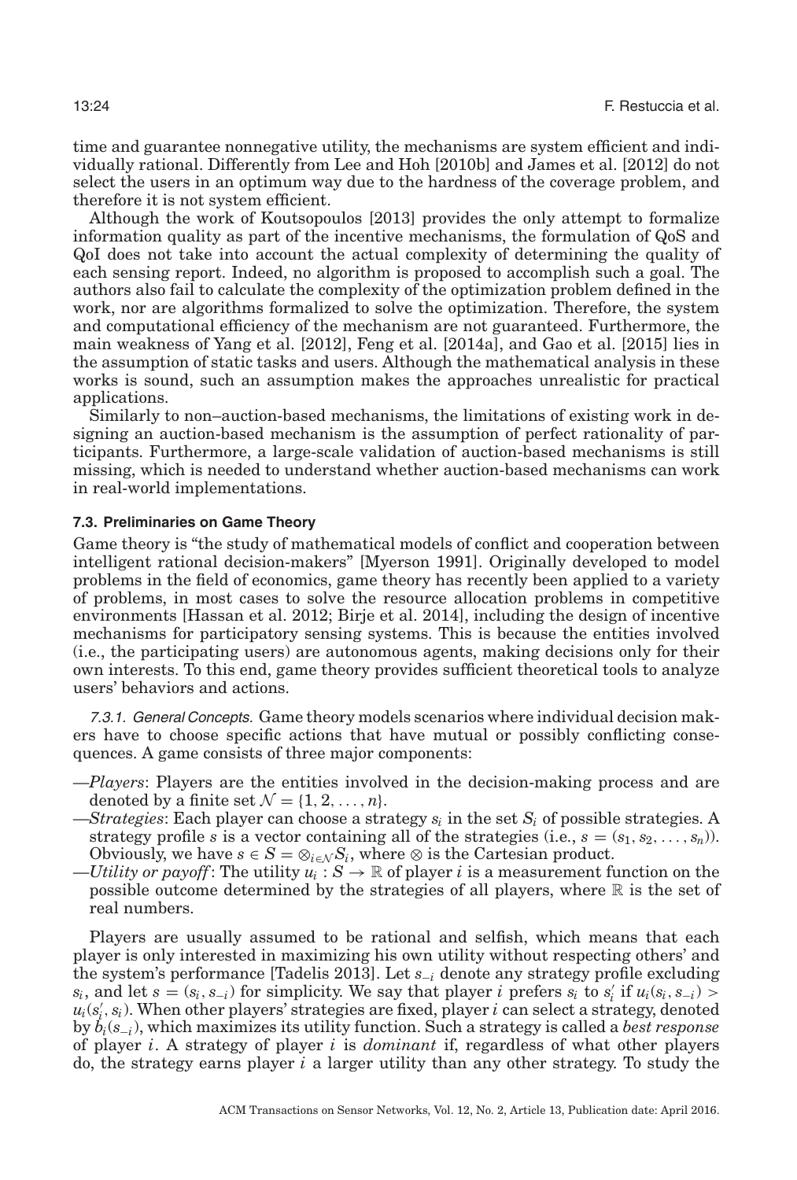time and guarantee nonnegative utility, the mechanisms are system efficient and individually rational. Differently from Lee and Hoh [2010b] and James et al. [2012] do not select the users in an optimum way due to the hardness of the coverage problem, and therefore it is not system efficient.

Although the work of Koutsopoulos [2013] provides the only attempt to formalize information quality as part of the incentive mechanisms, the formulation of QoS and QoI does not take into account the actual complexity of determining the quality of each sensing report. Indeed, no algorithm is proposed to accomplish such a goal. The authors also fail to calculate the complexity of the optimization problem defined in the work, nor are algorithms formalized to solve the optimization. Therefore, the system and computational efficiency of the mechanism are not guaranteed. Furthermore, the main weakness of Yang et al. [2012], Feng et al. [2014a], and Gao et al. [2015] lies in the assumption of static tasks and users. Although the mathematical analysis in these works is sound, such an assumption makes the approaches unrealistic for practical applications.

Similarly to non–auction-based mechanisms, the limitations of existing work in designing an auction-based mechanism is the assumption of perfect rationality of participants. Furthermore, a large-scale validation of auction-based mechanisms is still missing, which is needed to understand whether auction-based mechanisms can work in real-world implementations.

### 7.3. Preliminaries on Game Theory

Game theory is "the study of mathematical models of conflict and cooperation between intelligent rational decision-makers" [Myerson 1991]. Originally developed to model problems in the field of economics, game theory has recently been applied to a variety of problems, in most cases to solve the resource allocation problems in competitive environments [Hassan et al. 2012; Birje et al. 2014], including the design of incentive mechanisms for participatory sensing systems. This is because the entities involved (i.e., the participating users) are autonomous agents, making decisions only for their own interests. To this end, game theory provides sufficient theoretical tools to analyze users' behaviors and actions.

*7.3.1. General Concepts.* Game theory models scenarios where individual decision makers have to choose specific actions that have mutual or possibly conflicting consequences. A game consists of three major components:

—*Players*: Players are the entities involved in the decision-making process and are denoted by a finite set $\mathcal{N} = \{1, 2, \ldots, n\}$.

—*Strategies*: Each player can choose a strategy $s_i$ in the set $S_i$ of possible strategies. A strategy profile $s$ is a vector containing all of the strategies (i.e., $s = (s_1, s_2, \ldots, s_n)$). Obviously, we have $s \in S = \otimes_{i \in \mathcal{N}} S_i$, where $\otimes$ is the Cartesian product.

—*Utility or payoff*: The utility $u_i : S \to \mathbb{R}$ of player $i$ is a measurement function on the possible outcome determined by the strategies of all players, where $\mathbb{R}$ is the set of real numbers.

Players are usually assumed to be rational and selfish, which means that each player is only interested in maximizing his own utility without respecting others' and the system's performance [Tadelis 2013]. Let $s_{-i}$ denote any strategy profile excluding $s_i$, and let $s = (s_i, s_{-i})$ for simplicity. We say that player $i$ prefers $s_i$ to $s'_i$ if $u_i(s_i, s_{-i}) > u_i(s'_i, s_i)$. When other players' strategies are fixed, player $i$ can select a strategy, denoted by $b_i(s_{-i})$, which maximizes its utility function. Such a strategy is called a *best response* of player $i$. A strategy of player $i$ is *dominant* if, regardless of what other players do, the strategy earns player $i$ a larger utility than any other strategy. To study the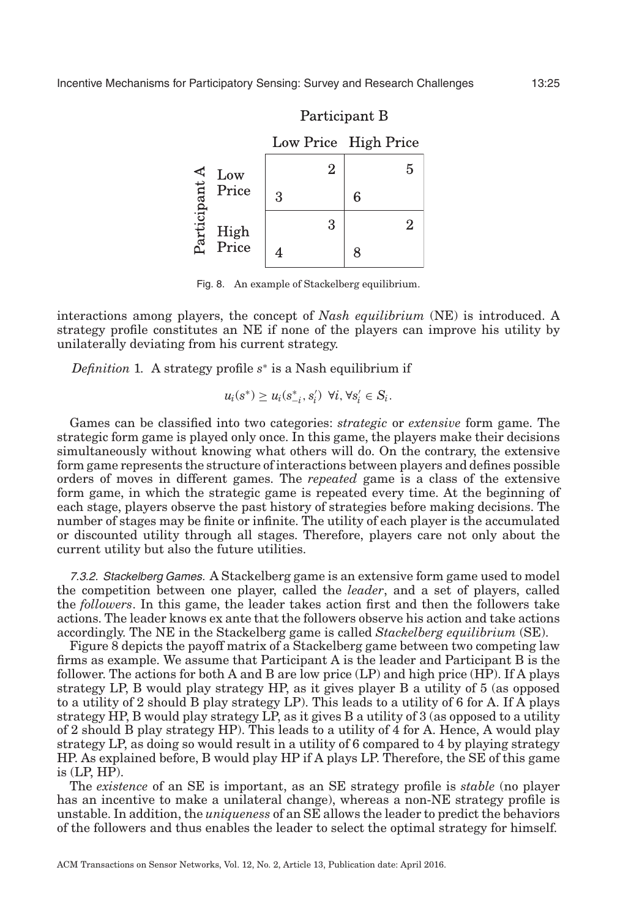| Participant A \ Participant B | Low Price | High Price |
|---|---|---|
| Low Price | A: 3, B: 2 | A: 6, B: 5 |
| High Price | A: 4, B: 3 | A: 8, B: 2 |

Fig. 8. An example of Stackelberg equilibrium.

interactions among players, the concept of *Nash equilibrium* (NE) is introduced. A strategy profile constitutes an NE if none of the players can improve his utility by unilaterally deviating from his current strategy.

*Definition* 1. A strategy profile $s^*$ is a Nash equilibrium if

$$u_i(s^*) \geq u_i(s^*_{-i}, s'_i) \ \forall i, \forall s'_i \in S_i.$$

Games can be classified into two categories: *strategic* or *extensive* form game. The strategic form game is played only once. In this game, the players make their decisions simultaneously without knowing what others will do. On the contrary, the extensive form game represents the structure of interactions between players and defines possible orders of moves in different games. The *repeated* game is a class of the extensive form game, in which the strategic game is repeated every time. At the beginning of each stage, players observe the past history of strategies before making decisions. The number of stages may be finite or infinite. The utility of each player is the accumulated or discounted utility through all stages. Therefore, players care not only about the current utility but also the future utilities.

*7.3.2. Stackelberg Games.* A Stackelberg game is an extensive form game used to model the competition between one player, called the *leader*, and a set of players, called the *followers*. In this game, the leader takes action first and then the followers take actions. The leader knows ex ante that the followers observe his action and take actions accordingly. The NE in the Stackelberg game is called *Stackelberg equilibrium* (SE).

Figure 8 depicts the payoff matrix of a Stackelberg game between two competing law firms as example. We assume that Participant A is the leader and Participant B is the follower. The actions for both A and B are low price (LP) and high price (HP). If A plays strategy LP, B would play strategy HP, as it gives player B a utility of 5 (as opposed to a utility of 2 should B play strategy LP). This leads to a utility of 6 for A. If A plays strategy HP, B would play strategy LP, as it gives B a utility of 3 (as opposed to a utility of 2 should B play strategy HP). This leads to a utility of 4 for A. Hence, A would play strategy LP, as doing so would result in a utility of 6 compared to 4 by playing strategy HP. As explained before, B would play HP if A plays LP. Therefore, the SE of this game is (LP, HP).

The *existence* of an SE is important, as an SE strategy profile is *stable* (no player has an incentive to make a unilateral change), whereas a non-NE strategy profile is unstable. In addition, the *uniqueness* of an SE allows the leader to predict the behaviors of the followers and thus enables the leader to select the optimal strategy for himself.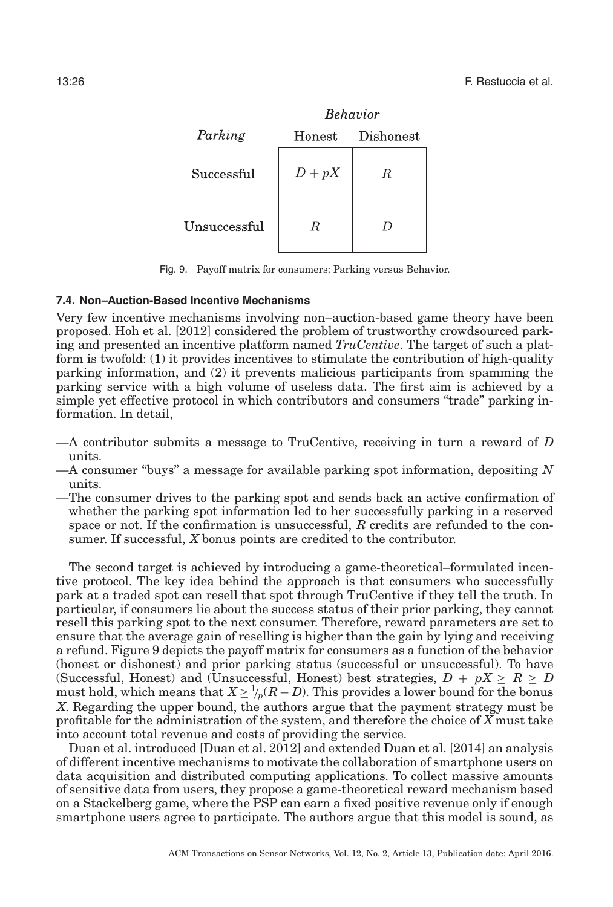| Parking | Behavior: Honest | Behavior: Dishonest |
|---|---|---|
| Successful | $D + pX$ | $R$ |
| Unsuccessful | $R$ | $D$ |

Fig. 9. Payoff matrix for consumers: Parking versus Behavior.

### 7.4. Non–Auction-Based Incentive Mechanisms

Very few incentive mechanisms involving non–auction-based game theory have been proposed. Hoh et al. [2012] considered the problem of trustworthy crowdsourced parking and presented an incentive platform named *TruCentive*. The target of such a platform is twofold: (1) it provides incentives to stimulate the contribution of high-quality parking information, and (2) it prevents malicious participants from spamming the parking service with a high volume of useless data. The first aim is achieved by a simple yet effective protocol in which contributors and consumers "trade" parking information. In detail,

—A contributor submits a message to TruCentive, receiving in turn a reward of $D$ units.
—A consumer "buys" a message for available parking spot information, depositing $N$ units.
—The consumer drives to the parking spot and sends back an active confirmation of whether the parking spot information led to her successfully parking in a reserved space or not. If the confirmation is unsuccessful, $R$ credits are refunded to the consumer. If successful, $X$ bonus points are credited to the contributor.

The second target is achieved by introducing a game-theoretical–formulated incentive protocol. The key idea behind the approach is that consumers who successfully park at a traded spot can resell that spot through TruCentive if they tell the truth. In particular, if consumers lie about the success status of their prior parking, they cannot resell this parking spot to the next consumer. Therefore, reward parameters are set to ensure that the average gain of reselling is higher than the gain by lying and receiving a refund. Figure 9 depicts the payoff matrix for consumers as a function of the behavior (honest or dishonest) and prior parking status (successful or unsuccessful). To have (Successful, Honest) and (Unsuccessful, Honest) best strategies, $D + pX \geq R \geq D$ must hold, which means that $X \geq {}^{1}\!/_{p}(R - D)$. This provides a lower bound for the bonus $X$. Regarding the upper bound, the authors argue that the payment strategy must be profitable for the administration of the system, and therefore the choice of $X$ must take into account total revenue and costs of providing the service.

Duan et al. introduced [Duan et al. 2012] and extended Duan et al. [2014] an analysis of different incentive mechanisms to motivate the collaboration of smartphone users on data acquisition and distributed computing applications. To collect massive amounts of sensitive data from users, they propose a game-theoretical reward mechanism based on a Stackelberg game, where the PSP can earn a fixed positive revenue only if enough smartphone users agree to participate. The authors argue that this model is sound, as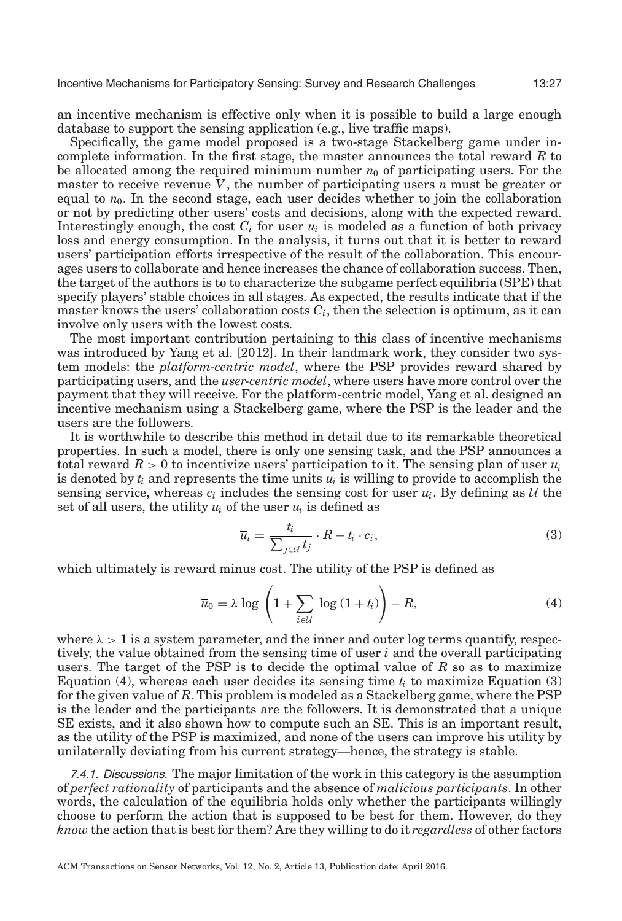an incentive mechanism is effective only when it is possible to build a large enough database to support the sensing application (e.g., live traffic maps).

Specifically, the game model proposed is a two-stage Stackelberg game under incomplete information. In the first stage, the master announces the total reward $R$ to be allocated among the required minimum number $n_0$ of participating users. For the master to receive revenue $V$, the number of participating users $n$ must be greater or equal to $n_0$. In the second stage, each user decides whether to join the collaboration or not by predicting other users' costs and decisions, along with the expected reward. Interestingly enough, the cost $C_i$ for user $u_i$ is modeled as a function of both privacy loss and energy consumption. In the analysis, it turns out that it is better to reward users' participation efforts irrespective of the result of the collaboration. This encourages users to collaborate and hence increases the chance of collaboration success. Then, the target of the authors is to to characterize the subgame perfect equilibria (SPE) that specify players' stable choices in all stages. As expected, the results indicate that if the master knows the users' collaboration costs $C_i$, then the selection is optimum, as it can involve only users with the lowest costs.

The most important contribution pertaining to this class of incentive mechanisms was introduced by Yang et al. [2012]. In their landmark work, they consider two system models: the *platform-centric model*, where the PSP provides reward shared by participating users, and the *user-centric model*, where users have more control over the payment that they will receive. For the platform-centric model, Yang et al. designed an incentive mechanism using a Stackelberg game, where the PSP is the leader and the users are the followers.

It is worthwhile to describe this method in detail due to its remarkable theoretical properties. In such a model, there is only one sensing task, and the PSP announces a total reward $R > 0$ to incentivize users' participation to it. The sensing plan of user $u_i$ is denoted by $t_i$ and represents the time units $u_i$ is willing to provide to accomplish the sensing service, whereas $c_i$ includes the sensing cost for user $u_i$. By defining as $\mathcal{U}$ the set of all users, the utility $\overline{u_i}$ of the user $u_i$ is defined as

$$\overline{u}_i = \frac{t_i}{\sum_{j \in \mathcal{U}} t_j} \cdot R - t_i \cdot c_i, \tag{3}$$

which ultimately is reward minus cost. The utility of the PSP is defined as

$$\overline{u}_0 = \lambda \log \left( 1 + \sum_{i \in \mathcal{U}} \log (1 + t_i) \right) - R, \tag{4}$$

where $\lambda > 1$ is a system parameter, and the inner and outer log terms quantify, respectively, the value obtained from the sensing time of user $i$ and the overall participating users. The target of the PSP is to decide the optimal value of $R$ so as to maximize Equation (4), whereas each user decides its sensing time $t_i$ to maximize Equation (3) for the given value of $R$. This problem is modeled as a Stackelberg game, where the PSP is the leader and the participants are the followers. It is demonstrated that a unique SE exists, and it also shown how to compute such an SE. This is an important result, as the utility of the PSP is maximized, and none of the users can improve his utility by unilaterally deviating from his current strategy—hence, the strategy is stable.

*7.4.1. Discussions.* The major limitation of the work in this category is the assumption of *perfect rationality* of participants and the absence of *malicious participants*. In other words, the calculation of the equilibria holds only whether the participants willingly choose to perform the action that is supposed to be best for them. However, do they *know* the action that is best for them? Are they willing to do it *regardless* of other factors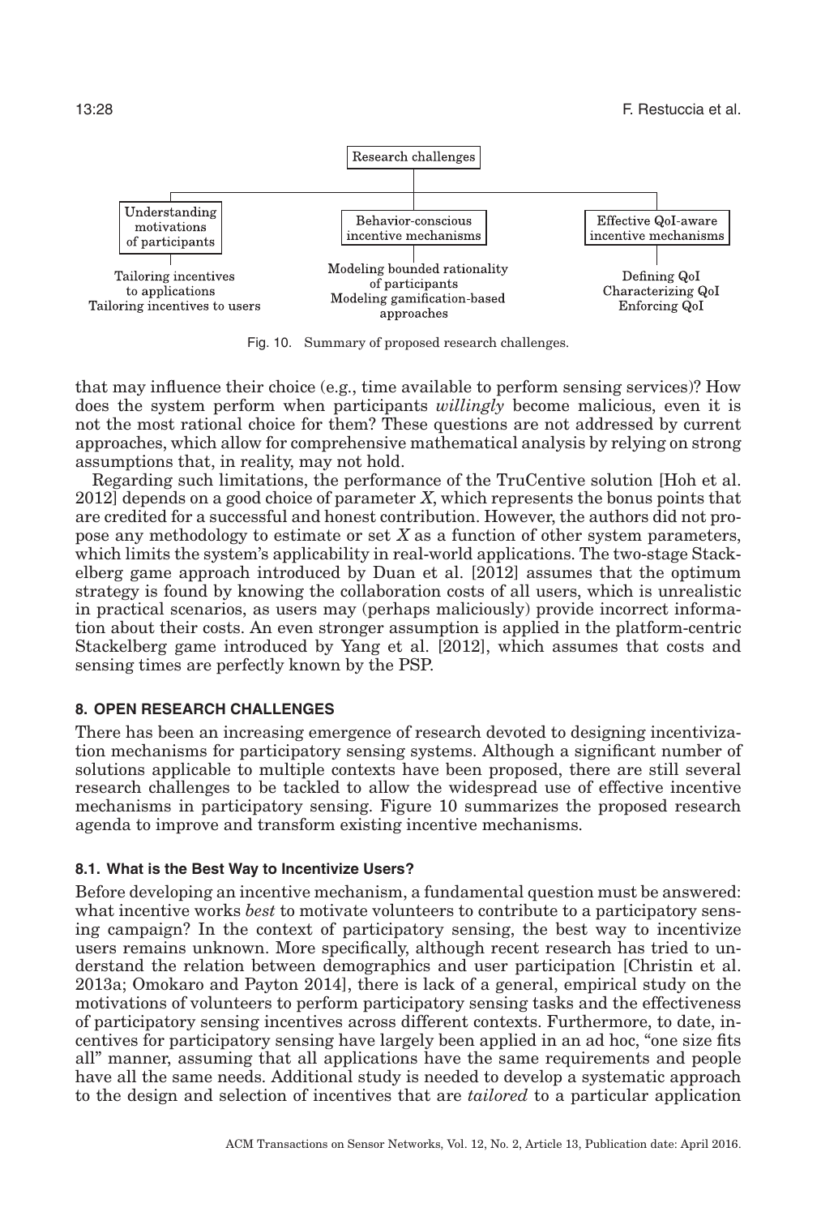Research challenges

Understanding motivations of participants
- Tailoring incentives to applications
- Tailoring incentives to users

Behavior-conscious incentive mechanisms
- Modeling bounded rationality of participants
- Modeling gamification-based approaches

Effective QoI-aware incentive mechanisms
- Defining QoI
- Characterizing QoI
- Enforcing QoI

Fig. 10. Summary of proposed research challenges.

that may influence their choice (e.g., time available to perform sensing services)? How does the system perform when participants *willingly* become malicious, even it is not the most rational choice for them? These questions are not addressed by current approaches, which allow for comprehensive mathematical analysis by relying on strong assumptions that, in reality, may not hold.

Regarding such limitations, the performance of the TruCentive solution [Hoh et al. 2012] depends on a good choice of parameter $X$, which represents the bonus points that are credited for a successful and honest contribution. However, the authors did not propose any methodology to estimate or set $X$ as a function of other system parameters, which limits the system's applicability in real-world applications. The two-stage Stackelberg game approach introduced by Duan et al. [2012] assumes that the optimum strategy is found by knowing the collaboration costs of all users, which is unrealistic in practical scenarios, as users may (perhaps maliciously) provide incorrect information about their costs. An even stronger assumption is applied in the platform-centric Stackelberg game introduced by Yang et al. [2012], which assumes that costs and sensing times are perfectly known by the PSP.

## 8. OPEN RESEARCH CHALLENGES

There has been an increasing emergence of research devoted to designing incentivization mechanisms for participatory sensing systems. Although a significant number of solutions applicable to multiple contexts have been proposed, there are still several research challenges to be tackled to allow the widespread use of effective incentive mechanisms in participatory sensing. Figure 10 summarizes the proposed research agenda to improve and transform existing incentive mechanisms.

### 8.1. What is the Best Way to Incentivize Users?

Before developing an incentive mechanism, a fundamental question must be answered: what incentive works *best* to motivate volunteers to contribute to a participatory sensing campaign? In the context of participatory sensing, the best way to incentivize users remains unknown. More specifically, although recent research has tried to understand the relation between demographics and user participation [Christin et al. 2013a; Omokaro and Payton 2014], there is lack of a general, empirical study on the motivations of volunteers to perform participatory sensing tasks and the effectiveness of participatory sensing incentives across different contexts. Furthermore, to date, incentives for participatory sensing have largely been applied in an ad hoc, "one size fits all" manner, assuming that all applications have the same requirements and people have all the same needs. Additional study is needed to develop a systematic approach to the design and selection of incentives that are *tailored* to a particular application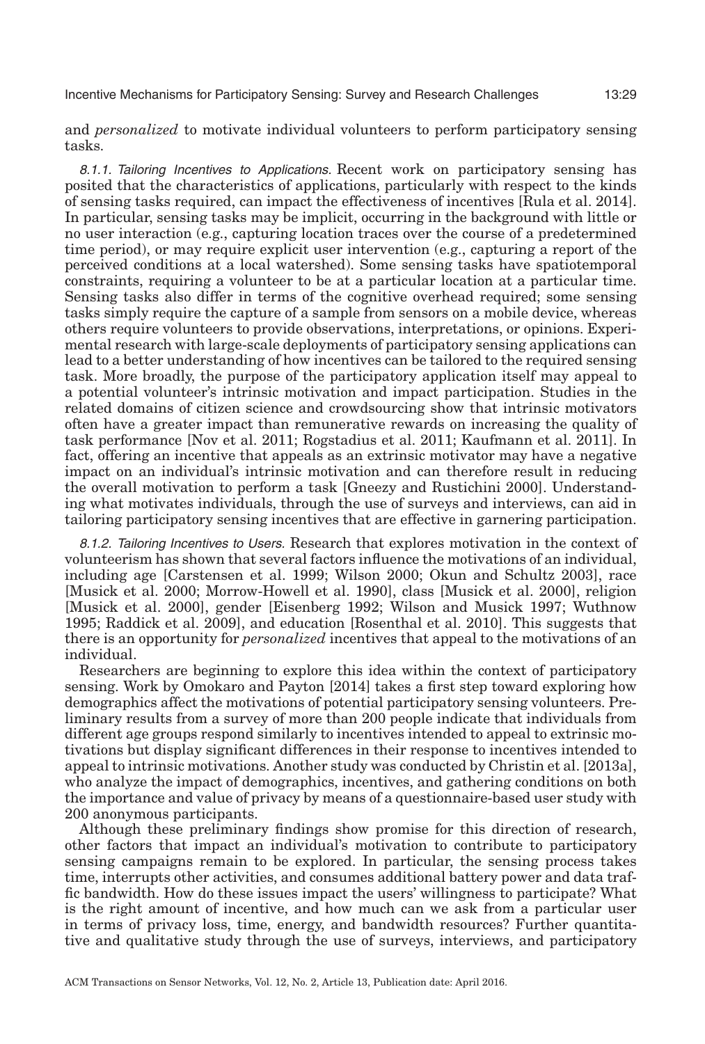and *personalized* to motivate individual volunteers to perform participatory sensing tasks.

*8.1.1. Tailoring Incentives to Applications.* Recent work on participatory sensing has posited that the characteristics of applications, particularly with respect to the kinds of sensing tasks required, can impact the effectiveness of incentives [Rula et al. 2014]. In particular, sensing tasks may be implicit, occurring in the background with little or no user interaction (e.g., capturing location traces over the course of a predetermined time period), or may require explicit user intervention (e.g., capturing a report of the perceived conditions at a local watershed). Some sensing tasks have spatiotemporal constraints, requiring a volunteer to be at a particular location at a particular time. Sensing tasks also differ in terms of the cognitive overhead required; some sensing tasks simply require the capture of a sample from sensors on a mobile device, whereas others require volunteers to provide observations, interpretations, or opinions. Experimental research with large-scale deployments of participatory sensing applications can lead to a better understanding of how incentives can be tailored to the required sensing task. More broadly, the purpose of the participatory application itself may appeal to a potential volunteer's intrinsic motivation and impact participation. Studies in the related domains of citizen science and crowdsourcing show that intrinsic motivators often have a greater impact than remunerative rewards on increasing the quality of task performance [Nov et al. 2011; Rogstadius et al. 2011; Kaufmann et al. 2011]. In fact, offering an incentive that appeals as an extrinsic motivator may have a negative impact on an individual's intrinsic motivation and can therefore result in reducing the overall motivation to perform a task [Gneezy and Rustichini 2000]. Understanding what motivates individuals, through the use of surveys and interviews, can aid in tailoring participatory sensing incentives that are effective in garnering participation.

*8.1.2. Tailoring Incentives to Users.* Research that explores motivation in the context of volunteerism has shown that several factors influence the motivations of an individual, including age [Carstensen et al. 1999; Wilson 2000; Okun and Schultz 2003], race [Musick et al. 2000; Morrow-Howell et al. 1990], class [Musick et al. 2000], religion [Musick et al. 2000], gender [Eisenberg 1992; Wilson and Musick 1997; Wuthnow 1995; Raddick et al. 2009], and education [Rosenthal et al. 2010]. This suggests that there is an opportunity for *personalized* incentives that appeal to the motivations of an individual.

Researchers are beginning to explore this idea within the context of participatory sensing. Work by Omokaro and Payton [2014] takes a first step toward exploring how demographics affect the motivations of potential participatory sensing volunteers. Preliminary results from a survey of more than 200 people indicate that individuals from different age groups respond similarly to incentives intended to appeal to extrinsic motivations but display significant differences in their response to incentives intended to appeal to intrinsic motivations. Another study was conducted by Christin et al. [2013a], who analyze the impact of demographics, incentives, and gathering conditions on both the importance and value of privacy by means of a questionnaire-based user study with 200 anonymous participants.

Although these preliminary findings show promise for this direction of research, other factors that impact an individual's motivation to contribute to participatory sensing campaigns remain to be explored. In particular, the sensing process takes time, interrupts other activities, and consumes additional battery power and data traffic bandwidth. How do these issues impact the users' willingness to participate? What is the right amount of incentive, and how much can we ask from a particular user in terms of privacy loss, time, energy, and bandwidth resources? Further quantitative and qualitative study through the use of surveys, interviews, and participatory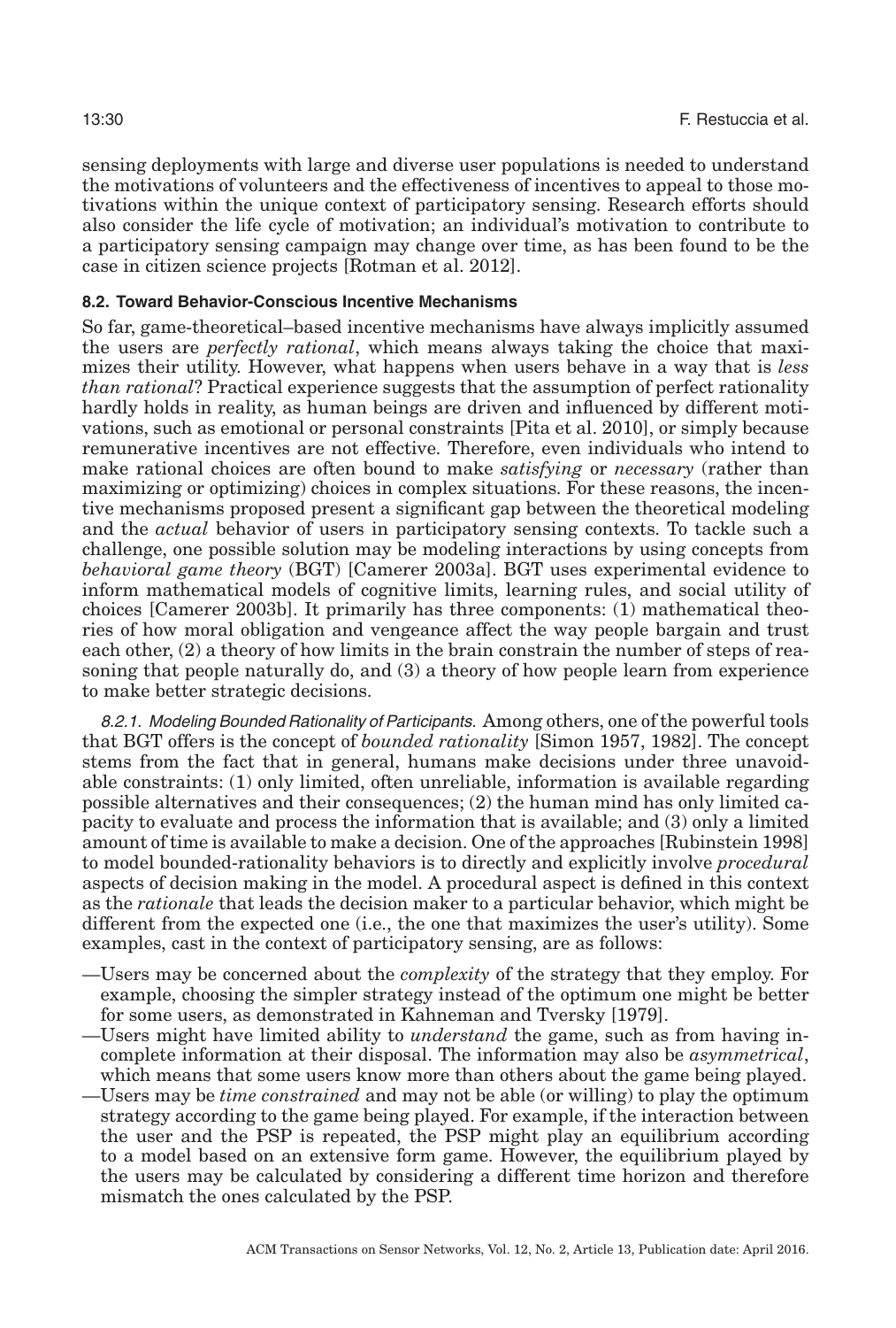sensing deployments with large and diverse user populations is needed to understand the motivations of volunteers and the effectiveness of incentives to appeal to those motivations within the unique context of participatory sensing. Research efforts should also consider the life cycle of motivation; an individual's motivation to contribute to a participatory sensing campaign may change over time, as has been found to be the case in citizen science projects [Rotman et al. 2012].

### 8.2. Toward Behavior-Conscious Incentive Mechanisms

So far, game-theoretical–based incentive mechanisms have always implicitly assumed the users are *perfectly rational*, which means always taking the choice that maximizes their utility. However, what happens when users behave in a way that is *less than rational*? Practical experience suggests that the assumption of perfect rationality hardly holds in reality, as human beings are driven and influenced by different motivations, such as emotional or personal constraints [Pita et al. 2010], or simply because remunerative incentives are not effective. Therefore, even individuals who intend to make rational choices are often bound to make *satisfying* or *necessary* (rather than maximizing or optimizing) choices in complex situations. For these reasons, the incentive mechanisms proposed present a significant gap between the theoretical modeling and the *actual* behavior of users in participatory sensing contexts. To tackle such a challenge, one possible solution may be modeling interactions by using concepts from *behavioral game theory* (BGT) [Camerer 2003a]. BGT uses experimental evidence to inform mathematical models of cognitive limits, learning rules, and social utility of choices [Camerer 2003b]. It primarily has three components: (1) mathematical theories of how moral obligation and vengeance affect the way people bargain and trust each other, (2) a theory of how limits in the brain constrain the number of steps of reasoning that people naturally do, and (3) a theory of how people learn from experience to make better strategic decisions.

*8.2.1. Modeling Bounded Rationality of Participants.* Among others, one of the powerful tools that BGT offers is the concept of *bounded rationality* [Simon 1957, 1982]. The concept stems from the fact that in general, humans make decisions under three unavoidable constraints: (1) only limited, often unreliable, information is available regarding possible alternatives and their consequences; (2) the human mind has only limited capacity to evaluate and process the information that is available; and (3) only a limited amount of time is available to make a decision. One of the approaches [Rubinstein 1998] to model bounded-rationality behaviors is to directly and explicitly involve *procedural* aspects of decision making in the model. A procedural aspect is defined in this context as the *rationale* that leads the decision maker to a particular behavior, which might be different from the expected one (i.e., the one that maximizes the user's utility). Some examples, cast in the context of participatory sensing, are as follows:

- Users may be concerned about the *complexity* of the strategy that they employ. For example, choosing the simpler strategy instead of the optimum one might be better for some users, as demonstrated in Kahneman and Tversky [1979].
- Users might have limited ability to *understand* the game, such as from having incomplete information at their disposal. The information may also be *asymmetrical*, which means that some users know more than others about the game being played.
- Users may be *time constrained* and may not be able (or willing) to play the optimum strategy according to the game being played. For example, if the interaction between the user and the PSP is repeated, the PSP might play an equilibrium according to a model based on an extensive form game. However, the equilibrium played by the users may be calculated by considering a different time horizon and therefore mismatch the ones calculated by the PSP.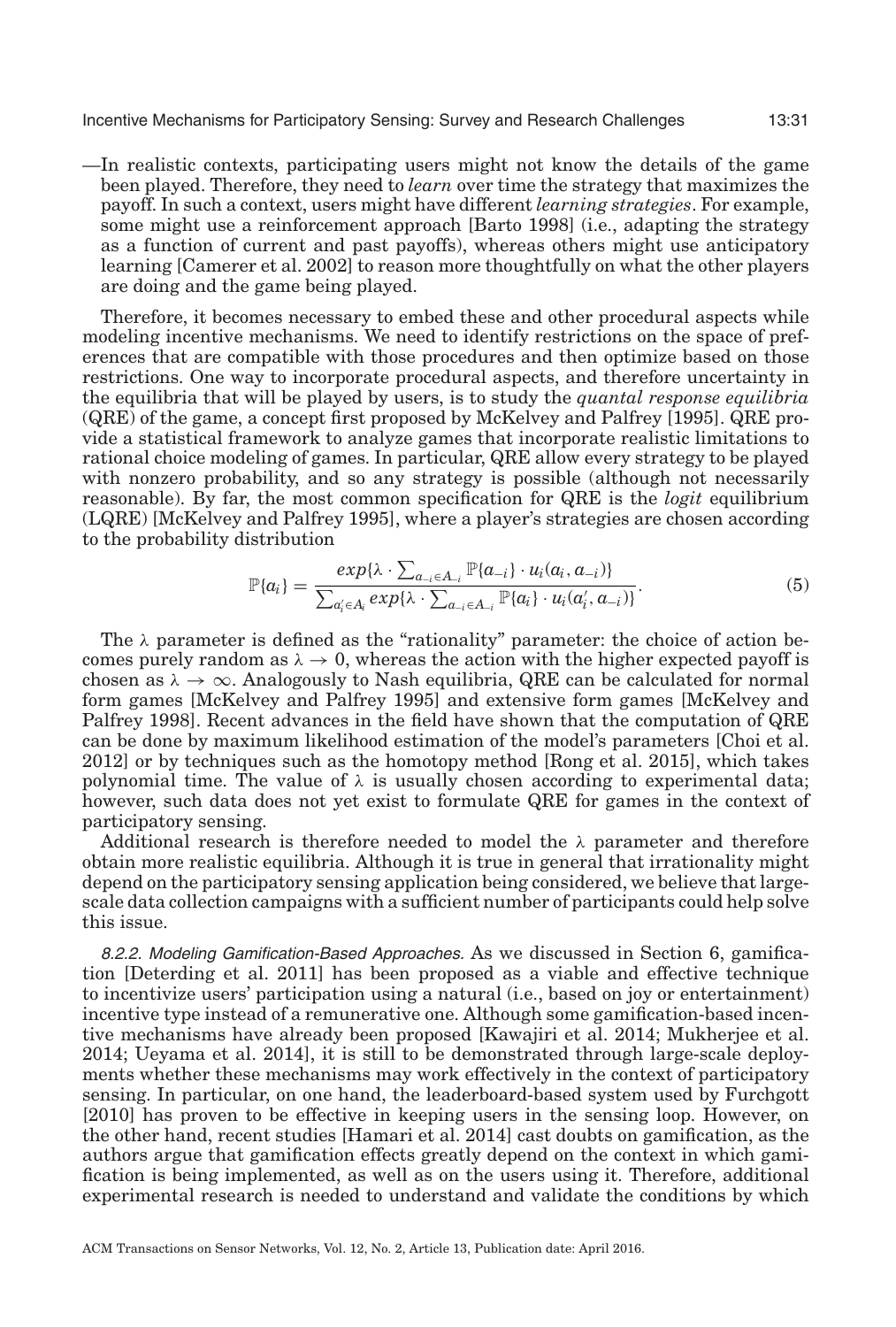—In realistic contexts, participating users might not know the details of the game been played. Therefore, they need to *learn* over time the strategy that maximizes the payoff. In such a context, users might have different *learning strategies*. For example, some might use a reinforcement approach [Barto 1998] (i.e., adapting the strategy as a function of current and past payoffs), whereas others might use anticipatory learning [Camerer et al. 2002] to reason more thoughtfully on what the other players are doing and the game being played.

Therefore, it becomes necessary to embed these and other procedural aspects while modeling incentive mechanisms. We need to identify restrictions on the space of preferences that are compatible with those procedures and then optimize based on those restrictions. One way to incorporate procedural aspects, and therefore uncertainty in the equilibria that will be played by users, is to study the *quantal response equilibria* (QRE) of the game, a concept first proposed by McKelvey and Palfrey [1995]. QRE provide a statistical framework to analyze games that incorporate realistic limitations to rational choice modeling of games. In particular, QRE allow every strategy to be played with nonzero probability, and so any strategy is possible (although not necessarily reasonable). By far, the most common specification for QRE is the *logit* equilibrium (LQRE) [McKelvey and Palfrey 1995], where a player's strategies are chosen according to the probability distribution

$$\mathbb{P}\{a_i\} = \frac{exp\{\lambda \cdot \sum_{a_{-i} \in A_{-i}} \mathbb{P}\{a_{-i}\} \cdot u_i(a_i, a_{-i})\}}{\sum_{a'_i \in A_i} exp\{\lambda \cdot \sum_{a_{-i} \in A_{-i}} \mathbb{P}\{a_i\} \cdot u_i(a'_i, a_{-i})\}}. \tag{5}$$

The $\lambda$ parameter is defined as the "rationality" parameter: the choice of action becomes purely random as $\lambda \rightarrow 0$, whereas the action with the higher expected payoff is chosen as $\lambda \rightarrow \infty$. Analogously to Nash equilibria, QRE can be calculated for normal form games [McKelvey and Palfrey 1995] and extensive form games [McKelvey and Palfrey 1998]. Recent advances in the field have shown that the computation of QRE can be done by maximum likelihood estimation of the model's parameters [Choi et al. 2012] or by techniques such as the homotopy method [Rong et al. 2015], which takes polynomial time. The value of $\lambda$ is usually chosen according to experimental data; however, such data does not yet exist to formulate QRE for games in the context of participatory sensing.

Additional research is therefore needed to model the $\lambda$ parameter and therefore obtain more realistic equilibria. Although it is true in general that irrationality might depend on the participatory sensing application being considered, we believe that large-scale data collection campaigns with a sufficient number of participants could help solve this issue.

*8.2.2. Modeling Gamification-Based Approaches.* As we discussed in Section 6, gamification [Deterding et al. 2011] has been proposed as a viable and effective technique to incentivize users' participation using a natural (i.e., based on joy or entertainment) incentive type instead of a remunerative one. Although some gamification-based incentive mechanisms have already been proposed [Kawajiri et al. 2014; Mukherjee et al. 2014; Ueyama et al. 2014], it is still to be demonstrated through large-scale deployments whether these mechanisms may work effectively in the context of participatory sensing. In particular, on one hand, the leaderboard-based system used by Furchgott [2010] has proven to be effective in keeping users in the sensing loop. However, on the other hand, recent studies [Hamari et al. 2014] cast doubts on gamification, as the authors argue that gamification effects greatly depend on the context in which gamification is being implemented, as well as on the users using it. Therefore, additional experimental research is needed to understand and validate the conditions by which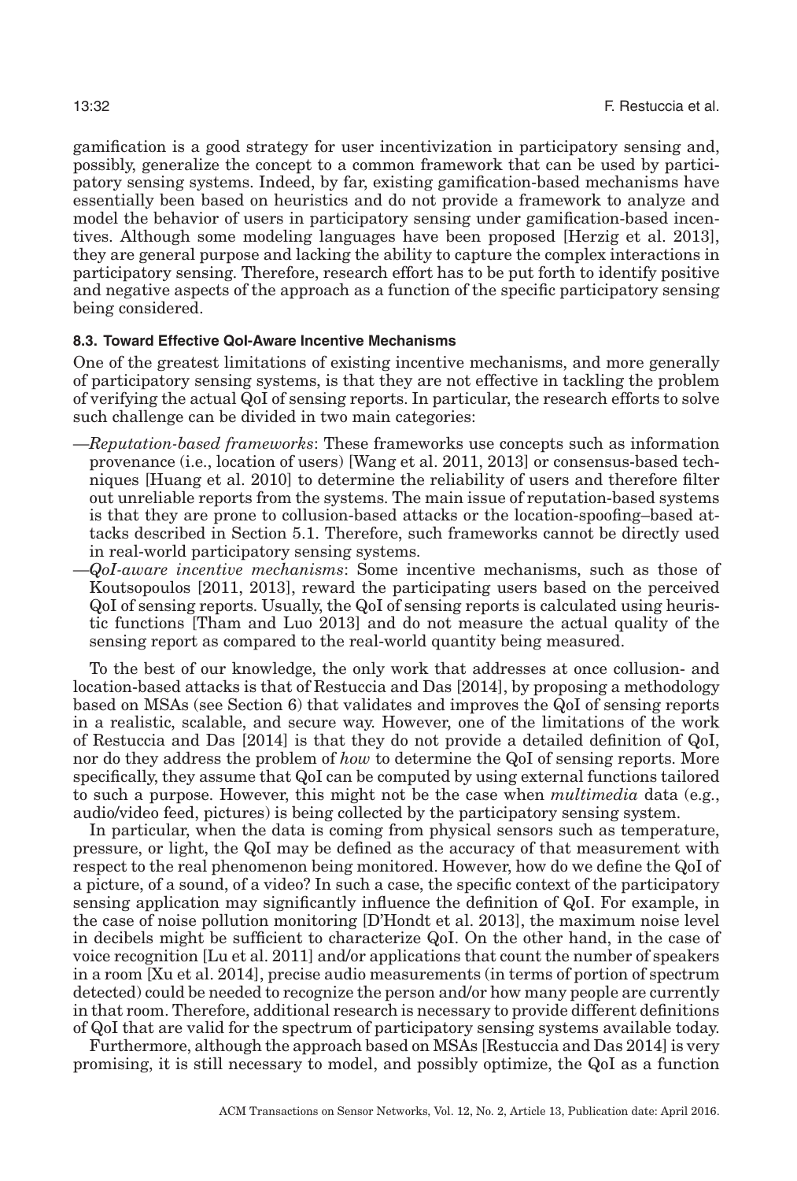gamification is a good strategy for user incentivization in participatory sensing and, possibly, generalize the concept to a common framework that can be used by participatory sensing systems. Indeed, by far, existing gamification-based mechanisms have essentially been based on heuristics and do not provide a framework to analyze and model the behavior of users in participatory sensing under gamification-based incentives. Although some modeling languages have been proposed [Herzig et al. 2013], they are general purpose and lacking the ability to capture the complex interactions in participatory sensing. Therefore, research effort has to be put forth to identify positive and negative aspects of the approach as a function of the specific participatory sensing being considered.

### 8.3. Toward Effective QoI-Aware Incentive Mechanisms

One of the greatest limitations of existing incentive mechanisms, and more generally of participatory sensing systems, is that they are not effective in tackling the problem of verifying the actual QoI of sensing reports. In particular, the research efforts to solve such challenge can be divided in two main categories:

—*Reputation-based frameworks*: These frameworks use concepts such as information provenance (i.e., location of users) [Wang et al. 2011, 2013] or consensus-based techniques [Huang et al. 2010] to determine the reliability of users and therefore filter out unreliable reports from the systems. The main issue of reputation-based systems is that they are prone to collusion-based attacks or the location-spoofing–based attacks described in Section 5.1. Therefore, such frameworks cannot be directly used in real-world participatory sensing systems.

—*QoI-aware incentive mechanisms*: Some incentive mechanisms, such as those of Koutsopoulos [2011, 2013], reward the participating users based on the perceived QoI of sensing reports. Usually, the QoI of sensing reports is calculated using heuristic functions [Tham and Luo 2013] and do not measure the actual quality of the sensing report as compared to the real-world quantity being measured.

To the best of our knowledge, the only work that addresses at once collusion- and location-based attacks is that of Restuccia and Das [2014], by proposing a methodology based on MSAs (see Section 6) that validates and improves the QoI of sensing reports in a realistic, scalable, and secure way. However, one of the limitations of the work of Restuccia and Das [2014] is that they do not provide a detailed definition of QoI, nor do they address the problem of *how* to determine the QoI of sensing reports. More specifically, they assume that QoI can be computed by using external functions tailored to such a purpose. However, this might not be the case when *multimedia* data (e.g., audio/video feed, pictures) is being collected by the participatory sensing system.

In particular, when the data is coming from physical sensors such as temperature, pressure, or light, the QoI may be defined as the accuracy of that measurement with respect to the real phenomenon being monitored. However, how do we define the QoI of a picture, of a sound, of a video? In such a case, the specific context of the participatory sensing application may significantly influence the definition of QoI. For example, in the case of noise pollution monitoring [D'Hondt et al. 2013], the maximum noise level in decibels might be sufficient to characterize QoI. On the other hand, in the case of voice recognition [Lu et al. 2011] and/or applications that count the number of speakers in a room [Xu et al. 2014], precise audio measurements (in terms of portion of spectrum detected) could be needed to recognize the person and/or how many people are currently in that room. Therefore, additional research is necessary to provide different definitions of QoI that are valid for the spectrum of participatory sensing systems available today.

Furthermore, although the approach based on MSAs [Restuccia and Das 2014] is very promising, it is still necessary to model, and possibly optimize, the QoI as a function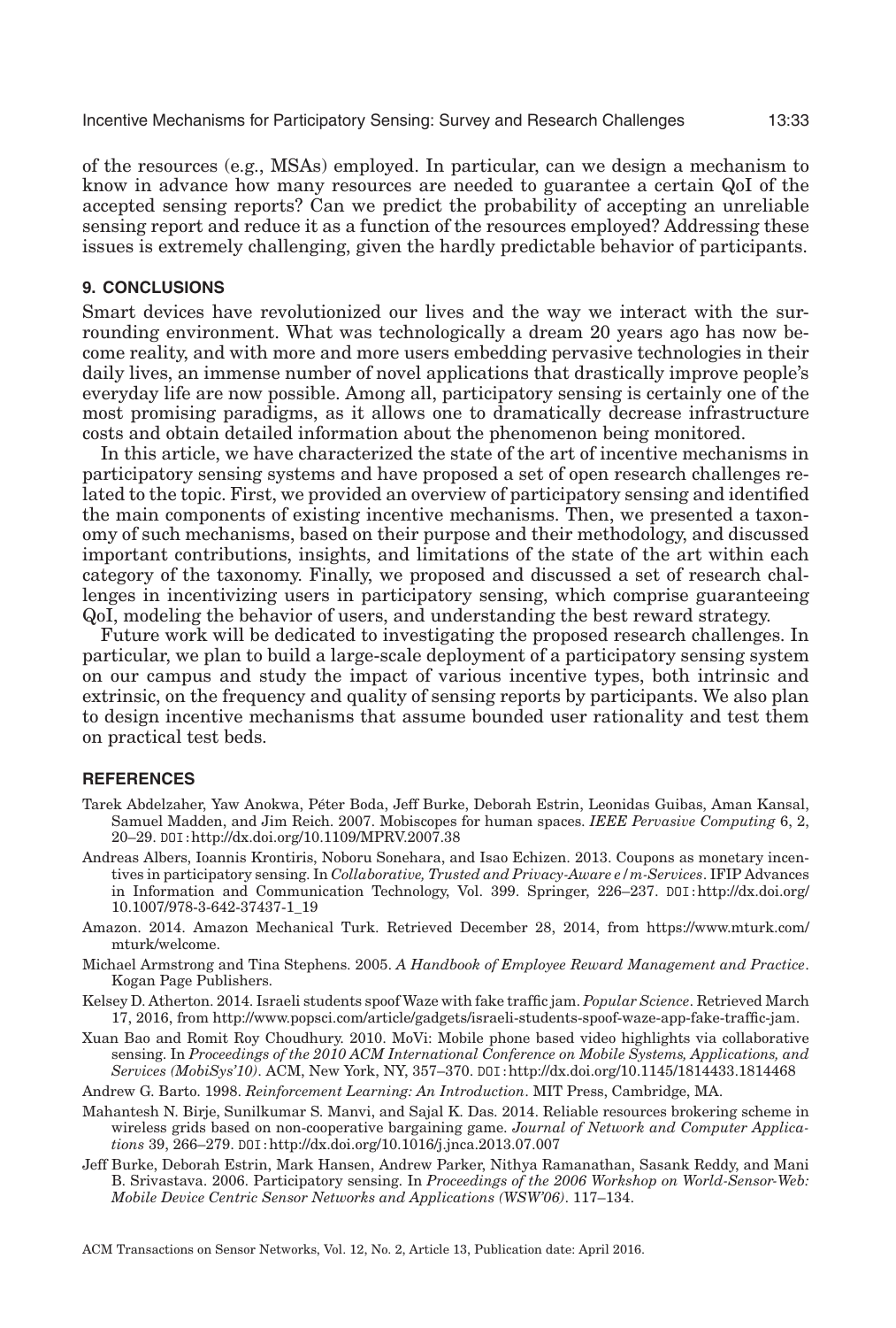of the resources (e.g., MSAs) employed. In particular, can we design a mechanism to know in advance how many resources are needed to guarantee a certain QoI of the accepted sensing reports? Can we predict the probability of accepting an unreliable sensing report and reduce it as a function of the resources employed? Addressing these issues is extremely challenging, given the hardly predictable behavior of participants.

## 9. CONCLUSIONS

Smart devices have revolutionized our lives and the way we interact with the surrounding environment. What was technologically a dream 20 years ago has now become reality, and with more and more users embedding pervasive technologies in their daily lives, an immense number of novel applications that drastically improve people's everyday life are now possible. Among all, participatory sensing is certainly one of the most promising paradigms, as it allows one to dramatically decrease infrastructure costs and obtain detailed information about the phenomenon being monitored.

In this article, we have characterized the state of the art of incentive mechanisms in participatory sensing systems and have proposed a set of open research challenges related to the topic. First, we provided an overview of participatory sensing and identified the main components of existing incentive mechanisms. Then, we presented a taxonomy of such mechanisms, based on their purpose and their methodology, and discussed important contributions, insights, and limitations of the state of the art within each category of the taxonomy. Finally, we proposed and discussed a set of research challenges in incentivizing users in participatory sensing, which comprise guaranteeing QoI, modeling the behavior of users, and understanding the best reward strategy.

Future work will be dedicated to investigating the proposed research challenges. In particular, we plan to build a large-scale deployment of a participatory sensing system on our campus and study the impact of various incentive types, both intrinsic and extrinsic, on the frequency and quality of sensing reports by participants. We also plan to design incentive mechanisms that assume bounded user rationality and test them on practical test beds.

## REFERENCES

Tarek Abdelzaher, Yaw Anokwa, Péter Boda, Jeff Burke, Deborah Estrin, Leonidas Guibas, Aman Kansal, Samuel Madden, and Jim Reich. 2007. Mobiscopes for human spaces. *IEEE Pervasive Computing* 6, 2, 20–29. DOI: http://dx.doi.org/10.1109/MPRV.2007.38

Andreas Albers, Ioannis Krontiris, Noboru Sonehara, and Isao Echizen. 2013. Coupons as monetary incentives in participatory sensing. In *Collaborative, Trusted and Privacy-Aware e/m-Services*. IFIP Advances in Information and Communication Technology, Vol. 399. Springer, 226–237. DOI: http://dx.doi.org/10.1007/978-3-642-37437-1_19

Amazon. 2014. Amazon Mechanical Turk. Retrieved December 28, 2014, from https://www.mturk.com/mturk/welcome.

Michael Armstrong and Tina Stephens. 2005. *A Handbook of Employee Reward Management and Practice*. Kogan Page Publishers.

Kelsey D. Atherton. 2014. Israeli students spoof Waze with fake traffic jam. *Popular Science*. Retrieved March 17, 2016, from http://www.popsci.com/article/gadgets/israeli-students-spoof-waze-app-fake-traffic-jam.

Xuan Bao and Romit Roy Choudhury. 2010. MoVi: Mobile phone based video highlights via collaborative sensing. In *Proceedings of the 2010 ACM International Conference on Mobile Systems, Applications, and Services (MobiSys'10)*. ACM, New York, NY, 357–370. DOI: http://dx.doi.org/10.1145/1814433.1814468

Andrew G. Barto. 1998. *Reinforcement Learning: An Introduction*. MIT Press, Cambridge, MA.

Mahantesh N. Birje, Sunilkumar S. Manvi, and Sajal K. Das. 2014. Reliable resources brokering scheme in wireless grids based on non-cooperative bargaining game. *Journal of Network and Computer Applications* 39, 266–279. DOI: http://dx.doi.org/10.1016/j.jnca.2013.07.007

Jeff Burke, Deborah Estrin, Mark Hansen, Andrew Parker, Nithya Ramanathan, Sasank Reddy, and Mani B. Srivastava. 2006. Participatory sensing. In *Proceedings of the 2006 Workshop on World-Sensor-Web: Mobile Device Centric Sensor Networks and Applications (WSW'06)*. 117–134.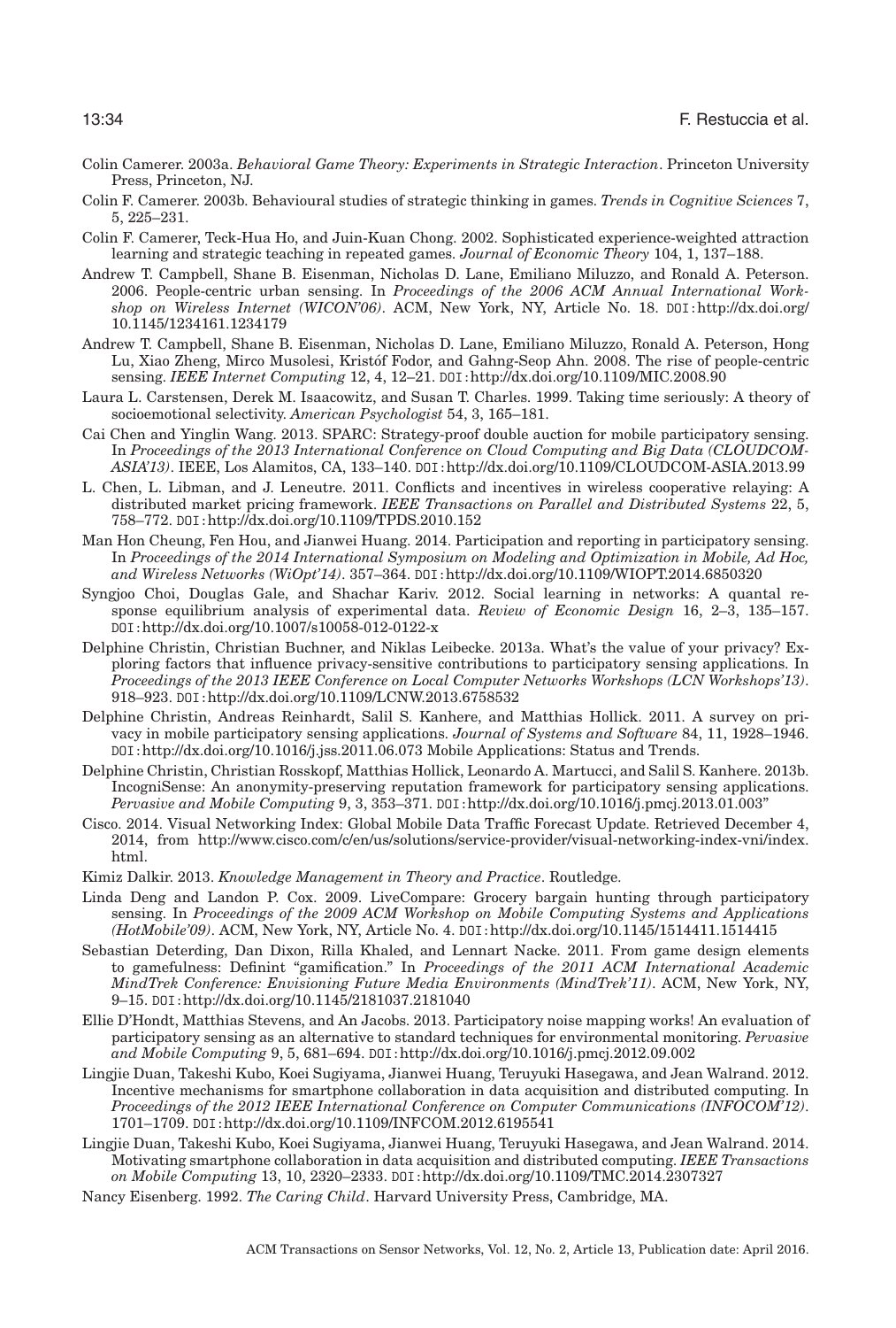Colin Camerer. 2003a. *Behavioral Game Theory: Experiments in Strategic Interaction*. Princeton University Press, Princeton, NJ.

Colin F. Camerer. 2003b. Behavioural studies of strategic thinking in games. *Trends in Cognitive Sciences* 7, 5, 225–231.

Colin F. Camerer, Teck-Hua Ho, and Juin-Kuan Chong. 2002. Sophisticated experience-weighted attraction learning and strategic teaching in repeated games. *Journal of Economic Theory* 104, 1, 137–188.

Andrew T. Campbell, Shane B. Eisenman, Nicholas D. Lane, Emiliano Miluzzo, and Ronald A. Peterson. 2006. People-centric urban sensing. In *Proceedings of the 2006 ACM Annual International Workshop on Wireless Internet (WICON'06)*. ACM, New York, NY, Article No. 18. DOI:http://dx.doi.org/10.1145/1234161.1234179

Andrew T. Campbell, Shane B. Eisenman, Nicholas D. Lane, Emiliano Miluzzo, Ronald A. Peterson, Hong Lu, Xiao Zheng, Mirco Musolesi, Kristóf Fodor, and Gahng-Seop Ahn. 2008. The rise of people-centric sensing. *IEEE Internet Computing* 12, 4, 12–21. DOI:http://dx.doi.org/10.1109/MIC.2008.90

Laura L. Carstensen, Derek M. Isaacowitz, and Susan T. Charles. 1999. Taking time seriously: A theory of socioemotional selectivity. *American Psychologist* 54, 3, 165–181.

Cai Chen and Yinglin Wang. 2013. SPARC: Strategy-proof double auction for mobile participatory sensing. In *Proceedings of the 2013 International Conference on Cloud Computing and Big Data (CLOUDCOM-ASIA'13)*. IEEE, Los Alamitos, CA, 133–140. DOI:http://dx.doi.org/10.1109/CLOUDCOM-ASIA.2013.99

L. Chen, L. Libman, and J. Leneutre. 2011. Conflicts and incentives in wireless cooperative relaying: A distributed market pricing framework. *IEEE Transactions on Parallel and Distributed Systems* 22, 5, 758–772. DOI:http://dx.doi.org/10.1109/TPDS.2010.152

Man Hon Cheung, Fen Hou, and Jianwei Huang. 2014. Participation and reporting in participatory sensing. In *Proceedings of the 2014 International Symposium on Modeling and Optimization in Mobile, Ad Hoc, and Wireless Networks (WiOpt'14)*. 357–364. DOI:http://dx.doi.org/10.1109/WIOPT.2014.6850320

Syngjoo Choi, Douglas Gale, and Shachar Kariv. 2012. Social learning in networks: A quantal response equilibrium analysis of experimental data. *Review of Economic Design* 16, 2–3, 135–157. DOI:http://dx.doi.org/10.1007/s10058-012-0122-x

Delphine Christin, Christian Buchner, and Niklas Leibecke. 2013a. What's the value of your privacy? Exploring factors that influence privacy-sensitive contributions to participatory sensing applications. In *Proceedings of the 2013 IEEE Conference on Local Computer Networks Workshops (LCN Workshops'13)*. 918–923. DOI:http://dx.doi.org/10.1109/LCNW.2013.6758532

Delphine Christin, Andreas Reinhardt, Salil S. Kanhere, and Matthias Hollick. 2011. A survey on privacy in mobile participatory sensing applications. *Journal of Systems and Software* 84, 11, 1928–1946. DOI:http://dx.doi.org/10.1016/j.jss.2011.06.073 Mobile Applications: Status and Trends.

Delphine Christin, Christian Rosskopf, Matthias Hollick, Leonardo A. Martucci, and Salil S. Kanhere. 2013b. IncogniSense: An anonymity-preserving reputation framework for participatory sensing applications. *Pervasive and Mobile Computing* 9, 3, 353–371. DOI:http://dx.doi.org/10.1016/j.pmcj.2013.01.003"

Cisco. 2014. Visual Networking Index: Global Mobile Data Traffic Forecast Update. Retrieved December 4, 2014, from http://www.cisco.com/c/en/us/solutions/service-provider/visual-networking-index-vni/index.html.

Kimiz Dalkir. 2013. *Knowledge Management in Theory and Practice*. Routledge.

Linda Deng and Landon P. Cox. 2009. LiveCompare: Grocery bargain hunting through participatory sensing. In *Proceedings of the 2009 ACM Workshop on Mobile Computing Systems and Applications (HotMobile'09)*. ACM, New York, NY, Article No. 4. DOI:http://dx.doi.org/10.1145/1514411.1514415

Sebastian Deterding, Dan Dixon, Rilla Khaled, and Lennart Nacke. 2011. From game design elements to gamefulness: Definint "gamification." In *Proceedings of the 2011 ACM International Academic MindTrek Conference: Envisioning Future Media Environments (MindTrek'11)*. ACM, New York, NY, 9–15. DOI:http://dx.doi.org/10.1145/2181037.2181040

Ellie D'Hondt, Matthias Stevens, and An Jacobs. 2013. Participatory noise mapping works! An evaluation of participatory sensing as an alternative to standard techniques for environmental monitoring. *Pervasive and Mobile Computing* 9, 5, 681–694. DOI:http://dx.doi.org/10.1016/j.pmcj.2012.09.002

Lingjie Duan, Takeshi Kubo, Koei Sugiyama, Jianwei Huang, Teruyuki Hasegawa, and Jean Walrand. 2012. Incentive mechanisms for smartphone collaboration in data acquisition and distributed computing. In *Proceedings of the 2012 IEEE International Conference on Computer Communications (INFOCOM'12)*. 1701–1709. DOI:http://dx.doi.org/10.1109/INFCOM.2012.6195541

Lingjie Duan, Takeshi Kubo, Koei Sugiyama, Jianwei Huang, Teruyuki Hasegawa, and Jean Walrand. 2014. Motivating smartphone collaboration in data acquisition and distributed computing. *IEEE Transactions on Mobile Computing* 13, 10, 2320–2333. DOI:http://dx.doi.org/10.1109/TMC.2014.2307327

Nancy Eisenberg. 1992. *The Caring Child*. Harvard University Press, Cambridge, MA.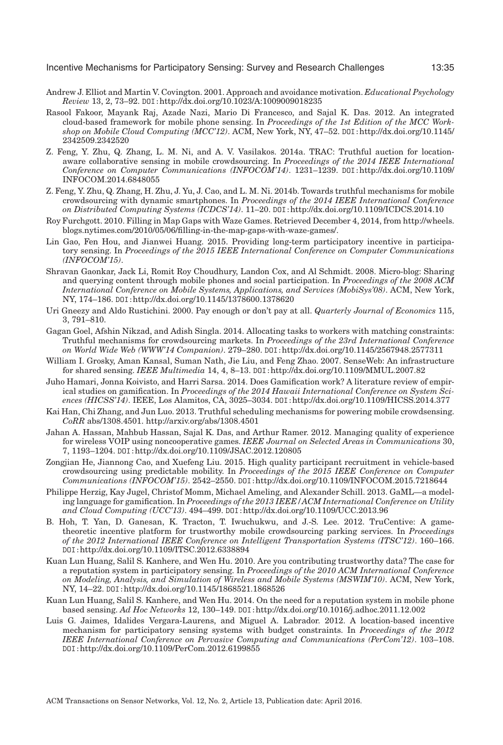Andrew J. Elliot and Martin V. Covington. 2001. Approach and avoidance motivation. *Educational Psychology Review* 13, 2, 73–92. DOI: http://dx.doi.org/10.1023/A:1009009018235

Rasool Fakoor, Mayank Raj, Azade Nazi, Mario Di Francesco, and Sajal K. Das. 2012. An integrated cloud-based framework for mobile phone sensing. In *Proceedings of the 1st Edition of the MCC Workshop on Mobile Cloud Computing (MCC'12)*. ACM, New York, NY, 47–52. DOI: http://dx.doi.org/10.1145/2342509.2342520

Z. Feng, Y. Zhu, Q. Zhang, L. M. Ni, and A. V. Vasilakos. 2014a. TRAC: Truthful auction for location-aware collaborative sensing in mobile crowdsourcing. In *Proceedings of the 2014 IEEE International Conference on Computer Communications (INFOCOM'14)*. 1231–1239. DOI: http://dx.doi.org/10.1109/INFOCOM.2014.6848055

Z. Feng, Y. Zhu, Q. Zhang, H. Zhu, J. Yu, J. Cao, and L. M. Ni. 2014b. Towards truthful mechanisms for mobile crowdsourcing with dynamic smartphones. In *Proceedings of the 2014 IEEE International Conference on Distributed Computing Systems (ICDCS'14)*. 11–20. DOI: http://dx.doi.org/10.1109/ICDCS.2014.10

Roy Furchgott. 2010. Filling in Map Gaps with Waze Games. Retrieved December 4, 2014, from http://wheels.blogs.nytimes.com/2010/05/06/filling-in-the-map-gaps-with-waze-games/.

Lin Gao, Fen Hou, and Jianwei Huang. 2015. Providing long-term participatory incentive in participatory sensing. In *Proceedings of the 2015 IEEE International Conference on Computer Communications (INFOCOM'15)*.

Shravan Gaonkar, Jack Li, Romit Roy Choudhury, Landon Cox, and Al Schmidt. 2008. Micro-blog: Sharing and querying content through mobile phones and social participation. In *Proceedings of the 2008 ACM International Conference on Mobile Systems, Applications, and Services (MobiSys'08)*. ACM, New York, NY, 174–186. DOI: http://dx.doi.org/10.1145/1378600.1378620

Uri Gneezy and Aldo Rustichini. 2000. Pay enough or don't pay at all. *Quarterly Journal of Economics* 115, 3, 791–810.

Gagan Goel, Afshin Nikzad, and Adish Singla. 2014. Allocating tasks to workers with matching constraints: Truthful mechanisms for crowdsourcing markets. In *Proceedings of the 23rd International Conference on World Wide Web (WWW'14 Companion)*. 279–280. DOI: http://dx.doi.org/10.1145/2567948.2577311

William I. Grosky, Aman Kansal, Suman Nath, Jie Liu, and Feng Zhao. 2007. SenseWeb: An infrastructure for shared sensing. *IEEE Multimedia* 14, 4, 8–13. DOI: http://dx.doi.org/10.1109/MMUL.2007.82

Juho Hamari, Jonna Koivisto, and Harri Sarsa. 2014. Does Gamification work? A literature review of empirical studies on gamification. In *Proceedings of the 2014 Hawaii International Conference on System Sciences (HICSS'14)*. IEEE, Los Alamitos, CA, 3025–3034. DOI: http://dx.doi.org/10.1109/HICSS.2014.377

Kai Han, Chi Zhang, and Jun Luo. 2013. Truthful scheduling mechanisms for powering mobile crowdsensing. *CoRR* abs/1308.4501. http://arxiv.org/abs/1308.4501

Jahan A. Hassan, Mahbub Hassan, Sajal K. Das, and Arthur Ramer. 2012. Managing quality of experience for wireless VOIP using noncooperative games. *IEEE Journal on Selected Areas in Communications* 30, 7, 1193–1204. DOI: http://dx.doi.org/10.1109/JSAC.2012.120805

Zongjian He, Jiannong Cao, and Xuefeng Liu. 2015. High quality participant recruitment in vehicle-based crowdsourcing using predictable mobility. In *Proceedings of the 2015 IEEE Conference on Computer Communications (INFOCOM'15)*. 2542–2550. DOI: http://dx.doi.org/10.1109/INFOCOM.2015.7218644

Philippe Herzig, Kay Jugel, Christof Momm, Michael Ameling, and Alexander Schill. 2013. GaML—a modeling language for gamification. In *Proceedings of the 2013 IEEE/ACM International Conference on Utility and Cloud Computing (UCC'13)*. 494–499. DOI: http://dx.doi.org/10.1109/UCC.2013.96

B. Hoh, T. Yan, D. Ganesan, K. Tracton, T. Iwuchukwu, and J.-S. Lee. 2012. TruCentive: A game-theoretic incentive platform for trustworthy mobile crowdsourcing parking services. In *Proceedings of the 2012 International IEEE Conference on Intelligent Transportation Systems (ITSC'12)*. 160–166. DOI: http://dx.doi.org/10.1109/ITSC.2012.6338894

Kuan Lun Huang, Salil S. Kanhere, and Wen Hu. 2010. Are you contributing trustworthy data? The case for a reputation system in participatory sensing. In *Proceedings of the 2010 ACM International Conference on Modeling, Analysis, and Simulation of Wireless and Mobile Systems (MSWIM'10)*. ACM, New York, NY, 14–22. DOI: http://dx.doi.org/10.1145/1868521.1868526

Kuan Lun Huang, Salil S. Kanhere, and Wen Hu. 2014. On the need for a reputation system in mobile phone based sensing. *Ad Hoc Networks* 12, 130–149. DOI: http://dx.doi.org/10.1016/j.adhoc.2011.12.002

Luis G. Jaimes, Idalides Vergara-Laurens, and Miguel A. Labrador. 2012. A location-based incentive mechanism for participatory sensing systems with budget constraints. In *Proceedings of the 2012 IEEE International Conference on Pervasive Computing and Communications (PerCom'12)*. 103–108. DOI: http://dx.doi.org/10.1109/PerCom.2012.6199855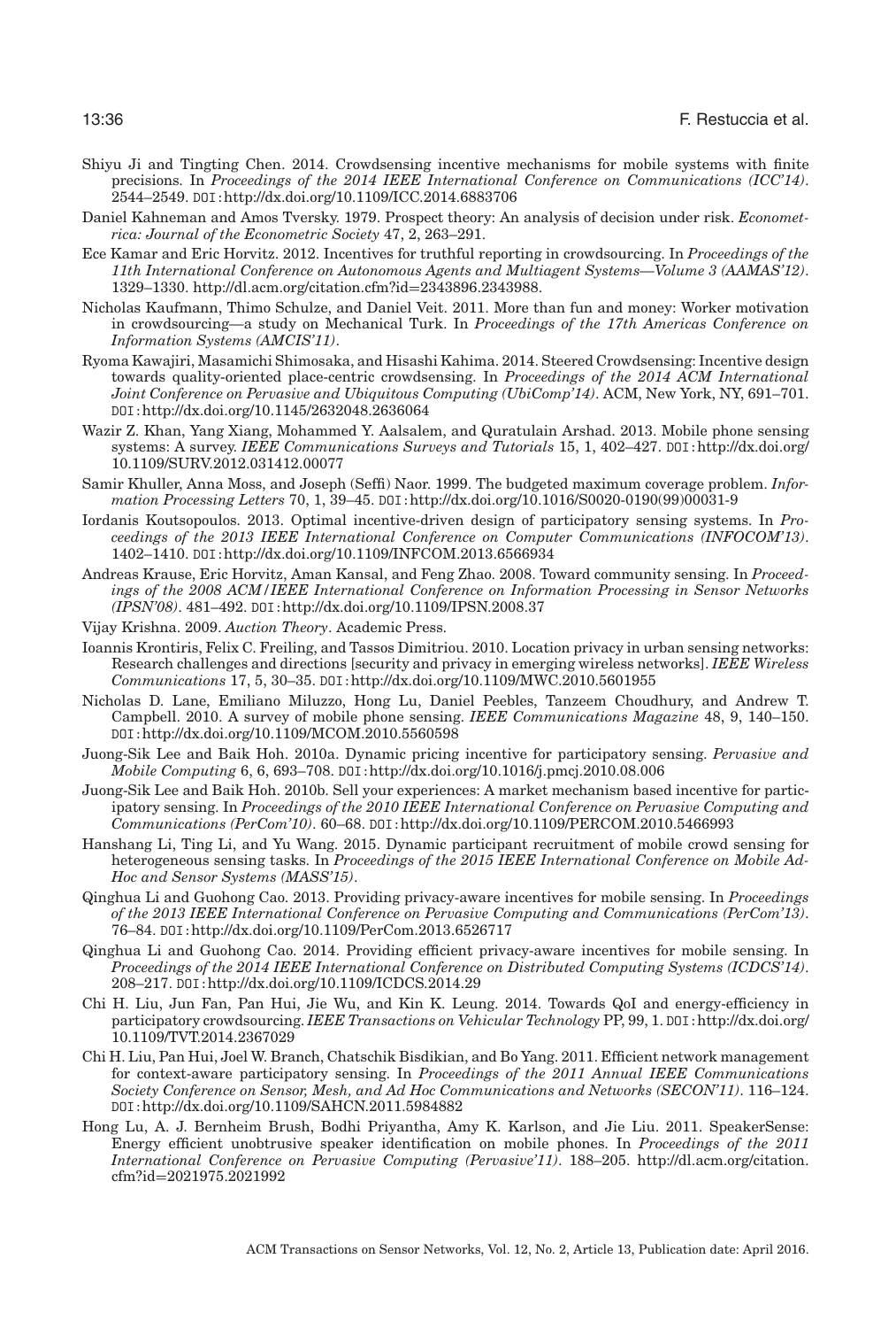Shiyu Ji and Tingting Chen. 2014. Crowdsensing incentive mechanisms for mobile systems with finite precisions. In *Proceedings of the 2014 IEEE International Conference on Communications (ICC'14)*. 2544–2549. DOI:http://dx.doi.org/10.1109/ICC.2014.6883706

Daniel Kahneman and Amos Tversky. 1979. Prospect theory: An analysis of decision under risk. *Econometrica: Journal of the Econometric Society* 47, 2, 263–291.

Ece Kamar and Eric Horvitz. 2012. Incentives for truthful reporting in crowdsourcing. In *Proceedings of the 11th International Conference on Autonomous Agents and Multiagent Systems—Volume 3 (AAMAS'12)*. 1329–1330. http://dl.acm.org/citation.cfm?id=2343896.2343988.

Nicholas Kaufmann, Thimo Schulze, and Daniel Veit. 2011. More than fun and money: Worker motivation in crowdsourcing—a study on Mechanical Turk. In *Proceedings of the 17th Americas Conference on Information Systems (AMCIS'11)*.

Ryoma Kawajiri, Masamichi Shimosaka, and Hisashi Kahima. 2014. Steered Crowdsensing: Incentive design towards quality-oriented place-centric crowdsensing. In *Proceedings of the 2014 ACM International Joint Conference on Pervasive and Ubiquitous Computing (UbiComp'14)*. ACM, New York, NY, 691–701. DOI:http://dx.doi.org/10.1145/2632048.2636064

Wazir Z. Khan, Yang Xiang, Mohammed Y. Aalsalem, and Quratulain Arshad. 2013. Mobile phone sensing systems: A survey. *IEEE Communications Surveys and Tutorials* 15, 1, 402–427. DOI:http://dx.doi.org/10.1109/SURV.2012.031412.00077

Samir Khuller, Anna Moss, and Joseph (Seffi) Naor. 1999. The budgeted maximum coverage problem. *Information Processing Letters* 70, 1, 39–45. DOI:http://dx.doi.org/10.1016/S0020-0190(99)00031-9

Iordanis Koutsopoulos. 2013. Optimal incentive-driven design of participatory sensing systems. In *Proceedings of the 2013 IEEE International Conference on Computer Communications (INFOCOM'13)*. 1402–1410. DOI:http://dx.doi.org/10.1109/INFCOM.2013.6566934

Andreas Krause, Eric Horvitz, Aman Kansal, and Feng Zhao. 2008. Toward community sensing. In *Proceedings of the 2008 ACM/IEEE International Conference on Information Processing in Sensor Networks (IPSN'08)*. 481–492. DOI:http://dx.doi.org/10.1109/IPSN.2008.37

Vijay Krishna. 2009. *Auction Theory*. Academic Press.

Ioannis Krontiris, Felix C. Freiling, and Tassos Dimitriou. 2010. Location privacy in urban sensing networks: Research challenges and directions [security and privacy in emerging wireless networks]. *IEEE Wireless Communications* 17, 5, 30–35. DOI:http://dx.doi.org/10.1109/MWC.2010.5601955

Nicholas D. Lane, Emiliano Miluzzo, Hong Lu, Daniel Peebles, Tanzeem Choudhury, and Andrew T. Campbell. 2010. A survey of mobile phone sensing. *IEEE Communications Magazine* 48, 9, 140–150. DOI:http://dx.doi.org/10.1109/MCOM.2010.5560598

Juong-Sik Lee and Baik Hoh. 2010a. Dynamic pricing incentive for participatory sensing. *Pervasive and Mobile Computing* 6, 6, 693–708. DOI:http://dx.doi.org/10.1016/j.pmcj.2010.08.006

Juong-Sik Lee and Baik Hoh. 2010b. Sell your experiences: A market mechanism based incentive for participatory sensing. In *Proceedings of the 2010 IEEE International Conference on Pervasive Computing and Communications (PerCom'10)*. 60–68. DOI:http://dx.doi.org/10.1109/PERCOM.2010.5466993

Hanshang Li, Ting Li, and Yu Wang. 2015. Dynamic participant recruitment of mobile crowd sensing for heterogeneous sensing tasks. In *Proceedings of the 2015 IEEE International Conference on Mobile Ad-Hoc and Sensor Systems (MASS'15)*.

Qinghua Li and Guohong Cao. 2013. Providing privacy-aware incentives for mobile sensing. In *Proceedings of the 2013 IEEE International Conference on Pervasive Computing and Communications (PerCom'13)*. 76–84. DOI:http://dx.doi.org/10.1109/PerCom.2013.6526717

Qinghua Li and Guohong Cao. 2014. Providing efficient privacy-aware incentives for mobile sensing. In *Proceedings of the 2014 IEEE International Conference on Distributed Computing Systems (ICDCS'14)*. 208–217. DOI:http://dx.doi.org/10.1109/ICDCS.2014.29

Chi H. Liu, Jun Fan, Pan Hui, Jie Wu, and Kin K. Leung. 2014. Towards QoI and energy-efficiency in participatory crowdsourcing. *IEEE Transactions on Vehicular Technology* PP, 99, 1. DOI:http://dx.doi.org/10.1109/TVT.2014.2367029

Chi H. Liu, Pan Hui, Joel W. Branch, Chatschik Bisdikian, and Bo Yang. 2011. Efficient network management for context-aware participatory sensing. In *Proceedings of the 2011 Annual IEEE Communications Society Conference on Sensor, Mesh, and Ad Hoc Communications and Networks (SECON'11)*. 116–124. DOI:http://dx.doi.org/10.1109/SAHCN.2011.5984882

Hong Lu, A. J. Bernheim Brush, Bodhi Priyantha, Amy K. Karlson, and Jie Liu. 2011. SpeakerSense: Energy efficient unobtrusive speaker identification on mobile phones. In *Proceedings of the 2011 International Conference on Pervasive Computing (Pervasive'11)*. 188–205. http://dl.acm.org/citation.cfm?id=2021975.2021992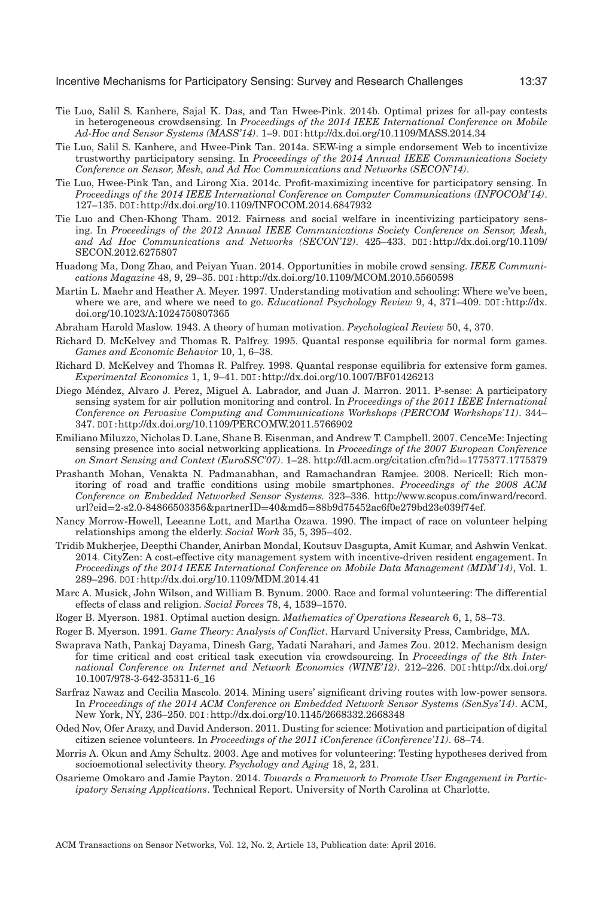Tie Luo, Salil S. Kanhere, Sajal K. Das, and Tan Hwee-Pink. 2014b. Optimal prizes for all-pay contests in heterogeneous crowdsensing. In *Proceedings of the 2014 IEEE International Conference on Mobile Ad-Hoc and Sensor Systems (MASS'14)*. 1–9. DOI: http://dx.doi.org/10.1109/MASS.2014.34

Tie Luo, Salil S. Kanhere, and Hwee-Pink Tan. 2014a. SEW-ing a simple endorsement Web to incentivize trustworthy participatory sensing. In *Proceedings of the 2014 Annual IEEE Communications Society Conference on Sensor, Mesh, and Ad Hoc Communications and Networks (SECON'14)*.

Tie Luo, Hwee-Pink Tan, and Lirong Xia. 2014c. Profit-maximizing incentive for participatory sensing. In *Proceedings of the 2014 IEEE International Conference on Computer Communications (INFOCOM'14)*. 127–135. DOI: http://dx.doi.org/10.1109/INFOCOM.2014.6847932

Tie Luo and Chen-Khong Tham. 2012. Fairness and social welfare in incentivizing participatory sensing. In *Proceedings of the 2012 Annual IEEE Communications Society Conference on Sensor, Mesh, and Ad Hoc Communications and Networks (SECON'12)*. 425–433. DOI: http://dx.doi.org/10.1109/SECON.2012.6275807

Huadong Ma, Dong Zhao, and Peiyan Yuan. 2014. Opportunities in mobile crowd sensing. *IEEE Communications Magazine* 48, 9, 29–35. DOI: http://dx.doi.org/10.1109/MCOM.2010.5560598

Martin L. Maehr and Heather A. Meyer. 1997. Understanding motivation and schooling: Where we've been, where we are, and where we need to go. *Educational Psychology Review* 9, 4, 371–409. DOI: http://dx.doi.org/10.1023/A:1024750807365

Abraham Harold Maslow. 1943. A theory of human motivation. *Psychological Review* 50, 4, 370.

Richard D. McKelvey and Thomas R. Palfrey. 1995. Quantal response equilibria for normal form games. *Games and Economic Behavior* 10, 1, 6–38.

Richard D. McKelvey and Thomas R. Palfrey. 1998. Quantal response equilibria for extensive form games. *Experimental Economics* 1, 1, 9–41. DOI: http://dx.doi.org/10.1007/BF01426213

Diego Méndez, Alvaro J. Perez, Miguel A. Labrador, and Juan J. Marron. 2011. P-sense: A participatory sensing system for air pollution monitoring and control. In *Proceedings of the 2011 IEEE International Conference on Pervasive Computing and Communications Workshops (PERCOM Workshops'11)*. 344–347. DOI: http://dx.doi.org/10.1109/PERCOMW.2011.5766902

Emiliano Miluzzo, Nicholas D. Lane, Shane B. Eisenman, and Andrew T. Campbell. 2007. CenceMe: Injecting sensing presence into social networking applications. In *Proceedings of the 2007 European Conference on Smart Sensing and Context (EuroSSC'07)*. 1–28. http://dl.acm.org/citation.cfm?id=1775377.1775379

Prashanth Mohan, Venakta N. Padmanabhan, and Ramachandran Ramjee. 2008. Nericell: Rich monitoring of road and traffic conditions using mobile smartphones. *Proceedings of the 2008 ACM Conference on Embedded Networked Sensor Systems.* 323–336. http://www.scopus.com/inward/record.url?eid=2-s2.0-84866503356&partnerID=40&md5=88b9d75452ac6f0e279bd23e039f74ef.

Nancy Morrow-Howell, Leeanne Lott, and Martha Ozawa. 1990. The impact of race on volunteer helping relationships among the elderly. *Social Work* 35, 5, 395–402.

Tridib Mukherjee, Deepthi Chander, Anirban Mondal, Koutsuv Dasgupta, Amit Kumar, and Ashwin Venkat. 2014. CityZen: A cost-effective city management system with incentive-driven resident engagement. In *Proceedings of the 2014 IEEE International Conference on Mobile Data Management (MDM'14)*, Vol. 1. 289–296. DOI: http://dx.doi.org/10.1109/MDM.2014.41

Marc A. Musick, John Wilson, and William B. Bynum. 2000. Race and formal volunteering: The differential effects of class and religion. *Social Forces* 78, 4, 1539–1570.

Roger B. Myerson. 1981. Optimal auction design. *Mathematics of Operations Research* 6, 1, 58–73.

Roger B. Myerson. 1991. *Game Theory: Analysis of Conflict*. Harvard University Press, Cambridge, MA.

Swaprava Nath, Pankaj Dayama, Dinesh Garg, Yadati Narahari, and James Zou. 2012. Mechanism design for time critical and cost critical task execution via crowdsourcing. In *Proceedings of the 8th International Conference on Internet and Network Economics (WINE'12)*. 212–226. DOI: http://dx.doi.org/10.1007/978-3-642-35311-6_16

Sarfraz Nawaz and Cecilia Mascolo. 2014. Mining users' significant driving routes with low-power sensors. In *Proceedings of the 2014 ACM Conference on Embedded Network Sensor Systems (SenSys'14)*. ACM, New York, NY, 236–250. DOI: http://dx.doi.org/10.1145/2668332.2668348

Oded Nov, Ofer Arazy, and David Anderson. 2011. Dusting for science: Motivation and participation of digital citizen science volunteers. In *Proceedings of the 2011 iConference (iConference'11)*. 68–74.

Morris A. Okun and Amy Schultz. 2003. Age and motives for volunteering: Testing hypotheses derived from socioemotional selectivity theory. *Psychology and Aging* 18, 2, 231.

Osarieme Omokaro and Jamie Payton. 2014. *Towards a Framework to Promote User Engagement in Participatory Sensing Applications*. Technical Report. University of North Carolina at Charlotte.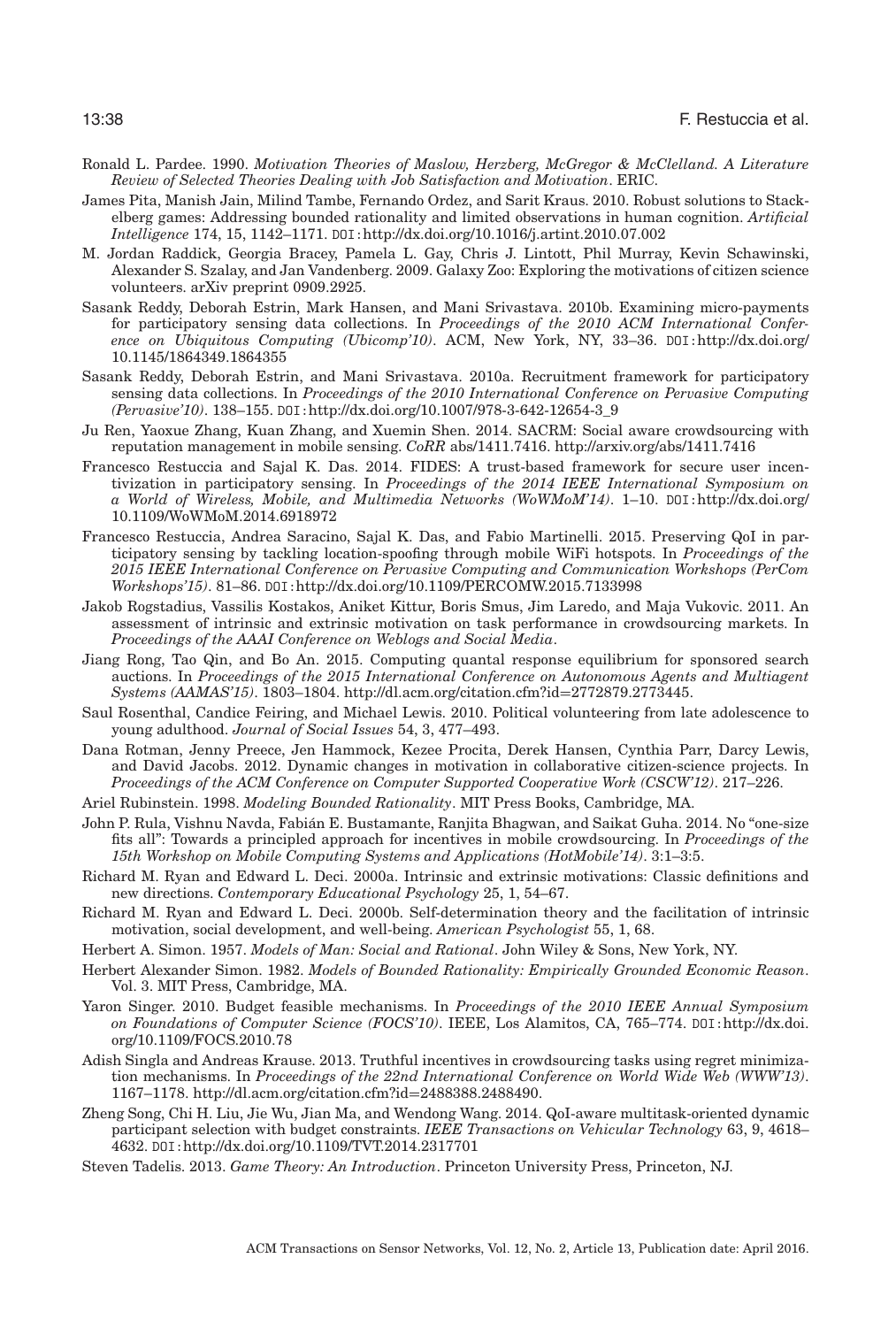Ronald L. Pardee. 1990. *Motivation Theories of Maslow, Herzberg, McGregor & McClelland. A Literature Review of Selected Theories Dealing with Job Satisfaction and Motivation*. ERIC.

James Pita, Manish Jain, Milind Tambe, Fernando Ordez, and Sarit Kraus. 2010. Robust solutions to Stackelberg games: Addressing bounded rationality and limited observations in human cognition. *Artificial Intelligence* 174, 15, 1142–1171. DOI:http://dx.doi.org/10.1016/j.artint.2010.07.002

M. Jordan Raddick, Georgia Bracey, Pamela L. Gay, Chris J. Lintott, Phil Murray, Kevin Schawinski, Alexander S. Szalay, and Jan Vandenberg. 2009. Galaxy Zoo: Exploring the motivations of citizen science volunteers. arXiv preprint 0909.2925.

Sasank Reddy, Deborah Estrin, Mark Hansen, and Mani Srivastava. 2010b. Examining micro-payments for participatory sensing data collections. In *Proceedings of the 2010 ACM International Conference on Ubiquitous Computing (Ubicomp'10)*. ACM, New York, NY, 33–36. DOI:http://dx.doi.org/10.1145/1864349.1864355

Sasank Reddy, Deborah Estrin, and Mani Srivastava. 2010a. Recruitment framework for participatory sensing data collections. In *Proceedings of the 2010 International Conference on Pervasive Computing (Pervasive'10)*. 138–155. DOI:http://dx.doi.org/10.1007/978-3-642-12654-3_9

Ju Ren, Yaoxue Zhang, Kuan Zhang, and Xuemin Shen. 2014. SACRM: Social aware crowdsourcing with reputation management in mobile sensing. *CoRR* abs/1411.7416. http://arxiv.org/abs/1411.7416

Francesco Restuccia and Sajal K. Das. 2014. FIDES: A trust-based framework for secure user incentivization in participatory sensing. In *Proceedings of the 2014 IEEE International Symposium on a World of Wireless, Mobile, and Multimedia Networks (WoWMoM'14)*. 1–10. DOI:http://dx.doi.org/10.1109/WoWMoM.2014.6918972

Francesco Restuccia, Andrea Saracino, Sajal K. Das, and Fabio Martinelli. 2015. Preserving QoI in participatory sensing by tackling location-spoofing through mobile WiFi hotspots. In *Proceedings of the 2015 IEEE International Conference on Pervasive Computing and Communication Workshops (PerCom Workshops'15)*. 81–86. DOI:http://dx.doi.org/10.1109/PERCOMW.2015.7133998

Jakob Rogstadius, Vassilis Kostakos, Aniket Kittur, Boris Smus, Jim Laredo, and Maja Vukovic. 2011. An assessment of intrinsic and extrinsic motivation on task performance in crowdsourcing markets. In *Proceedings of the AAAI Conference on Weblogs and Social Media*.

Jiang Rong, Tao Qin, and Bo An. 2015. Computing quantal response equilibrium for sponsored search auctions. In *Proceedings of the 2015 International Conference on Autonomous Agents and Multiagent Systems (AAMAS'15)*. 1803–1804. http://dl.acm.org/citation.cfm?id=2772879.2773445.

Saul Rosenthal, Candice Feiring, and Michael Lewis. 2010. Political volunteering from late adolescence to young adulthood. *Journal of Social Issues* 54, 3, 477–493.

Dana Rotman, Jenny Preece, Jen Hammock, Kezee Procita, Derek Hansen, Cynthia Parr, Darcy Lewis, and David Jacobs. 2012. Dynamic changes in motivation in collaborative citizen-science projects. In *Proceedings of the ACM Conference on Computer Supported Cooperative Work (CSCW'12)*. 217–226.

Ariel Rubinstein. 1998. *Modeling Bounded Rationality*. MIT Press Books, Cambridge, MA.

John P. Rula, Vishnu Navda, Fabián E. Bustamante, Ranjita Bhagwan, and Saikat Guha. 2014. No "one-size fits all": Towards a principled approach for incentives in mobile crowdsourcing. In *Proceedings of the 15th Workshop on Mobile Computing Systems and Applications (HotMobile'14)*. 3:1–3:5.

Richard M. Ryan and Edward L. Deci. 2000a. Intrinsic and extrinsic motivations: Classic definitions and new directions. *Contemporary Educational Psychology* 25, 1, 54–67.

Richard M. Ryan and Edward L. Deci. 2000b. Self-determination theory and the facilitation of intrinsic motivation, social development, and well-being. *American Psychologist* 55, 1, 68.

Herbert A. Simon. 1957. *Models of Man: Social and Rational*. John Wiley & Sons, New York, NY.

Herbert Alexander Simon. 1982. *Models of Bounded Rationality: Empirically Grounded Economic Reason*. Vol. 3. MIT Press, Cambridge, MA.

Yaron Singer. 2010. Budget feasible mechanisms. In *Proceedings of the 2010 IEEE Annual Symposium on Foundations of Computer Science (FOCS'10)*. IEEE, Los Alamitos, CA, 765–774. DOI:http://dx.doi.org/10.1109/FOCS.2010.78

Adish Singla and Andreas Krause. 2013. Truthful incentives in crowdsourcing tasks using regret minimization mechanisms. In *Proceedings of the 22nd International Conference on World Wide Web (WWW'13)*. 1167–1178. http://dl.acm.org/citation.cfm?id=2488388.2488490.

Zheng Song, Chi H. Liu, Jie Wu, Jian Ma, and Wendong Wang. 2014. QoI-aware multitask-oriented dynamic participant selection with budget constraints. *IEEE Transactions on Vehicular Technology* 63, 9, 4618–4632. DOI:http://dx.doi.org/10.1109/TVT.2014.2317701

Steven Tadelis. 2013. *Game Theory: An Introduction*. Princeton University Press, Princeton, NJ.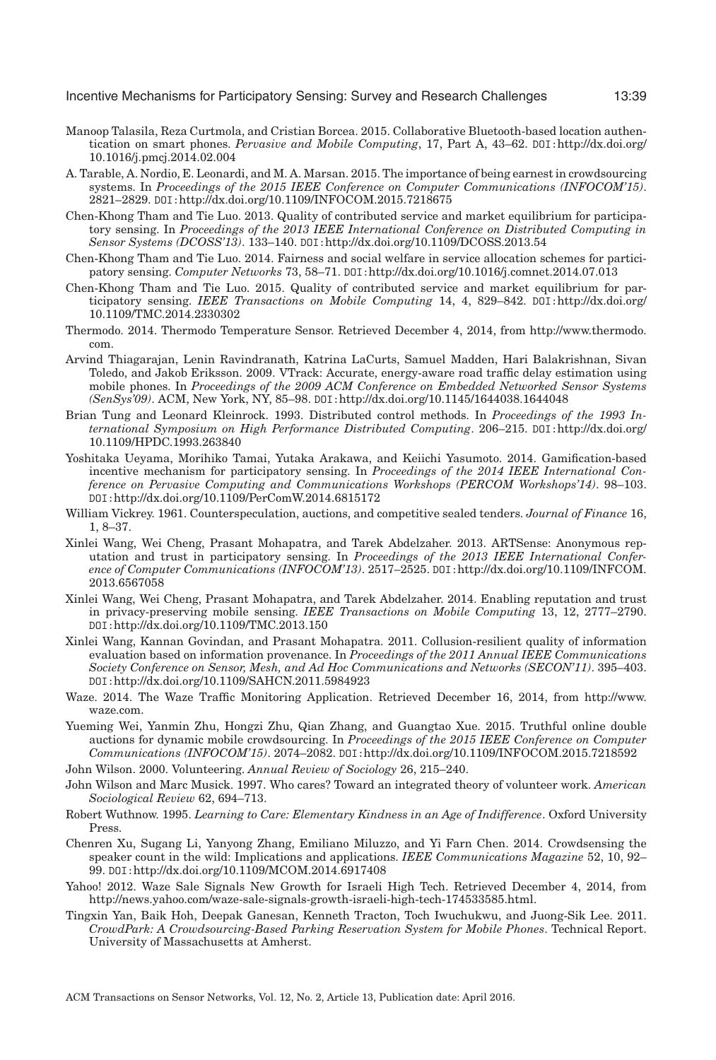Manoop Talasila, Reza Curtmola, and Cristian Borcea. 2015. Collaborative Bluetooth-based location authentication on smart phones. *Pervasive and Mobile Computing*, 17, Part A, 43–62. DOI:http://dx.doi.org/10.1016/j.pmcj.2014.02.004

A. Tarable, A. Nordio, E. Leonardi, and M. A. Marsan. 2015. The importance of being earnest in crowdsourcing systems. In *Proceedings of the 2015 IEEE Conference on Computer Communications (INFOCOM'15)*. 2821–2829. DOI:http://dx.doi.org/10.1109/INFOCOM.2015.7218675

Chen-Khong Tham and Tie Luo. 2013. Quality of contributed service and market equilibrium for participatory sensing. In *Proceedings of the 2013 IEEE International Conference on Distributed Computing in Sensor Systems (DCOSS'13)*. 133–140. DOI:http://dx.doi.org/10.1109/DCOSS.2013.54

Chen-Khong Tham and Tie Luo. 2014. Fairness and social welfare in service allocation schemes for participatory sensing. *Computer Networks* 73, 58–71. DOI:http://dx.doi.org/10.1016/j.comnet.2014.07.013

Chen-Khong Tham and Tie Luo. 2015. Quality of contributed service and market equilibrium for participatory sensing. *IEEE Transactions on Mobile Computing* 14, 4, 829–842. DOI:http://dx.doi.org/10.1109/TMC.2014.2330302

Thermodo. 2014. Thermodo Temperature Sensor. Retrieved December 4, 2014, from http://www.thermodo.com.

Arvind Thiagarajan, Lenin Ravindranath, Katrina LaCurts, Samuel Madden, Hari Balakrishnan, Sivan Toledo, and Jakob Eriksson. 2009. VTrack: Accurate, energy-aware road traffic delay estimation using mobile phones. In *Proceedings of the 2009 ACM Conference on Embedded Networked Sensor Systems (SenSys'09)*. ACM, New York, NY, 85–98. DOI:http://dx.doi.org/10.1145/1644038.1644048

Brian Tung and Leonard Kleinrock. 1993. Distributed control methods. In *Proceedings of the 1993 International Symposium on High Performance Distributed Computing*. 206–215. DOI:http://dx.doi.org/10.1109/HPDC.1993.263840

Yoshitaka Ueyama, Morihiko Tamai, Yutaka Arakawa, and Keiichi Yasumoto. 2014. Gamification-based incentive mechanism for participatory sensing. In *Proceedings of the 2014 IEEE International Conference on Pervasive Computing and Communications Workshops (PERCOM Workshops'14)*. 98–103. DOI:http://dx.doi.org/10.1109/PerComW.2014.6815172

William Vickrey. 1961. Counterspeculation, auctions, and competitive sealed tenders. *Journal of Finance* 16, 1, 8–37.

Xinlei Wang, Wei Cheng, Prasant Mohapatra, and Tarek Abdelzaher. 2013. ARTSense: Anonymous reputation and trust in participatory sensing. In *Proceedings of the 2013 IEEE International Conference of Computer Communications (INFOCOM'13)*. 2517–2525. DOI:http://dx.doi.org/10.1109/INFCOM.2013.6567058

Xinlei Wang, Wei Cheng, Prasant Mohapatra, and Tarek Abdelzaher. 2014. Enabling reputation and trust in privacy-preserving mobile sensing. *IEEE Transactions on Mobile Computing* 13, 12, 2777–2790. DOI:http://dx.doi.org/10.1109/TMC.2013.150

Xinlei Wang, Kannan Govindan, and Prasant Mohapatra. 2011. Collusion-resilient quality of information evaluation based on information provenance. In *Proceedings of the 2011 Annual IEEE Communications Society Conference on Sensor, Mesh, and Ad Hoc Communications and Networks (SECON'11)*. 395–403. DOI:http://dx.doi.org/10.1109/SAHCN.2011.5984923

Waze. 2014. The Waze Traffic Monitoring Application. Retrieved December 16, 2014, from http://www.waze.com.

Yueming Wei, Yanmin Zhu, Hongzi Zhu, Qian Zhang, and Guangtao Xue. 2015. Truthful online double auctions for dynamic mobile crowdsourcing. In *Proceedings of the 2015 IEEE Conference on Computer Communications (INFOCOM'15)*. 2074–2082. DOI:http://dx.doi.org/10.1109/INFOCOM.2015.7218592

John Wilson. 2000. Volunteering. *Annual Review of Sociology* 26, 215–240.

John Wilson and Marc Musick. 1997. Who cares? Toward an integrated theory of volunteer work. *American Sociological Review* 62, 694–713.

Robert Wuthnow. 1995. *Learning to Care: Elementary Kindness in an Age of Indifference*. Oxford University Press.

Chenren Xu, Sugang Li, Yanyong Zhang, Emiliano Miluzzo, and Yi Farn Chen. 2014. Crowdsensing the speaker count in the wild: Implications and applications. *IEEE Communications Magazine* 52, 10, 92–99. DOI:http://dx.doi.org/10.1109/MCOM.2014.6917408

Yahoo! 2012. Waze Sale Signals New Growth for Israeli High Tech. Retrieved December 4, 2014, from http://news.yahoo.com/waze-sale-signals-growth-israeli-high-tech-174533585.html.

Tingxin Yan, Baik Hoh, Deepak Ganesan, Kenneth Tracton, Toch Iwuchukwu, and Juong-Sik Lee. 2011. *CrowdPark: A Crowdsourcing-Based Parking Reservation System for Mobile Phones*. Technical Report. University of Massachusetts at Amherst.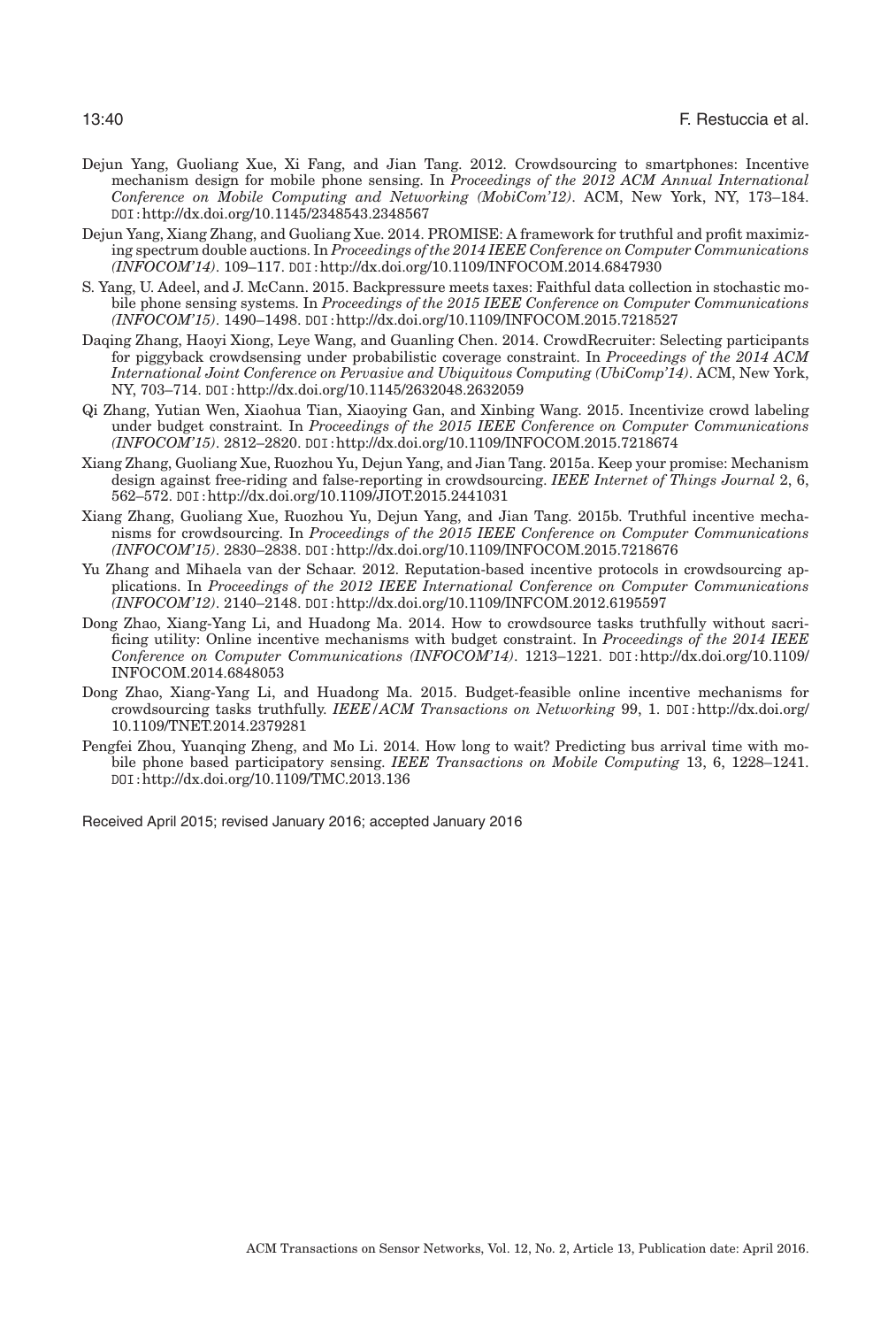Dejun Yang, Guoliang Xue, Xi Fang, and Jian Tang. 2012. Crowdsourcing to smartphones: Incentive mechanism design for mobile phone sensing. In *Proceedings of the 2012 ACM Annual International Conference on Mobile Computing and Networking (MobiCom'12)*. ACM, New York, NY, 173–184. DOI:http://dx.doi.org/10.1145/2348543.2348567

Dejun Yang, Xiang Zhang, and Guoliang Xue. 2014. PROMISE: A framework for truthful and profit maximizing spectrum double auctions. In *Proceedings of the 2014 IEEE Conference on Computer Communications (INFOCOM'14)*. 109–117. DOI:http://dx.doi.org/10.1109/INFOCOM.2014.6847930

S. Yang, U. Adeel, and J. McCann. 2015. Backpressure meets taxes: Faithful data collection in stochastic mobile phone sensing systems. In *Proceedings of the 2015 IEEE Conference on Computer Communications (INFOCOM'15)*. 1490–1498. DOI:http://dx.doi.org/10.1109/INFOCOM.2015.7218527

Daqing Zhang, Haoyi Xiong, Leye Wang, and Guanling Chen. 2014. CrowdRecruiter: Selecting participants for piggyback crowdsensing under probabilistic coverage constraint. In *Proceedings of the 2014 ACM International Joint Conference on Pervasive and Ubiquitous Computing (UbiComp'14)*. ACM, New York, NY, 703–714. DOI:http://dx.doi.org/10.1145/2632048.2632059

Qi Zhang, Yutian Wen, Xiaohua Tian, Xiaoying Gan, and Xinbing Wang. 2015. Incentivize crowd labeling under budget constraint. In *Proceedings of the 2015 IEEE Conference on Computer Communications (INFOCOM'15)*. 2812–2820. DOI:http://dx.doi.org/10.1109/INFOCOM.2015.7218674

Xiang Zhang, Guoliang Xue, Ruozhou Yu, Dejun Yang, and Jian Tang. 2015a. Keep your promise: Mechanism design against free-riding and false-reporting in crowdsourcing. *IEEE Internet of Things Journal* 2, 6, 562–572. DOI:http://dx.doi.org/10.1109/JIOT.2015.2441031

Xiang Zhang, Guoliang Xue, Ruozhou Yu, Dejun Yang, and Jian Tang. 2015b. Truthful incentive mechanisms for crowdsourcing. In *Proceedings of the 2015 IEEE Conference on Computer Communications (INFOCOM'15)*. 2830–2838. DOI:http://dx.doi.org/10.1109/INFOCOM.2015.7218676

Yu Zhang and Mihaela van der Schaar. 2012. Reputation-based incentive protocols in crowdsourcing applications. In *Proceedings of the 2012 IEEE International Conference on Computer Communications (INFOCOM'12)*. 2140–2148. DOI:http://dx.doi.org/10.1109/INFCOM.2012.6195597

Dong Zhao, Xiang-Yang Li, and Huadong Ma. 2014. How to crowdsource tasks truthfully without sacrificing utility: Online incentive mechanisms with budget constraint. In *Proceedings of the 2014 IEEE Conference on Computer Communications (INFOCOM'14)*. 1213–1221. DOI:http://dx.doi.org/10.1109/INFOCOM.2014.6848053

Dong Zhao, Xiang-Yang Li, and Huadong Ma. 2015. Budget-feasible online incentive mechanisms for crowdsourcing tasks truthfully. *IEEE/ACM Transactions on Networking* 99, 1. DOI:http://dx.doi.org/10.1109/TNET.2014.2379281

Pengfei Zhou, Yuanqing Zheng, and Mo Li. 2014. How long to wait? Predicting bus arrival time with mobile phone based participatory sensing. *IEEE Transactions on Mobile Computing* 13, 6, 1228–1241. DOI:http://dx.doi.org/10.1109/TMC.2013.136

Received April 2015; revised January 2016; accepted January 2016